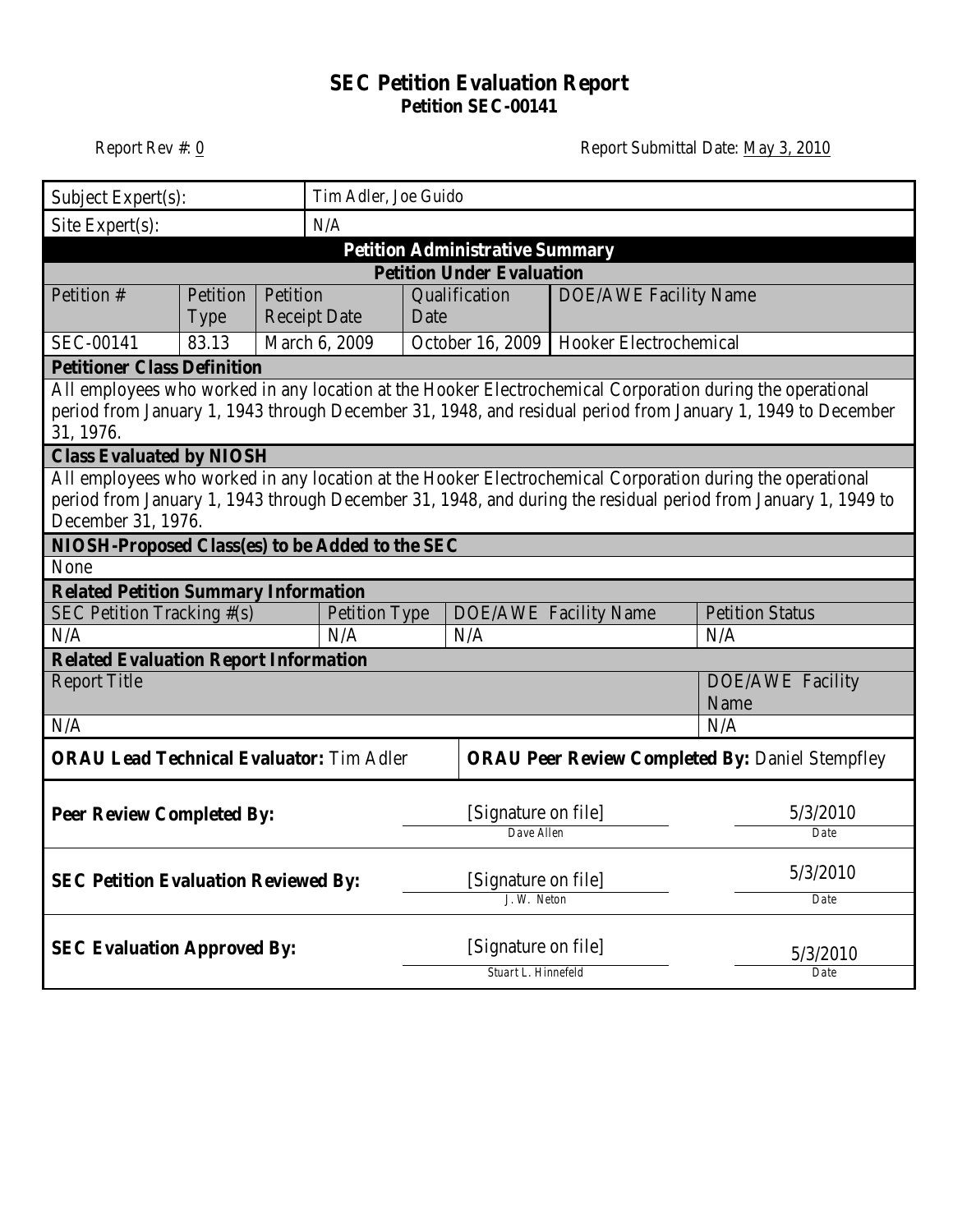# SEC Petition Evaluation Report
## Petition SEC-00141

Report Rev #: 0

Report Submittal Date: May 3, 2010

| Subject Expert(s): | Tim Adler, Joe Guido |
|---|---|
| Site Expert(s): | N/A |

### Petition Administrative Summary

**Petition Under Evaluation**

| Petition # | Petition Type | Petition Receipt Date | Qualification Date | DOE/AWE Facility Name |
|---|---|---|---|---|
| SEC-00141 | 83.13 | March 6, 2009 | October 16, 2009 | Hooker Electrochemical |

**Petitioner Class Definition**

All employees who worked in any location at the Hooker Electrochemical Corporation during the operational period from January 1, 1943 through December 31, 1948, and residual period from January 1, 1949 to December 31, 1976.

**Class Evaluated by NIOSH**

All employees who worked in any location at the Hooker Electrochemical Corporation during the operational period from January 1, 1943 through December 31, 1948, and during the residual period from January 1, 1949 to December 31, 1976.

**NIOSH-Proposed Class(es) to be Added to the SEC**

None

**Related Petition Summary Information**

| SEC Petition Tracking #(s) | Petition Type | DOE/AWE Facility Name | Petition Status |
|---|---|---|---|
| N/A | N/A | N/A | N/A |

**Related Evaluation Report Information**

| Report Title | DOE/AWE Facility Name |
|---|---|
| N/A | N/A |

**ORAU Lead Technical Evaluator:** Tim Adler

**ORAU Peer Review Completed By:** Daniel Stempfley

| | Signature | Date |
|---|---|---|
| **Peer Review Completed By:** | [Signature on file] Dave Allen | 5/3/2010 |
| **SEC Petition Evaluation Reviewed By:** | [Signature on file] J. W. Neton | 5/3/2010 |
| **SEC Evaluation Approved By:** | [Signature on file] Stuart L. Hinnefeld | 5/3/2010 |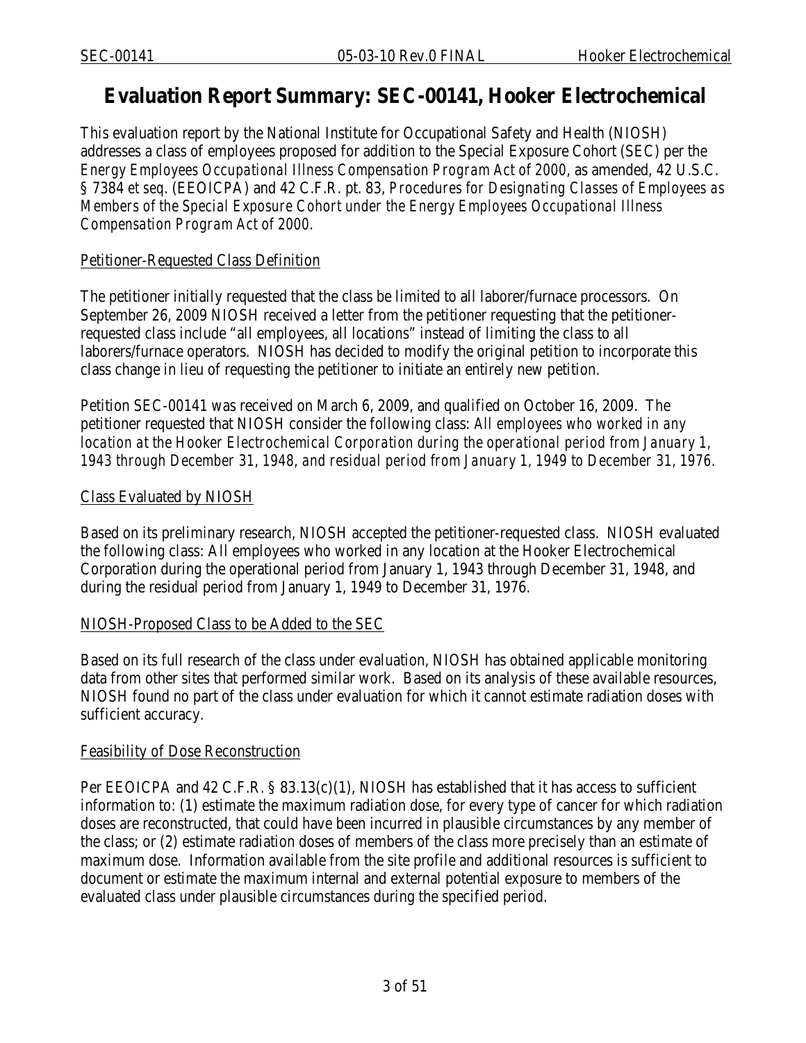# Evaluation Report Summary: SEC-00141, Hooker Electrochemical

This evaluation report by the National Institute for Occupational Safety and Health (NIOSH) addresses a class of employees proposed for addition to the Special Exposure Cohort (SEC) per the *Energy Employees Occupational Illness Compensation Program Act of 2000*, as amended, 42 U.S.C. § 7384 *et seq.* (EEOICPA) and 42 C.F.R. pt. 83, *Procedures for Designating Classes of Employees as Members of the Special Exposure Cohort under the Energy Employees Occupational Illness Compensation Program Act of 2000*.

## Petitioner-Requested Class Definition

The petitioner initially requested that the class be limited to all laborer/furnace processors. On September 26, 2009 NIOSH received a letter from the petitioner requesting that the petitioner-requested class include "all employees, all locations" instead of limiting the class to all laborers/furnace operators. NIOSH has decided to modify the original petition to incorporate this class change in lieu of requesting the petitioner to initiate an entirely new petition.

Petition SEC-00141 was received on March 6, 2009, and qualified on October 16, 2009. The petitioner requested that NIOSH consider the following class: *All employees who worked in any location at the Hooker Electrochemical Corporation during the operational period from January 1, 1943 through December 31, 1948, and residual period from January 1, 1949 to December 31, 1976.*

## Class Evaluated by NIOSH

Based on its preliminary research, NIOSH accepted the petitioner-requested class. NIOSH evaluated the following class: All employees who worked in any location at the Hooker Electrochemical Corporation during the operational period from January 1, 1943 through December 31, 1948, and during the residual period from January 1, 1949 to December 31, 1976.

## NIOSH-Proposed Class to be Added to the SEC

Based on its full research of the class under evaluation, NIOSH has obtained applicable monitoring data from other sites that performed similar work. Based on its analysis of these available resources, NIOSH found no part of the class under evaluation for which it cannot estimate radiation doses with sufficient accuracy.

## Feasibility of Dose Reconstruction

Per EEOICPA and 42 C.F.R. § 83.13(c)(1), NIOSH has established that it has access to sufficient information to: (1) estimate the maximum radiation dose, for every type of cancer for which radiation doses are reconstructed, that could have been incurred in plausible circumstances by any member of the class; or (2) estimate radiation doses of members of the class more precisely than an estimate of maximum dose. Information available from the site profile and additional resources is sufficient to document or estimate the maximum internal and external potential exposure to members of the evaluated class under plausible circumstances during the specified period.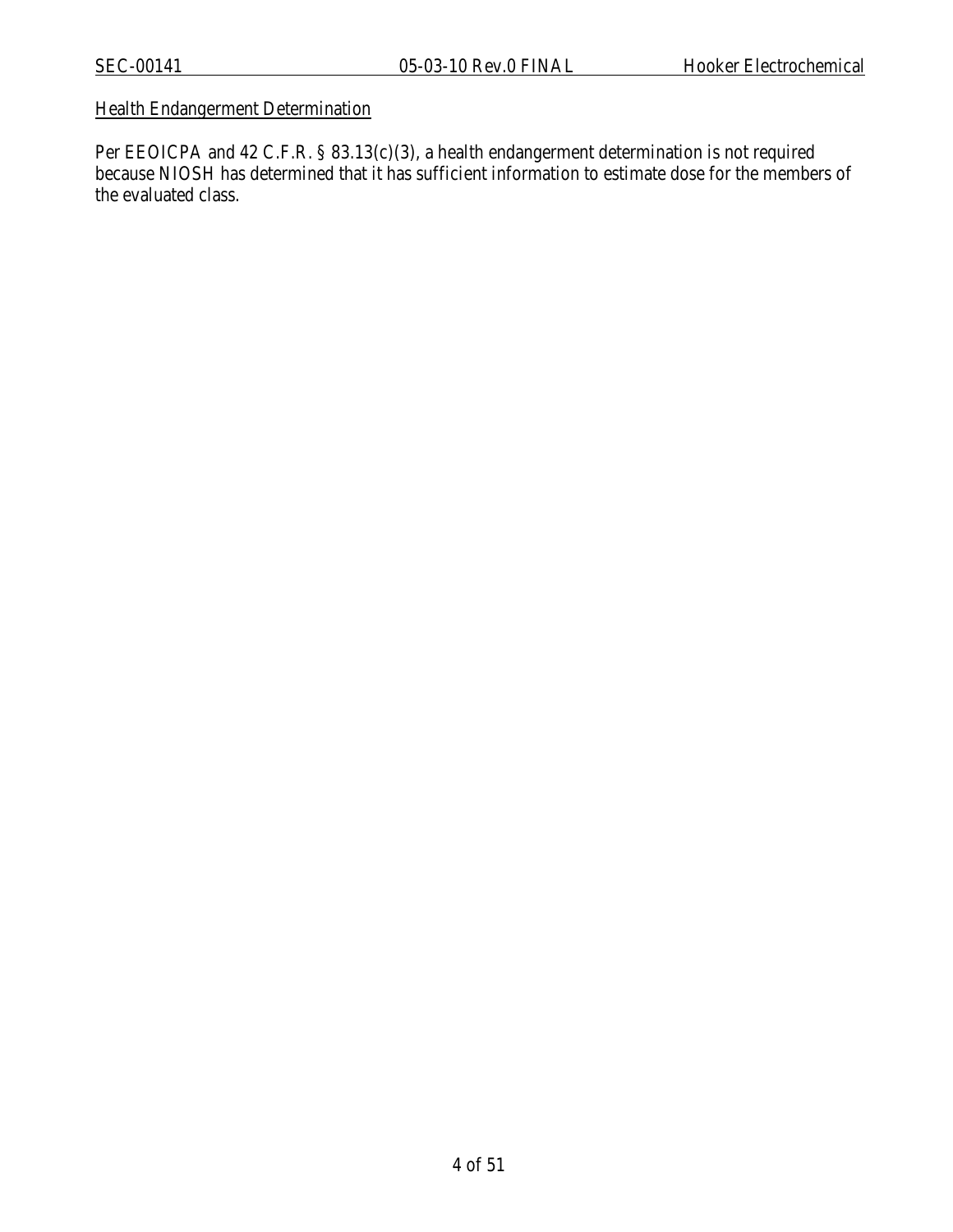Health Endangerment Determination

Per EEOICPA and 42 C.F.R. § 83.13(c)(3), a health endangerment determination is not required because NIOSH has determined that it has sufficient information to estimate dose for the members of the evaluated class.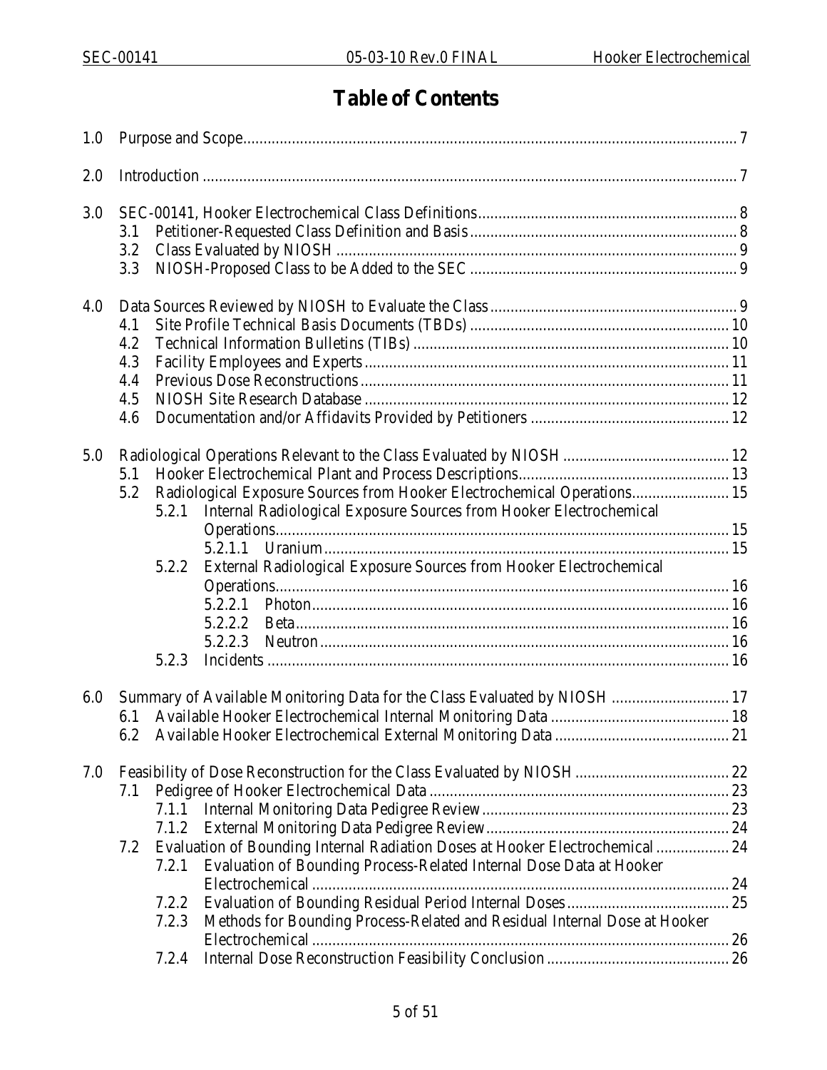# Table of Contents

1.0 Purpose and Scope ........................................................................................................................ 7

2.0 Introduction .................................................................................................................................. 7

3.0 SEC-00141, Hooker Electrochemical Class Definitions ................................................................ 8
- 3.1 Petitioner-Requested Class Definition and Basis ................................................................. 8
- 3.2 Class Evaluated by NIOSH ................................................................................................... 9
- 3.3 NIOSH-Proposed Class to be Added to the SEC ................................................................. 9

4.0 Data Sources Reviewed by NIOSH to Evaluate the Class ............................................................ 9
- 4.1 Site Profile Technical Basis Documents (TBDs) ................................................................ 10
- 4.2 Technical Information Bulletins (TIBs) .............................................................................. 10
- 4.3 Facility Employees and Experts .......................................................................................... 11
- 4.4 Previous Dose Reconstructions ........................................................................................... 11
- 4.5 NIOSH Site Research Database .......................................................................................... 12
- 4.6 Documentation and/or Affidavits Provided by Petitioners ................................................. 12

5.0 Radiological Operations Relevant to the Class Evaluated by NIOSH ......................................... 12
- 5.1 Hooker Electrochemical Plant and Process Descriptions .................................................... 13
- 5.2 Radiological Exposure Sources from Hooker Electrochemical Operations ........................ 15
  - 5.2.1 Internal Radiological Exposure Sources from Hooker Electrochemical Operations ............................................................................................................... 15
    - 5.2.1.1 Uranium ................................................................................................... 15
  - 5.2.2 External Radiological Exposure Sources from Hooker Electrochemical Operations ............................................................................................................... 16
    - 5.2.2.1 Photon ...................................................................................................... 16
    - 5.2.2.2 Beta .......................................................................................................... 16
    - 5.2.2.3 Neutron .................................................................................................... 16
  - 5.2.3 Incidents ................................................................................................................. 16

6.0 Summary of Available Monitoring Data for the Class Evaluated by NIOSH ............................. 17
- 6.1 Available Hooker Electrochemical Internal Monitoring Data ............................................ 18
- 6.2 Available Hooker Electrochemical External Monitoring Data ........................................... 21

7.0 Feasibility of Dose Reconstruction for the Class Evaluated by NIOSH ...................................... 22
- 7.1 Pedigree of Hooker Electrochemical Data .......................................................................... 23
  - 7.1.1 Internal Monitoring Data Pedigree Review ............................................................ 23
  - 7.1.2 External Monitoring Data Pedigree Review ........................................................... 24
- 7.2 Evaluation of Bounding Internal Radiation Doses at Hooker Electrochemical .................. 24
  - 7.2.1 Evaluation of Bounding Process-Related Internal Dose Data at Hooker Electrochemical ...................................................................................................... 24
  - 7.2.2 Evaluation of Bounding Residual Period Internal Doses ........................................ 25
  - 7.2.3 Methods for Bounding Process-Related and Residual Internal Dose at Hooker Electrochemical ...................................................................................................... 26
  - 7.2.4 Internal Dose Reconstruction Feasibility Conclusion ............................................. 26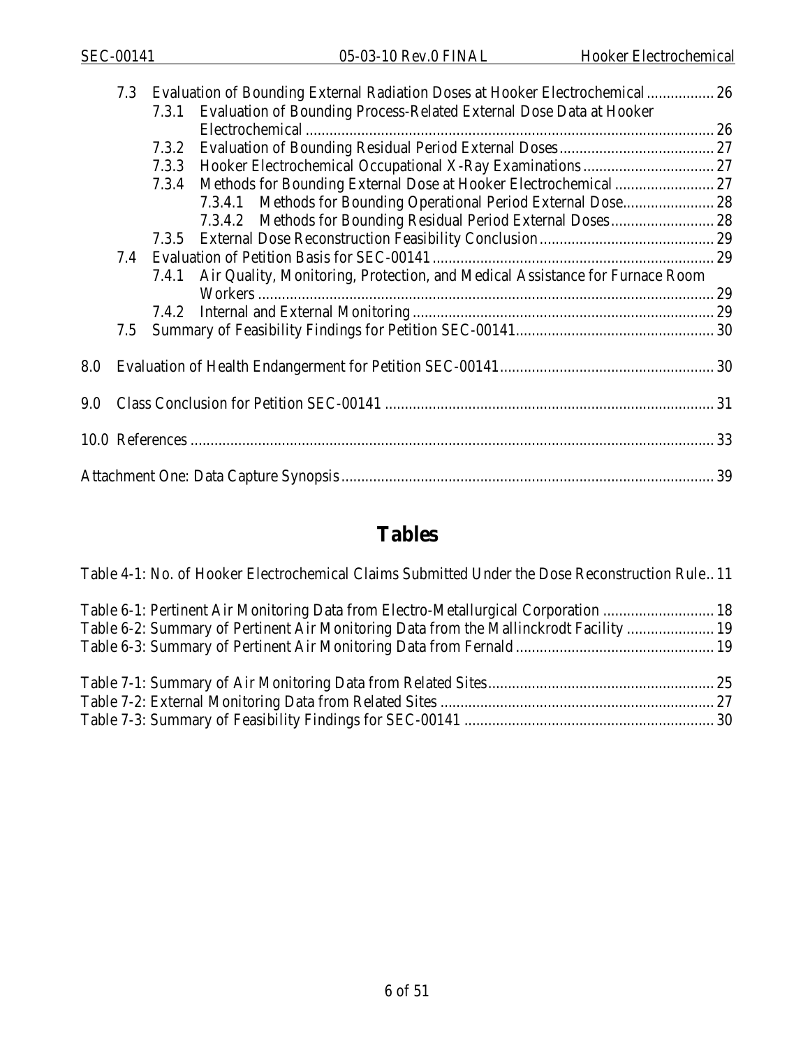7.3 Evaluation of Bounding External Radiation Doses at Hooker Electrochemical ................. 26
  7.3.1 Evaluation of Bounding Process-Related External Dose Data at Hooker Electrochemical ...................................................................................................... 26
  7.3.2 Evaluation of Bounding Residual Period External Doses ....................................... 27
  7.3.3 Hooker Electrochemical Occupational X-Ray Examinations ................................. 27
  7.3.4 Methods for Bounding External Dose at Hooker Electrochemical ......................... 27
    7.3.4.1 Methods for Bounding Operational Period External Dose....................... 28
    7.3.4.2 Methods for Bounding Residual Period External Doses.......................... 28
  7.3.5 External Dose Reconstruction Feasibility Conclusion ............................................ 29
7.4 Evaluation of Petition Basis for SEC-00141 ...................................................................... 29
  7.4.1 Air Quality, Monitoring, Protection, and Medical Assistance for Furnace Room Workers .................................................................................................................. 29
  7.4.2 Internal and External Monitoring ........................................................................... 29
7.5 Summary of Feasibility Findings for Petition SEC-00141 ................................................. 30

8.0 Evaluation of Health Endangerment for Petition SEC-00141 ..................................................... 30

9.0 Class Conclusion for Petition SEC-00141 .................................................................................. 31

10.0 References .................................................................................................................................... 33

Attachment One: Data Capture Synopsis ............................................................................................. 39

# Tables

Table 4-1: No. of Hooker Electrochemical Claims Submitted Under the Dose Reconstruction Rule.. 11

Table 6-1: Pertinent Air Monitoring Data from Electro-Metallurgical Corporation ............................ 18
Table 6-2: Summary of Pertinent Air Monitoring Data from the Mallinckrodt Facility ...................... 19
Table 6-3: Summary of Pertinent Air Monitoring Data from Fernald .................................................. 19

Table 7-1: Summary of Air Monitoring Data from Related Sites ......................................................... 25
Table 7-2: External Monitoring Data from Related Sites ..................................................................... 27
Table 7-3: Summary of Feasibility Findings for SEC-00141 ............................................................... 30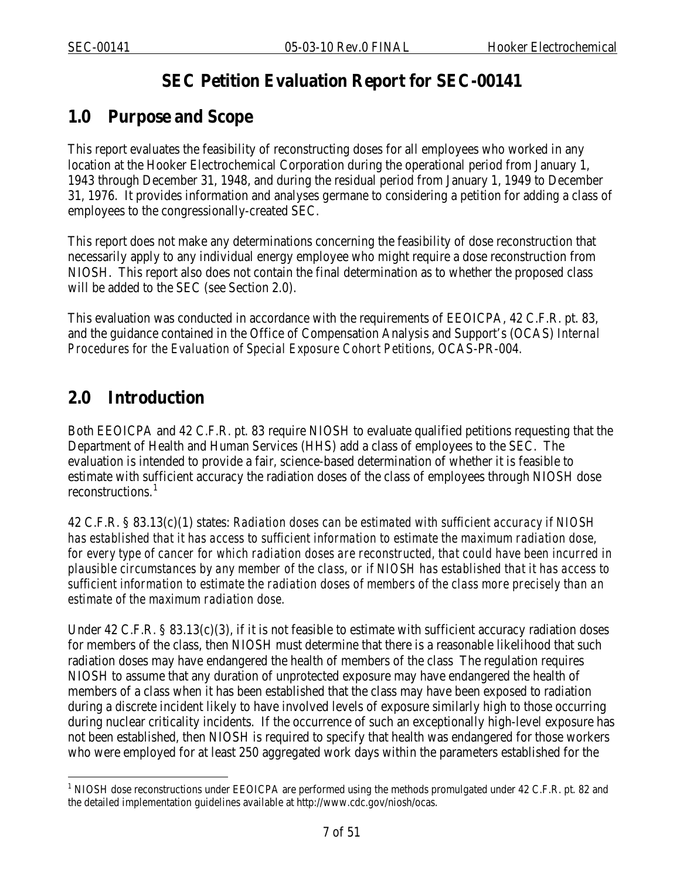# SEC Petition Evaluation Report for SEC-00141

## 1.0 Purpose and Scope

This report evaluates the feasibility of reconstructing doses for all employees who worked in any location at the Hooker Electrochemical Corporation during the operational period from January 1, 1943 through December 31, 1948, and during the residual period from January 1, 1949 to December 31, 1976. It provides information and analyses germane to considering a petition for adding a class of employees to the congressionally-created SEC.

This report does not make any determinations concerning the feasibility of dose reconstruction that necessarily apply to any individual energy employee who might require a dose reconstruction from NIOSH. This report also does not contain the final determination as to whether the proposed class will be added to the SEC (see Section 2.0).

This evaluation was conducted in accordance with the requirements of EEOICPA, 42 C.F.R. pt. 83, and the guidance contained in the Office of Compensation Analysis and Support's (OCAS) *Internal Procedures for the Evaluation of Special Exposure Cohort Petitions*, OCAS-PR-004.

## 2.0 Introduction

Both EEOICPA and 42 C.F.R. pt. 83 require NIOSH to evaluate qualified petitions requesting that the Department of Health and Human Services (HHS) add a class of employees to the SEC. The evaluation is intended to provide a fair, science-based determination of whether it is feasible to estimate with sufficient accuracy the radiation doses of the class of employees through NIOSH dose reconstructions.[1]

42 C.F.R. § 83.13(c)(1) states: *Radiation doses can be estimated with sufficient accuracy if NIOSH has established that it has access to sufficient information to estimate the maximum radiation dose, for every type of cancer for which radiation doses are reconstructed, that could have been incurred in plausible circumstances by any member of the class, or if NIOSH has established that it has access to sufficient information to estimate the radiation doses of members of the class more precisely than an estimate of the maximum radiation dose.*

Under 42 C.F.R. § 83.13(c)(3), if it is not feasible to estimate with sufficient accuracy radiation doses for members of the class, then NIOSH must determine that there is a reasonable likelihood that such radiation doses may have endangered the health of members of the class The regulation requires NIOSH to assume that any duration of unprotected exposure may have endangered the health of members of a class when it has been established that the class may have been exposed to radiation during a discrete incident likely to have involved levels of exposure similarly high to those occurring during nuclear criticality incidents. If the occurrence of such an exceptionally high-level exposure has not been established, then NIOSH is required to specify that health was endangered for those workers who were employed for at least 250 aggregated work days within the parameters established for the

[1] NIOSH dose reconstructions under EEOICPA are performed using the methods promulgated under 42 C.F.R. pt. 82 and the detailed implementation guidelines available at http://www.cdc.gov/niosh/ocas.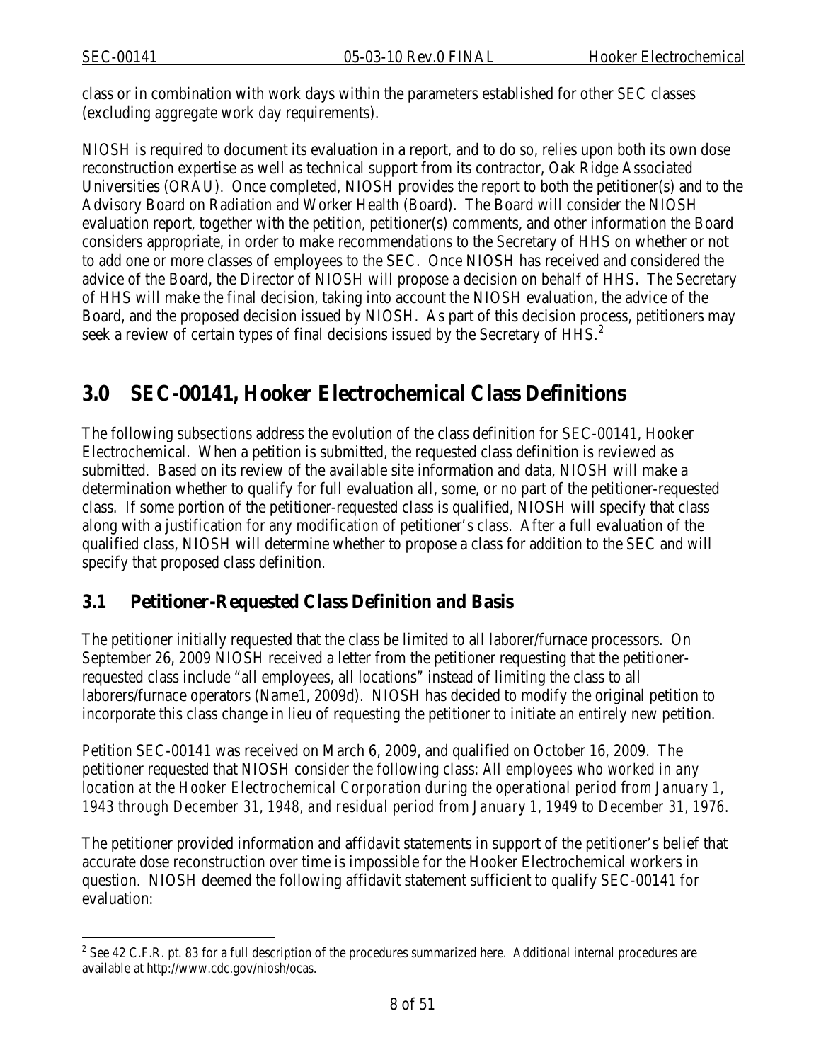class or in combination with work days within the parameters established for other SEC classes (excluding aggregate work day requirements).

NIOSH is required to document its evaluation in a report, and to do so, relies upon both its own dose reconstruction expertise as well as technical support from its contractor, Oak Ridge Associated Universities (ORAU). Once completed, NIOSH provides the report to both the petitioner(s) and to the Advisory Board on Radiation and Worker Health (Board). The Board will consider the NIOSH evaluation report, together with the petition, petitioner(s) comments, and other information the Board considers appropriate, in order to make recommendations to the Secretary of HHS on whether or not to add one or more classes of employees to the SEC. Once NIOSH has received and considered the advice of the Board, the Director of NIOSH will propose a decision on behalf of HHS. The Secretary of HHS will make the final decision, taking into account the NIOSH evaluation, the advice of the Board, and the proposed decision issued by NIOSH. As part of this decision process, petitioners may seek a review of certain types of final decisions issued by the Secretary of HHS.[2]

# 3.0 SEC-00141, Hooker Electrochemical Class Definitions

The following subsections address the evolution of the class definition for SEC-00141, Hooker Electrochemical. When a petition is submitted, the requested class definition is reviewed as submitted. Based on its review of the available site information and data, NIOSH will make a determination whether to qualify for full evaluation all, some, or no part of the petitioner-requested class. If some portion of the petitioner-requested class is qualified, NIOSH will specify that class along with a justification for any modification of petitioner's class. After a full evaluation of the qualified class, NIOSH will determine whether to propose a class for addition to the SEC and will specify that proposed class definition.

## 3.1 Petitioner-Requested Class Definition and Basis

The petitioner initially requested that the class be limited to all laborer/furnace processors. On September 26, 2009 NIOSH received a letter from the petitioner requesting that the petitioner-requested class include "all employees, all locations" instead of limiting the class to all laborers/furnace operators (Name1, 2009d). NIOSH has decided to modify the original petition to incorporate this class change in lieu of requesting the petitioner to initiate an entirely new petition.

Petition SEC-00141 was received on March 6, 2009, and qualified on October 16, 2009. The petitioner requested that NIOSH consider the following class: *All employees who worked in any location at the Hooker Electrochemical Corporation during the operational period from January 1, 1943 through December 31, 1948, and residual period from January 1, 1949 to December 31, 1976.*

The petitioner provided information and affidavit statements in support of the petitioner's belief that accurate dose reconstruction over time is impossible for the Hooker Electrochemical workers in question. NIOSH deemed the following affidavit statement sufficient to qualify SEC-00141 for evaluation:

---

[2] See 42 C.F.R. pt. 83 for a full description of the procedures summarized here. Additional internal procedures are available at http://www.cdc.gov/niosh/ocas.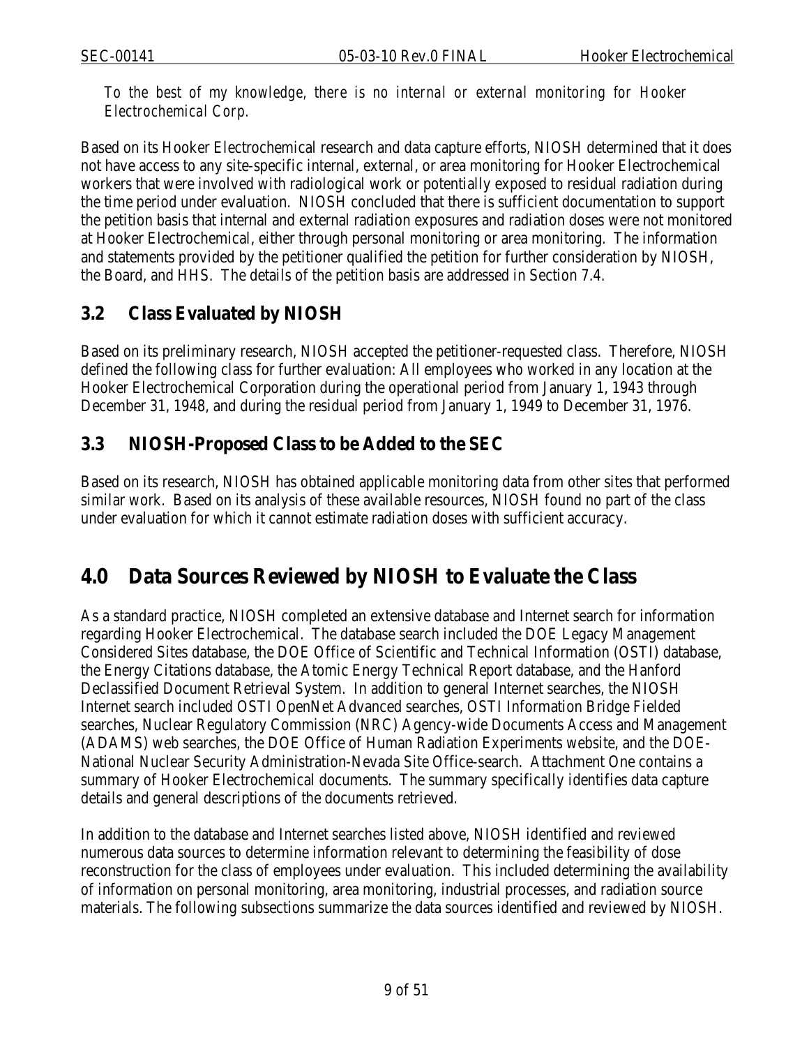*To the best of my knowledge, there is no internal or external monitoring for Hooker Electrochemical Corp.*

Based on its Hooker Electrochemical research and data capture efforts, NIOSH determined that it does not have access to any site-specific internal, external, or area monitoring for Hooker Electrochemical workers that were involved with radiological work or potentially exposed to residual radiation during the time period under evaluation. NIOSH concluded that there is sufficient documentation to support the petition basis that internal and external radiation exposures and radiation doses were not monitored at Hooker Electrochemical, either through personal monitoring or area monitoring. The information and statements provided by the petitioner qualified the petition for further consideration by NIOSH, the Board, and HHS. The details of the petition basis are addressed in Section 7.4.

## 3.2 Class Evaluated by NIOSH

Based on its preliminary research, NIOSH accepted the petitioner-requested class. Therefore, NIOSH defined the following class for further evaluation: All employees who worked in any location at the Hooker Electrochemical Corporation during the operational period from January 1, 1943 through December 31, 1948, and during the residual period from January 1, 1949 to December 31, 1976.

## 3.3 NIOSH-Proposed Class to be Added to the SEC

Based on its research, NIOSH has obtained applicable monitoring data from other sites that performed similar work. Based on its analysis of these available resources, NIOSH found no part of the class under evaluation for which it cannot estimate radiation doses with sufficient accuracy.

# 4.0 Data Sources Reviewed by NIOSH to Evaluate the Class

As a standard practice, NIOSH completed an extensive database and Internet search for information regarding Hooker Electrochemical. The database search included the DOE Legacy Management Considered Sites database, the DOE Office of Scientific and Technical Information (OSTI) database, the Energy Citations database, the Atomic Energy Technical Report database, and the Hanford Declassified Document Retrieval System. In addition to general Internet searches, the NIOSH Internet search included OSTI OpenNet Advanced searches, OSTI Information Bridge Fielded searches, Nuclear Regulatory Commission (NRC) Agency-wide Documents Access and Management (ADAMS) web searches, the DOE Office of Human Radiation Experiments website, and the DOE-National Nuclear Security Administration-Nevada Site Office-search. Attachment One contains a summary of Hooker Electrochemical documents. The summary specifically identifies data capture details and general descriptions of the documents retrieved.

In addition to the database and Internet searches listed above, NIOSH identified and reviewed numerous data sources to determine information relevant to determining the feasibility of dose reconstruction for the class of employees under evaluation. This included determining the availability of information on personal monitoring, area monitoring, industrial processes, and radiation source materials. The following subsections summarize the data sources identified and reviewed by NIOSH.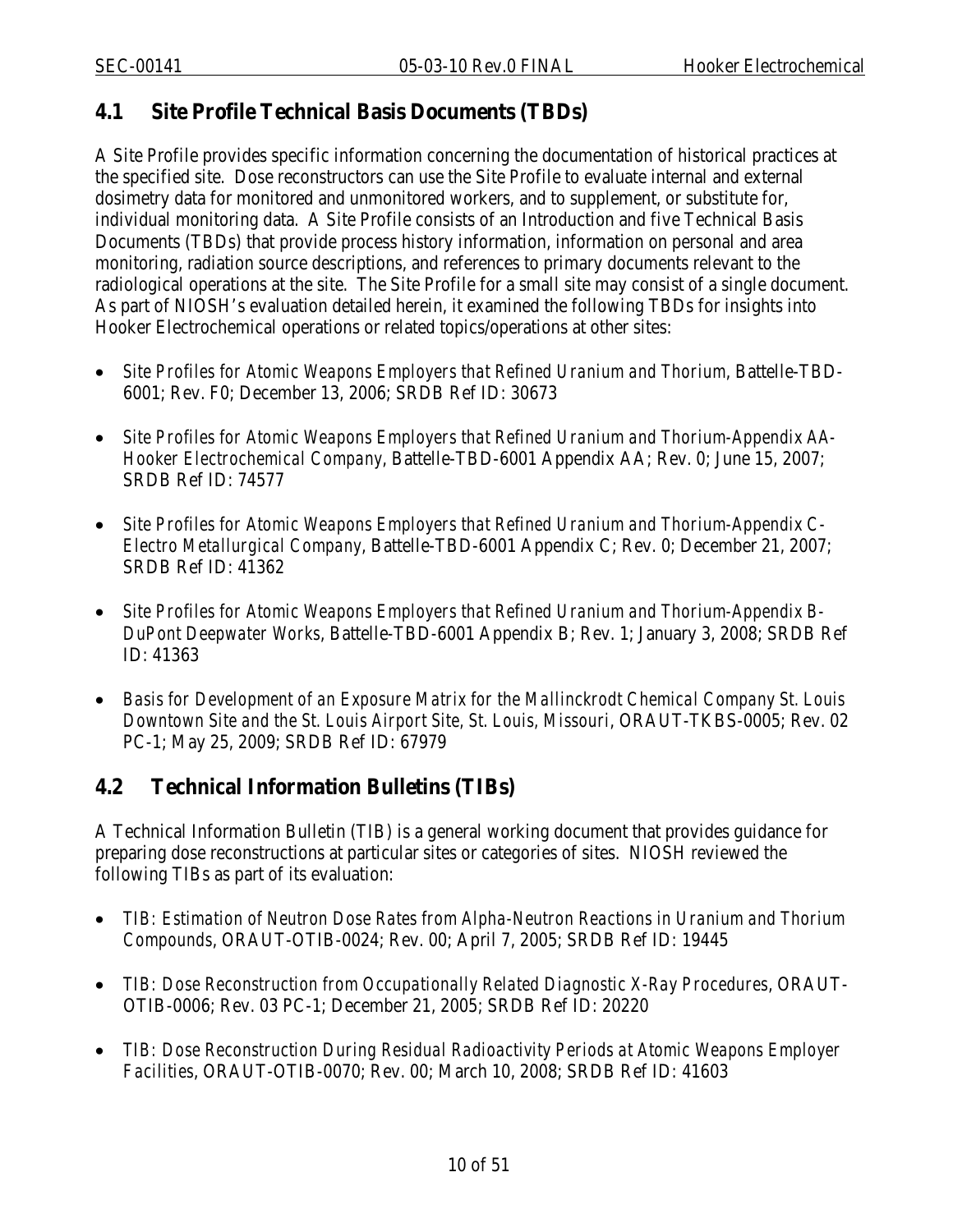## 4.1 Site Profile Technical Basis Documents (TBDs)

A Site Profile provides specific information concerning the documentation of historical practices at the specified site. Dose reconstructors can use the Site Profile to evaluate internal and external dosimetry data for monitored and unmonitored workers, and to supplement, or substitute for, individual monitoring data. A Site Profile consists of an Introduction and five Technical Basis Documents (TBDs) that provide process history information, information on personal and area monitoring, radiation source descriptions, and references to primary documents relevant to the radiological operations at the site. The Site Profile for a small site may consist of a single document. As part of NIOSH's evaluation detailed herein, it examined the following TBDs for insights into Hooker Electrochemical operations or related topics/operations at other sites:

- *Site Profiles for Atomic Weapons Employers that Refined Uranium and Thorium*, Battelle-TBD-6001; Rev. F0; December 13, 2006; SRDB Ref ID: 30673
- *Site Profiles for Atomic Weapons Employers that Refined Uranium and Thorium-Appendix AA-Hooker Electrochemical Company*, Battelle-TBD-6001 Appendix AA; Rev. 0; June 15, 2007; SRDB Ref ID: 74577
- *Site Profiles for Atomic Weapons Employers that Refined Uranium and Thorium-Appendix C-Electro Metallurgical Company*, Battelle-TBD-6001 Appendix C; Rev. 0; December 21, 2007; SRDB Ref ID: 41362
- *Site Profiles for Atomic Weapons Employers that Refined Uranium and Thorium-Appendix B-DuPont Deepwater Works*, Battelle-TBD-6001 Appendix B; Rev. 1; January 3, 2008; SRDB Ref ID: 41363
- *Basis for Development of an Exposure Matrix for the Mallinckrodt Chemical Company St. Louis Downtown Site and the St. Louis Airport Site, St. Louis, Missouri*, ORAUT-TKBS-0005; Rev. 02 PC-1; May 25, 2009; SRDB Ref ID: 67979

## 4.2 Technical Information Bulletins (TIBs)

A Technical Information Bulletin (TIB) is a general working document that provides guidance for preparing dose reconstructions at particular sites or categories of sites. NIOSH reviewed the following TIBs as part of its evaluation:

- *TIB: Estimation of Neutron Dose Rates from Alpha-Neutron Reactions in Uranium and Thorium Compounds*, ORAUT-OTIB-0024; Rev. 00; April 7, 2005; SRDB Ref ID: 19445
- *TIB: Dose Reconstruction from Occupationally Related Diagnostic X-Ray Procedures*, ORAUT-OTIB-0006; Rev. 03 PC-1; December 21, 2005; SRDB Ref ID: 20220
- *TIB: Dose Reconstruction During Residual Radioactivity Periods at Atomic Weapons Employer Facilities*, ORAUT-OTIB-0070; Rev. 00; March 10, 2008; SRDB Ref ID: 41603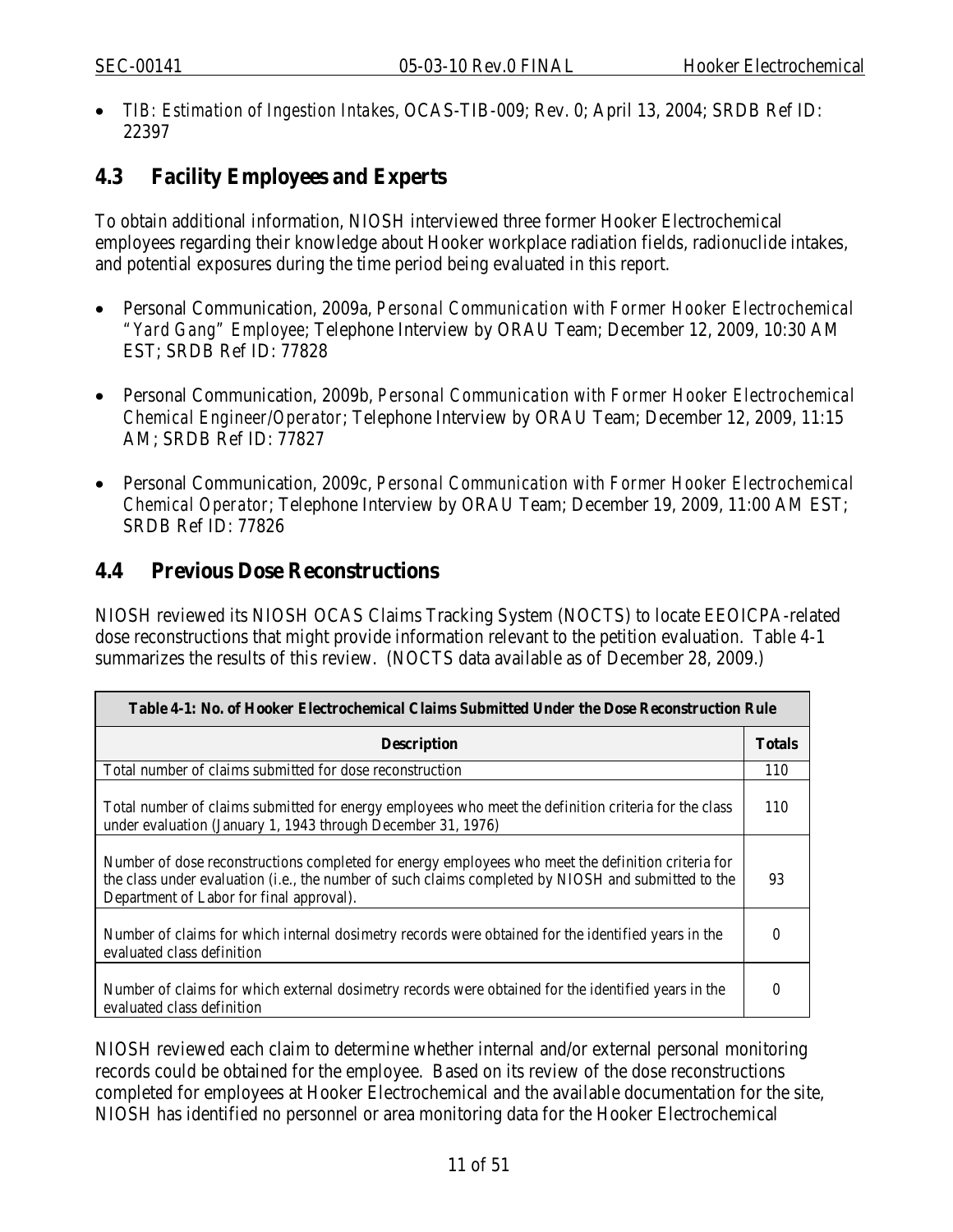- *TIB: Estimation of Ingestion Intakes*, OCAS-TIB-009; Rev. 0; April 13, 2004; SRDB Ref ID: 22397

## 4.3 Facility Employees and Experts

To obtain additional information, NIOSH interviewed three former Hooker Electrochemical employees regarding their knowledge about Hooker workplace radiation fields, radionuclide intakes, and potential exposures during the time period being evaluated in this report.

- Personal Communication, 2009a, *Personal Communication with Former Hooker Electrochemical "Yard Gang" Employee*; Telephone Interview by ORAU Team; December 12, 2009, 10:30 AM EST; SRDB Ref ID: 77828

- Personal Communication, 2009b, *Personal Communication with Former Hooker Electrochemical Chemical Engineer/Operator*; Telephone Interview by ORAU Team; December 12, 2009, 11:15 AM; SRDB Ref ID: 77827

- Personal Communication, 2009c, *Personal Communication with Former Hooker Electrochemical Chemical Operator*; Telephone Interview by ORAU Team; December 19, 2009, 11:00 AM EST; SRDB Ref ID: 77826

## 4.4 Previous Dose Reconstructions

NIOSH reviewed its NIOSH OCAS Claims Tracking System (NOCTS) to locate EEOICPA-related dose reconstructions that might provide information relevant to the petition evaluation. Table 4-1 summarizes the results of this review. (NOCTS data available as of December 28, 2009.)

**Table 4-1: No. of Hooker Electrochemical Claims Submitted Under the Dose Reconstruction Rule**

| Description | Totals |
|---|---|
| Total number of claims submitted for dose reconstruction | 110 |
| Total number of claims submitted for energy employees who meet the definition criteria for the class under evaluation (January 1, 1943 through December 31, 1976) | 110 |
| Number of dose reconstructions completed for energy employees who meet the definition criteria for the class under evaluation (i.e., the number of such claims completed by NIOSH and submitted to the Department of Labor for final approval). | 93 |
| Number of claims for which internal dosimetry records were obtained for the identified years in the evaluated class definition | 0 |
| Number of claims for which external dosimetry records were obtained for the identified years in the evaluated class definition | 0 |

NIOSH reviewed each claim to determine whether internal and/or external personal monitoring records could be obtained for the employee. Based on its review of the dose reconstructions completed for employees at Hooker Electrochemical and the available documentation for the site, NIOSH has identified no personnel or area monitoring data for the Hooker Electrochemical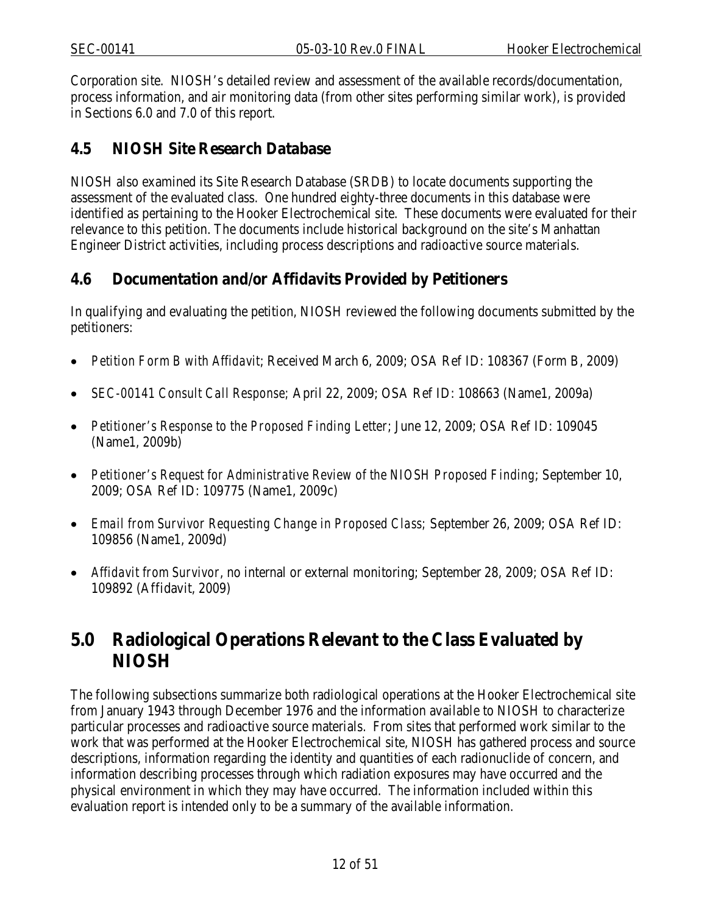Corporation site. NIOSH's detailed review and assessment of the available records/documentation, process information, and air monitoring data (from other sites performing similar work), is provided in Sections 6.0 and 7.0 of this report.

## 4.5 NIOSH Site Research Database

NIOSH also examined its Site Research Database (SRDB) to locate documents supporting the assessment of the evaluated class. One hundred eighty-three documents in this database were identified as pertaining to the Hooker Electrochemical site. These documents were evaluated for their relevance to this petition. The documents include historical background on the site's Manhattan Engineer District activities, including process descriptions and radioactive source materials.

## 4.6 Documentation and/or Affidavits Provided by Petitioners

In qualifying and evaluating the petition, NIOSH reviewed the following documents submitted by the petitioners:

- *Petition Form B with Affidavit*; Received March 6, 2009; OSA Ref ID: 108367 (Form B, 2009)
- *SEC-00141 Consult Call Response;* April 22, 2009; OSA Ref ID: 108663 (Name1, 2009a)
- *Petitioner's Response to the Proposed Finding Letter*; June 12, 2009; OSA Ref ID: 109045 (Name1, 2009b)
- *Petitioner's Request for Administrative Review of the NIOSH Proposed Finding*; September 10, 2009; OSA Ref ID: 109775 (Name1, 2009c)
- *Email from Survivor Requesting Change in Proposed Class*; September 26, 2009; OSA Ref ID: 109856 (Name1, 2009d)
- *Affidavit from Survivor*, no internal or external monitoring; September 28, 2009; OSA Ref ID: 109892 (Affidavit, 2009)

# 5.0 Radiological Operations Relevant to the Class Evaluated by NIOSH

The following subsections summarize both radiological operations at the Hooker Electrochemical site from January 1943 through December 1976 and the information available to NIOSH to characterize particular processes and radioactive source materials. From sites that performed work similar to the work that was performed at the Hooker Electrochemical site, NIOSH has gathered process and source descriptions, information regarding the identity and quantities of each radionuclide of concern, and information describing processes through which radiation exposures may have occurred and the physical environment in which they may have occurred. The information included within this evaluation report is intended only to be a summary of the available information.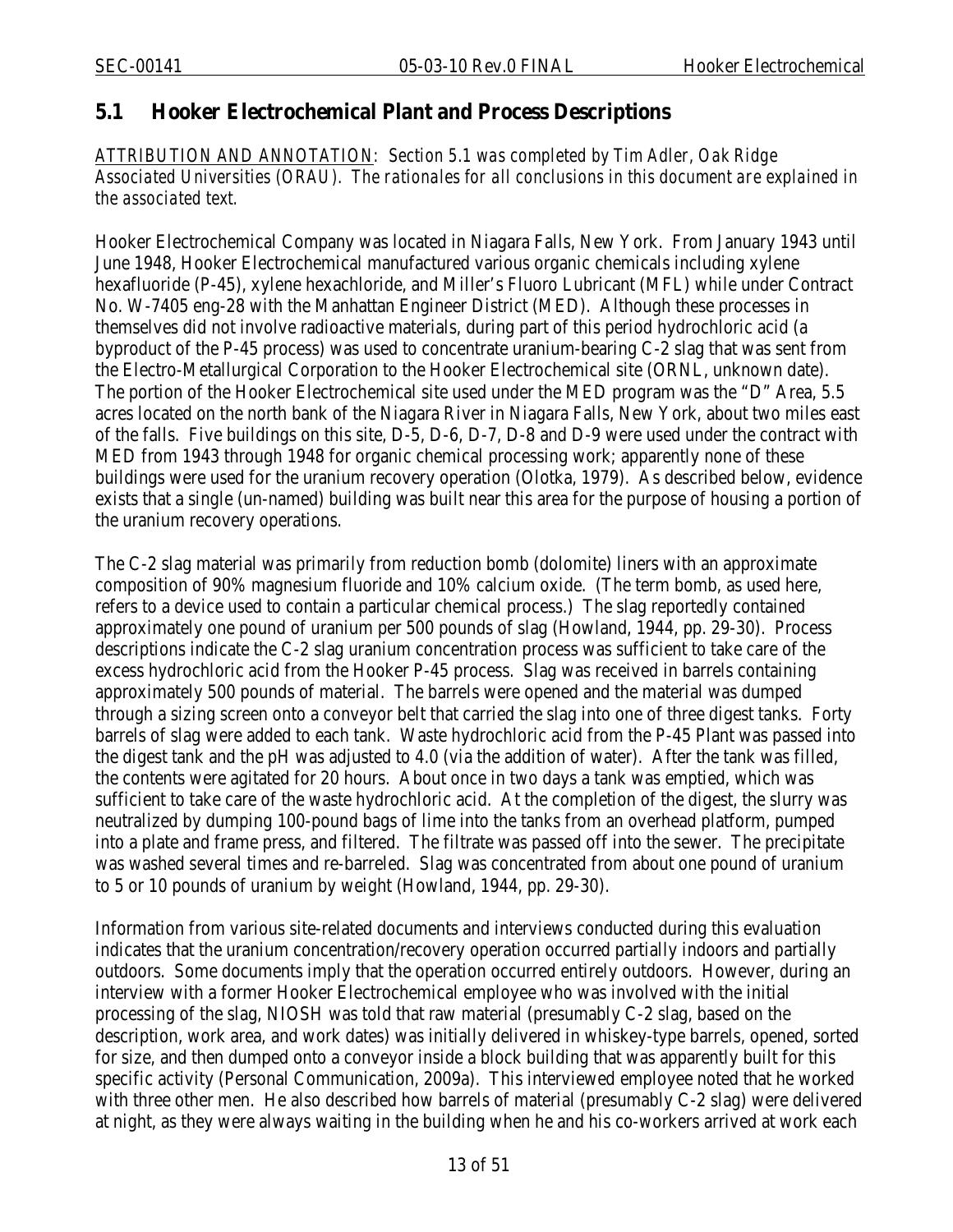## 5.1 Hooker Electrochemical Plant and Process Descriptions

*<u>ATTRIBUTION AND ANNOTATION</u>: Section 5.1 was completed by Tim Adler, Oak Ridge Associated Universities (ORAU). The rationales for all conclusions in this document are explained in the associated text.*

Hooker Electrochemical Company was located in Niagara Falls, New York. From January 1943 until June 1948, Hooker Electrochemical manufactured various organic chemicals including xylene hexafluoride (P-45), xylene hexachloride, and Miller's Fluoro Lubricant (MFL) while under Contract No. W-7405 eng-28 with the Manhattan Engineer District (MED). Although these processes in themselves did not involve radioactive materials, during part of this period hydrochloric acid (a byproduct of the P-45 process) was used to concentrate uranium-bearing C-2 slag that was sent from the Electro-Metallurgical Corporation to the Hooker Electrochemical site (ORNL, unknown date). The portion of the Hooker Electrochemical site used under the MED program was the "D" Area, 5.5 acres located on the north bank of the Niagara River in Niagara Falls, New York, about two miles east of the falls. Five buildings on this site, D-5, D-6, D-7, D-8 and D-9 were used under the contract with MED from 1943 through 1948 for organic chemical processing work; apparently none of these buildings were used for the uranium recovery operation (Olotka, 1979). As described below, evidence exists that a single (un-named) building was built near this area for the purpose of housing a portion of the uranium recovery operations.

The C-2 slag material was primarily from reduction bomb (dolomite) liners with an approximate composition of 90% magnesium fluoride and 10% calcium oxide. (The term bomb, as used here, refers to a device used to contain a particular chemical process.) The slag reportedly contained approximately one pound of uranium per 500 pounds of slag (Howland, 1944, pp. 29-30). Process descriptions indicate the C-2 slag uranium concentration process was sufficient to take care of the excess hydrochloric acid from the Hooker P-45 process. Slag was received in barrels containing approximately 500 pounds of material. The barrels were opened and the material was dumped through a sizing screen onto a conveyor belt that carried the slag into one of three digest tanks. Forty barrels of slag were added to each tank. Waste hydrochloric acid from the P-45 Plant was passed into the digest tank and the pH was adjusted to 4.0 (via the addition of water). After the tank was filled, the contents were agitated for 20 hours. About once in two days a tank was emptied, which was sufficient to take care of the waste hydrochloric acid. At the completion of the digest, the slurry was neutralized by dumping 100-pound bags of lime into the tanks from an overhead platform, pumped into a plate and frame press, and filtered. The filtrate was passed off into the sewer. The precipitate was washed several times and re-barreled. Slag was concentrated from about one pound of uranium to 5 or 10 pounds of uranium by weight (Howland, 1944, pp. 29-30).

Information from various site-related documents and interviews conducted during this evaluation indicates that the uranium concentration/recovery operation occurred partially indoors and partially outdoors. Some documents imply that the operation occurred entirely outdoors. However, during an interview with a former Hooker Electrochemical employee who was involved with the initial processing of the slag, NIOSH was told that raw material (presumably C-2 slag, based on the description, work area, and work dates) was initially delivered in whiskey-type barrels, opened, sorted for size, and then dumped onto a conveyor inside a block building that was apparently built for this specific activity (Personal Communication, 2009a). This interviewed employee noted that he worked with three other men. He also described how barrels of material (presumably C-2 slag) were delivered at night, as they were always waiting in the building when he and his co-workers arrived at work each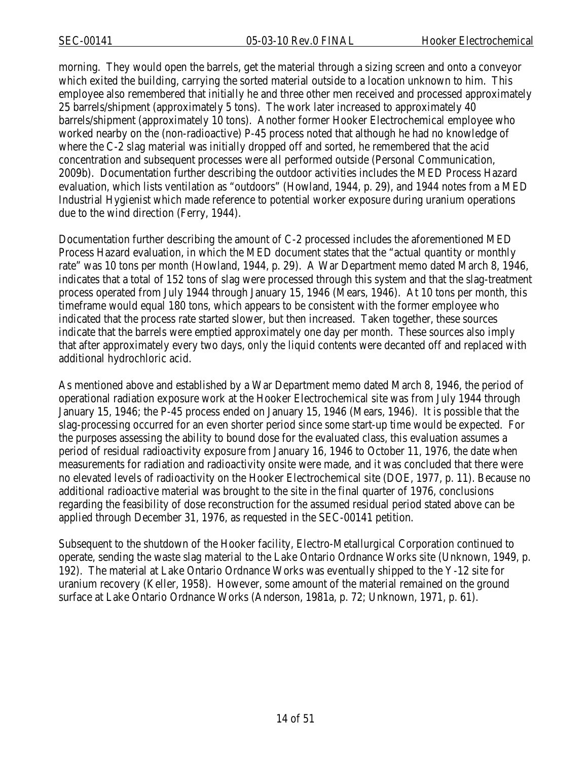morning. They would open the barrels, get the material through a sizing screen and onto a conveyor which exited the building, carrying the sorted material outside to a location unknown to him. This employee also remembered that initially he and three other men received and processed approximately 25 barrels/shipment (approximately 5 tons). The work later increased to approximately 40 barrels/shipment (approximately 10 tons). Another former Hooker Electrochemical employee who worked nearby on the (non-radioactive) P-45 process noted that although he had no knowledge of where the C-2 slag material was initially dropped off and sorted, he remembered that the acid concentration and subsequent processes were all performed outside (Personal Communication, 2009b). Documentation further describing the outdoor activities includes the MED Process Hazard evaluation, which lists ventilation as "outdoors" (Howland, 1944, p. 29), and 1944 notes from a MED Industrial Hygienist which made reference to potential worker exposure during uranium operations due to the wind direction (Ferry, 1944).

Documentation further describing the amount of C-2 processed includes the aforementioned MED Process Hazard evaluation, in which the MED document states that the "actual quantity or monthly rate" was 10 tons per month (Howland, 1944, p. 29). A War Department memo dated March 8, 1946, indicates that a total of 152 tons of slag were processed through this system and that the slag-treatment process operated from July 1944 through January 15, 1946 (Mears, 1946). At 10 tons per month, this timeframe would equal 180 tons, which appears to be consistent with the former employee who indicated that the process rate started slower, but then increased. Taken together, these sources indicate that the barrels were emptied approximately one day per month. These sources also imply that after approximately every two days, only the liquid contents were decanted off and replaced with additional hydrochloric acid.

As mentioned above and established by a War Department memo dated March 8, 1946, the period of operational radiation exposure work at the Hooker Electrochemical site was from July 1944 through January 15, 1946; the P-45 process ended on January 15, 1946 (Mears, 1946). It is possible that the slag-processing occurred for an even shorter period since some start-up time would be expected. For the purposes assessing the ability to bound dose for the evaluated class, this evaluation assumes a period of residual radioactivity exposure from January 16, 1946 to October 11, 1976, the date when measurements for radiation and radioactivity onsite were made, and it was concluded that there were no elevated levels of radioactivity on the Hooker Electrochemical site (DOE, 1977, p. 11). Because no additional radioactive material was brought to the site in the final quarter of 1976, conclusions regarding the feasibility of dose reconstruction for the assumed residual period stated above can be applied through December 31, 1976, as requested in the SEC-00141 petition.

Subsequent to the shutdown of the Hooker facility, Electro-Metallurgical Corporation continued to operate, sending the waste slag material to the Lake Ontario Ordnance Works site (Unknown, 1949, p. 192). The material at Lake Ontario Ordnance Works was eventually shipped to the Y-12 site for uranium recovery (Keller, 1958). However, some amount of the material remained on the ground surface at Lake Ontario Ordnance Works (Anderson, 1981a, p. 72; Unknown, 1971, p. 61).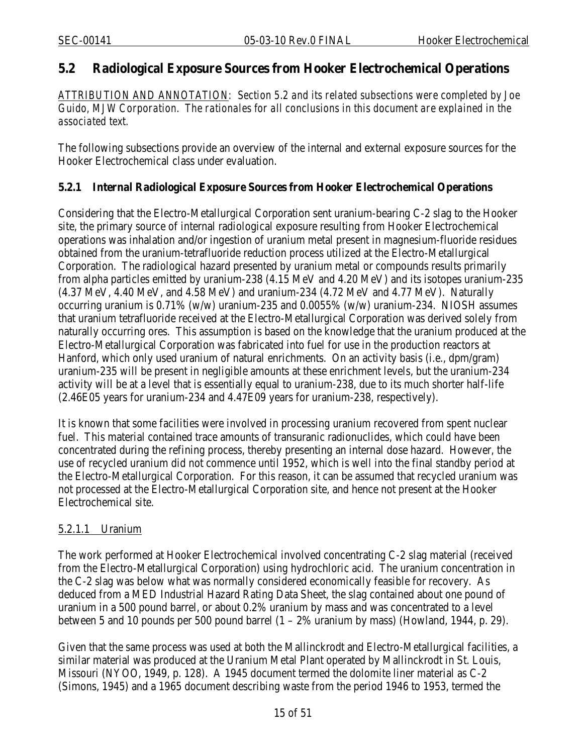## 5.2 Radiological Exposure Sources from Hooker Electrochemical Operations

*ATTRIBUTION AND ANNOTATION: Section 5.2 and its related subsections were completed by Joe Guido, MJW Corporation. The rationales for all conclusions in this document are explained in the associated text.*

The following subsections provide an overview of the internal and external exposure sources for the Hooker Electrochemical class under evaluation.

### 5.2.1 Internal Radiological Exposure Sources from Hooker Electrochemical Operations

Considering that the Electro-Metallurgical Corporation sent uranium-bearing C-2 slag to the Hooker site, the primary source of internal radiological exposure resulting from Hooker Electrochemical operations was inhalation and/or ingestion of uranium metal present in magnesium-fluoride residues obtained from the uranium-tetrafluoride reduction process utilized at the Electro-Metallurgical Corporation. The radiological hazard presented by uranium metal or compounds results primarily from alpha particles emitted by uranium-238 (4.15 MeV and 4.20 MeV) and its isotopes uranium-235 (4.37 MeV, 4.40 MeV, and 4.58 MeV) and uranium-234 (4.72 MeV and 4.77 MeV). Naturally occurring uranium is 0.71% (w/w) uranium-235 and 0.0055% (w/w) uranium-234. NIOSH assumes that uranium tetrafluoride received at the Electro-Metallurgical Corporation was derived solely from naturally occurring ores. This assumption is based on the knowledge that the uranium produced at the Electro-Metallurgical Corporation was fabricated into fuel for use in the production reactors at Hanford, which only used uranium of natural enrichments. On an activity basis (i.e., dpm/gram) uranium-235 will be present in negligible amounts at these enrichment levels, but the uranium-234 activity will be at a level that is essentially equal to uranium-238, due to its much shorter half-life (2.46E05 years for uranium-234 and 4.47E09 years for uranium-238, respectively).

It is known that some facilities were involved in processing uranium recovered from spent nuclear fuel. This material contained trace amounts of transuranic radionuclides, which could have been concentrated during the refining process, thereby presenting an internal dose hazard. However, the use of recycled uranium did not commence until 1952, which is well into the final standby period at the Electro-Metallurgical Corporation. For this reason, it can be assumed that recycled uranium was not processed at the Electro-Metallurgical Corporation site, and hence not present at the Hooker Electrochemical site.

#### 5.2.1.1 Uranium

The work performed at Hooker Electrochemical involved concentrating C-2 slag material (received from the Electro-Metallurgical Corporation) using hydrochloric acid. The uranium concentration in the C-2 slag was below what was normally considered economically feasible for recovery. As deduced from a MED Industrial Hazard Rating Data Sheet, the slag contained about one pound of uranium in a 500 pound barrel, or about 0.2% uranium by mass and was concentrated to a level between 5 and 10 pounds per 500 pound barrel (1 – 2% uranium by mass) (Howland, 1944, p. 29).

Given that the same process was used at both the Mallinckrodt and Electro-Metallurgical facilities, a similar material was produced at the Uranium Metal Plant operated by Mallinckrodt in St. Louis, Missouri (NYOO, 1949, p. 128). A 1945 document termed the dolomite liner material as C-2 (Simons, 1945) and a 1965 document describing waste from the period 1946 to 1953, termed the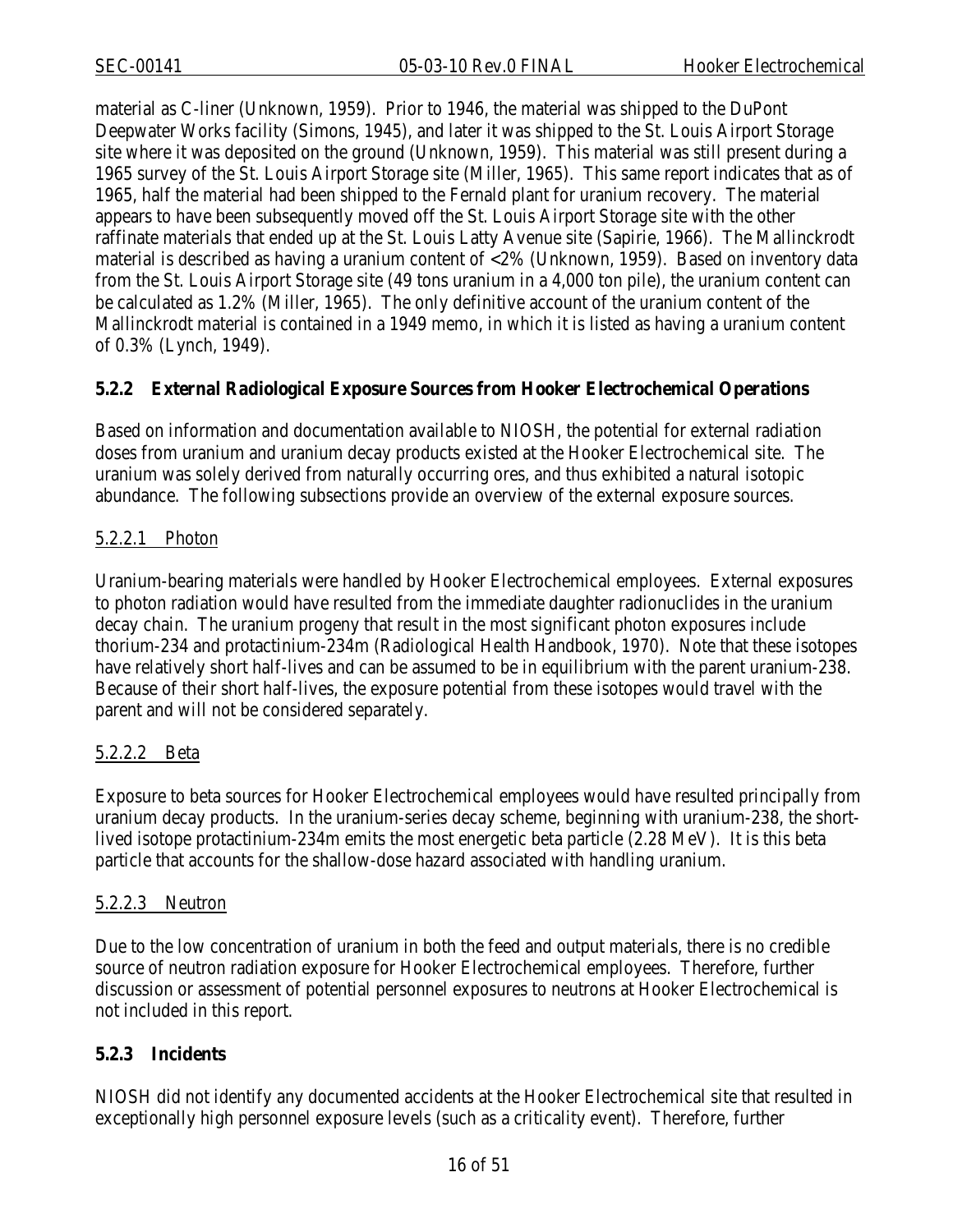material as C-liner (Unknown, 1959). Prior to 1946, the material was shipped to the DuPont Deepwater Works facility (Simons, 1945), and later it was shipped to the St. Louis Airport Storage site where it was deposited on the ground (Unknown, 1959). This material was still present during a 1965 survey of the St. Louis Airport Storage site (Miller, 1965). This same report indicates that as of 1965, half the material had been shipped to the Fernald plant for uranium recovery. The material appears to have been subsequently moved off the St. Louis Airport Storage site with the other raffinate materials that ended up at the St. Louis Latty Avenue site (Sapirie, 1966). The Mallinckrodt material is described as having a uranium content of <2% (Unknown, 1959). Based on inventory data from the St. Louis Airport Storage site (49 tons uranium in a 4,000 ton pile), the uranium content can be calculated as 1.2% (Miller, 1965). The only definitive account of the uranium content of the Mallinckrodt material is contained in a 1949 memo, in which it is listed as having a uranium content of 0.3% (Lynch, 1949).

### 5.2.2 External Radiological Exposure Sources from Hooker Electrochemical Operations

Based on information and documentation available to NIOSH, the potential for external radiation doses from uranium and uranium decay products existed at the Hooker Electrochemical site. The uranium was solely derived from naturally occurring ores, and thus exhibited a natural isotopic abundance. The following subsections provide an overview of the external exposure sources.

#### 5.2.2.1 Photon

Uranium-bearing materials were handled by Hooker Electrochemical employees. External exposures to photon radiation would have resulted from the immediate daughter radionuclides in the uranium decay chain. The uranium progeny that result in the most significant photon exposures include thorium-234 and protactinium-234m (Radiological Health Handbook, 1970). Note that these isotopes have relatively short half-lives and can be assumed to be in equilibrium with the parent uranium-238. Because of their short half-lives, the exposure potential from these isotopes would travel with the parent and will not be considered separately.

#### 5.2.2.2 Beta

Exposure to beta sources for Hooker Electrochemical employees would have resulted principally from uranium decay products. In the uranium-series decay scheme, beginning with uranium-238, the short-lived isotope protactinium-234m emits the most energetic beta particle (2.28 MeV). It is this beta particle that accounts for the shallow-dose hazard associated with handling uranium.

#### 5.2.2.3 Neutron

Due to the low concentration of uranium in both the feed and output materials, there is no credible source of neutron radiation exposure for Hooker Electrochemical employees. Therefore, further discussion or assessment of potential personnel exposures to neutrons at Hooker Electrochemical is not included in this report.

### 5.2.3 Incidents

NIOSH did not identify any documented accidents at the Hooker Electrochemical site that resulted in exceptionally high personnel exposure levels (such as a criticality event). Therefore, further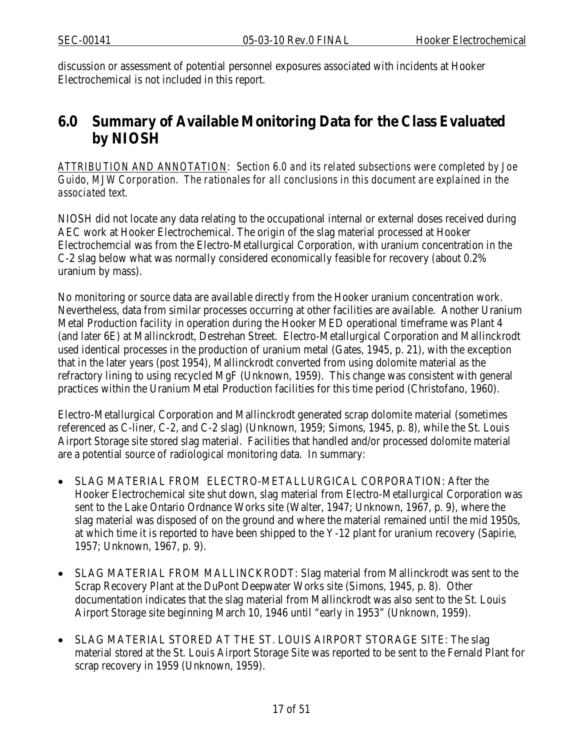discussion or assessment of potential personnel exposures associated with incidents at Hooker Electrochemical is not included in this report.

# 6.0 Summary of Available Monitoring Data for the Class Evaluated by NIOSH

*ATTRIBUTION AND ANNOTATION: Section 6.0 and its related subsections were completed by Joe Guido, MJW Corporation. The rationales for all conclusions in this document are explained in the associated text.*

NIOSH did not locate any data relating to the occupational internal or external doses received during AEC work at Hooker Electrochemical. The origin of the slag material processed at Hooker Electrochemcial was from the Electro-Metallurgical Corporation, with uranium concentration in the C-2 slag below what was normally considered economically feasible for recovery (about 0.2% uranium by mass).

No monitoring or source data are available directly from the Hooker uranium concentration work. Nevertheless, data from similar processes occurring at other facilities are available. Another Uranium Metal Production facility in operation during the Hooker MED operational timeframe was Plant 4 (and later 6E) at Mallinckrodt, Destrehan Street. Electro-Metallurgical Corporation and Mallinckrodt used identical processes in the production of uranium metal (Gates, 1945, p. 21), with the exception that in the later years (post 1954), Mallinckrodt converted from using dolomite material as the refractory lining to using recycled MgF (Unknown, 1959). This change was consistent with general practices within the Uranium Metal Production facilities for this time period (Christofano, 1960).

Electro-Metallurgical Corporation and Mallinckrodt generated scrap dolomite material (sometimes referenced as C-liner, C-2, and C-2 slag) (Unknown, 1959; Simons, 1945, p. 8), while the St. Louis Airport Storage site stored slag material. Facilities that handled and/or processed dolomite material are a potential source of radiological monitoring data. In summary:

- SLAG MATERIAL FROM ELECTRO-METALLURGICAL CORPORATION: After the Hooker Electrochemical site shut down, slag material from Electro-Metallurgical Corporation was sent to the Lake Ontario Ordnance Works site (Walter, 1947; Unknown, 1967, p. 9), where the slag material was disposed of on the ground and where the material remained until the mid 1950s, at which time it is reported to have been shipped to the Y-12 plant for uranium recovery (Sapirie, 1957; Unknown, 1967, p. 9).

- SLAG MATERIAL FROM MALLINCKRODT: Slag material from Mallinckrodt was sent to the Scrap Recovery Plant at the DuPont Deepwater Works site (Simons, 1945, p. 8). Other documentation indicates that the slag material from Mallinckrodt was also sent to the St. Louis Airport Storage site beginning March 10, 1946 until "early in 1953" (Unknown, 1959).

- SLAG MATERIAL STORED AT THE ST. LOUIS AIRPORT STORAGE SITE: The slag material stored at the St. Louis Airport Storage Site was reported to be sent to the Fernald Plant for scrap recovery in 1959 (Unknown, 1959).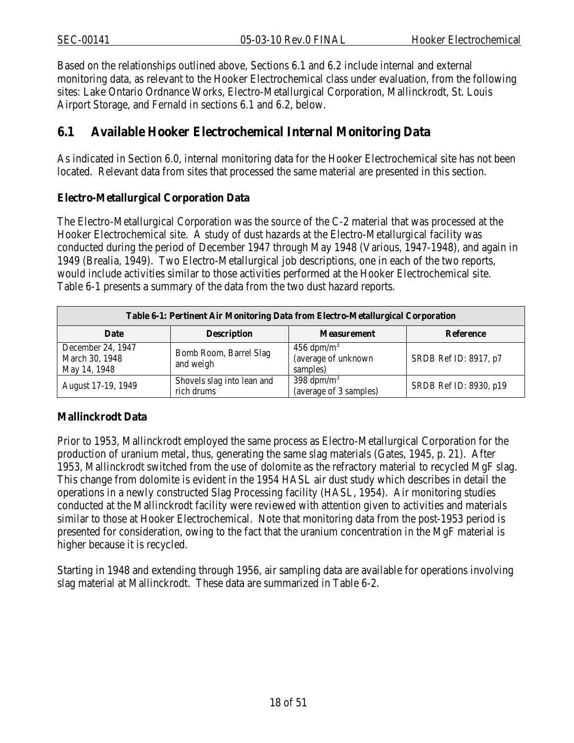Based on the relationships outlined above, Sections 6.1 and 6.2 include internal and external monitoring data, as relevant to the Hooker Electrochemical class under evaluation, from the following sites: Lake Ontario Ordnance Works, Electro-Metallurgical Corporation, Mallinckrodt, St. Louis Airport Storage, and Fernald in sections 6.1 and 6.2, below.

## 6.1 Available Hooker Electrochemical Internal Monitoring Data

As indicated in Section 6.0, internal monitoring data for the Hooker Electrochemical site has not been located. Relevant data from sites that processed the same material are presented in this section.

### Electro-Metallurgical Corporation Data

The Electro-Metallurgical Corporation was the source of the C-2 material that was processed at the Hooker Electrochemical site. A study of dust hazards at the Electro-Metallurgical facility was conducted during the period of December 1947 through May 1948 (Various, 1947-1948), and again in 1949 (Brealia, 1949). Two Electro-Metallurgical job descriptions, one in each of the two reports, would include activities similar to those activities performed at the Hooker Electrochemical site. Table 6-1 presents a summary of the data from the two dust hazard reports.

| Table 6-1: Pertinent Air Monitoring Data from Electro-Metallurgical Corporation | | | |
|---|---|---|---|
| **Date** | **Description** | **Measurement** | **Reference** |
| December 24, 1947<br>March 30, 1948<br>May 14, 1948 | Bomb Room, Barrel Slag and weigh | 456 dpm/m$^3$ (average of unknown samples) | SRDB Ref ID: 8917, p7 |
| August 17-19, 1949 | Shovels slag into lean and rich drums | 398 dpm/m$^3$ (average of 3 samples) | SRDB Ref ID: 8930, p19 |

### Mallinckrodt Data

Prior to 1953, Mallinckrodt employed the same process as Electro-Metallurgical Corporation for the production of uranium metal, thus, generating the same slag materials (Gates, 1945, p. 21). After 1953, Mallinckrodt switched from the use of dolomite as the refractory material to recycled MgF slag. This change from dolomite is evident in the 1954 HASL air dust study which describes in detail the operations in a newly constructed Slag Processing facility (HASL, 1954). Air monitoring studies conducted at the Mallinckrodt facility were reviewed with attention given to activities and materials similar to those at Hooker Electrochemical. Note that monitoring data from the post-1953 period is presented for consideration, owing to the fact that the uranium concentration in the MgF material is higher because it is recycled.

Starting in 1948 and extending through 1956, air sampling data are available for operations involving slag material at Mallinckrodt. These data are summarized in Table 6-2.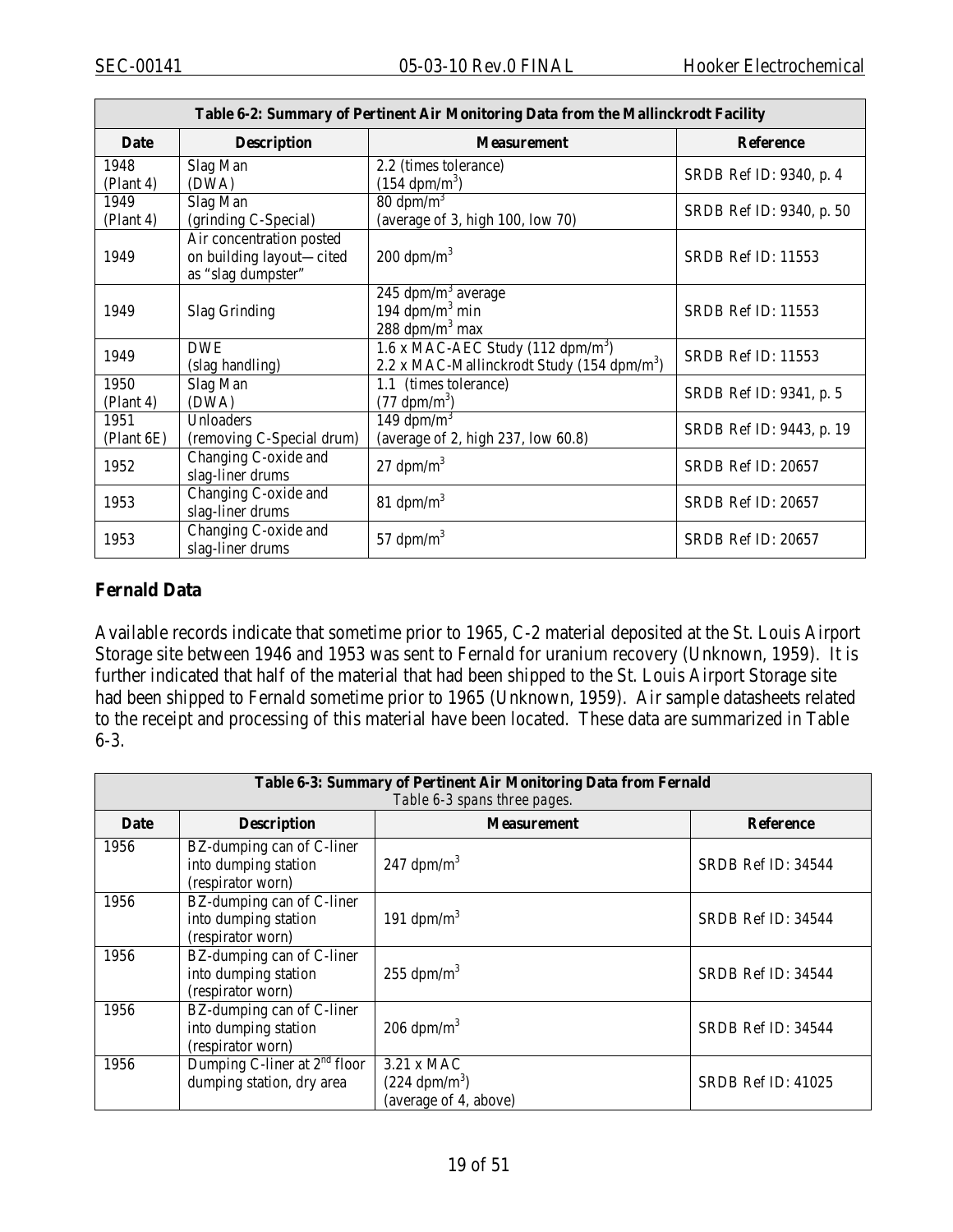| Table 6-2: Summary of Pertinent Air Monitoring Data from the Mallinckrodt Facility | | | |
|---|---|---|---|
| **Date** | **Description** | **Measurement** | **Reference** |
| 1948 (Plant 4) | Slag Man (DWA) | 2.2 (times tolerance) (154 dpm/m$^3$) | SRDB Ref ID: 9340, p. 4 |
| 1949 (Plant 4) | Slag Man (grinding C-Special) | 80 dpm/m$^3$ (average of 3, high 100, low 70) | SRDB Ref ID: 9340, p. 50 |
| 1949 | Air concentration posted on building layout—cited as "slag dumpster" | 200 dpm/m$^3$ | SRDB Ref ID: 11553 |
| 1949 | Slag Grinding | 245 dpm/m$^3$ average<br>194 dpm/m$^3$ min<br>288 dpm/m$^3$ max | SRDB Ref ID: 11553 |
| 1949 | DWE (slag handling) | 1.6 x MAC-AEC Study (112 dpm/m$^3$)<br>2.2 x MAC-Mallinckrodt Study (154 dpm/m$^3$) | SRDB Ref ID: 11553 |
| 1950 (Plant 4) | Slag Man (DWA) | 1.1 (times tolerance) (77 dpm/m$^3$) | SRDB Ref ID: 9341, p. 5 |
| 1951 (Plant 6E) | Unloaders (removing C-Special drum) | 149 dpm/m$^3$ (average of 2, high 237, low 60.8) | SRDB Ref ID: 9443, p. 19 |
| 1952 | Changing C-oxide and slag-liner drums | 27 dpm/m$^3$ | SRDB Ref ID: 20657 |
| 1953 | Changing C-oxide and slag-liner drums | 81 dpm/m$^3$ | SRDB Ref ID: 20657 |
| 1953 | Changing C-oxide and slag-liner drums | 57 dpm/m$^3$ | SRDB Ref ID: 20657 |

## Fernald Data

Available records indicate that sometime prior to 1965, C-2 material deposited at the St. Louis Airport Storage site between 1946 and 1953 was sent to Fernald for uranium recovery (Unknown, 1959). It is further indicated that half of the material that had been shipped to the St. Louis Airport Storage site had been shipped to Fernald sometime prior to 1965 (Unknown, 1959). Air sample datasheets related to the receipt and processing of this material have been located. These data are summarized in Table 6-3.

| Table 6-3: Summary of Pertinent Air Monitoring Data from Fernald<br>*Table 6-3 spans three pages.* | | | |
|---|---|---|---|
| **Date** | **Description** | **Measurement** | **Reference** |
| 1956 | BZ-dumping can of C-liner into dumping station (respirator worn) | 247 dpm/m$^3$ | SRDB Ref ID: 34544 |
| 1956 | BZ-dumping can of C-liner into dumping station (respirator worn) | 191 dpm/m$^3$ | SRDB Ref ID: 34544 |
| 1956 | BZ-dumping can of C-liner into dumping station (respirator worn) | 255 dpm/m$^3$ | SRDB Ref ID: 34544 |
| 1956 | BZ-dumping can of C-liner into dumping station (respirator worn) | 206 dpm/m$^3$ | SRDB Ref ID: 34544 |
| 1956 | Dumping C-liner at 2$^{nd}$ floor dumping station, dry area | 3.21 x MAC (224 dpm/m$^3$) (average of 4, above) | SRDB Ref ID: 41025 |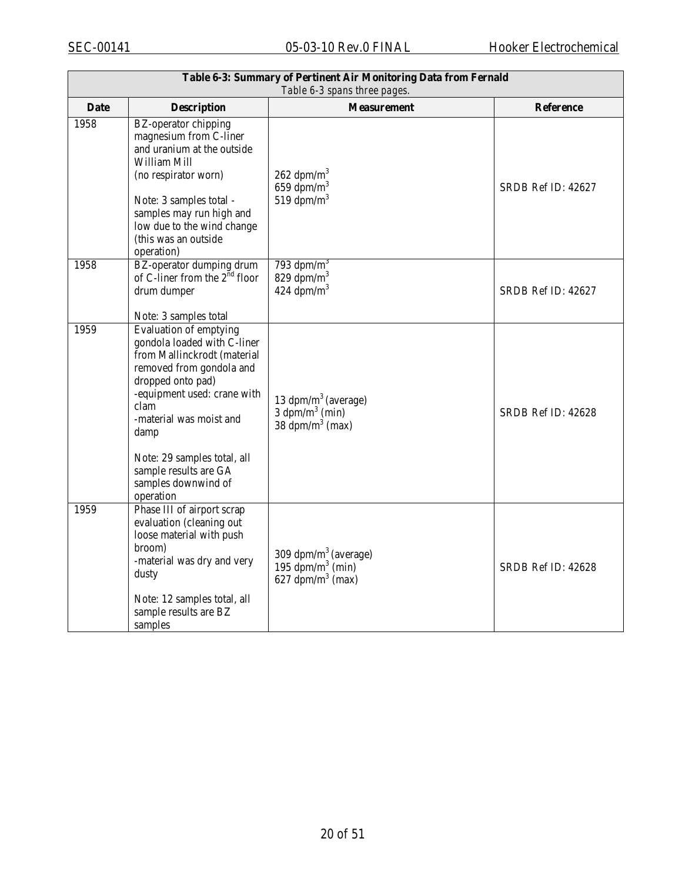| Table 6-3: Summary of Pertinent Air Monitoring Data from Fernald *Table 6-3 spans three pages.* | | | |
|---|---|---|---|
| **Date** | **Description** | **Measurement** | **Reference** |
| 1958 | BZ-operator chipping magnesium from C-liner and uranium at the outside William Mill (no respirator worn)<br><br>Note: 3 samples total - samples may run high and low due to the wind change (this was an outside operation) | 262 $dpm/m^3$<br>659 $dpm/m^3$<br>519 $dpm/m^3$ | SRDB Ref ID: 42627 |
| 1958 | BZ-operator dumping drum of C-liner from the 2nd floor drum dumper<br><br>Note: 3 samples total | 793 $dpm/m^3$<br>829 $dpm/m^3$<br>424 $dpm/m^3$ | SRDB Ref ID: 42627 |
| 1959 | Evaluation of emptying gondola loaded with C-liner from Mallinckrodt (material removed from gondola and dropped onto pad)<br>-equipment used: crane with clam<br>-material was moist and damp<br><br>Note: 29 samples total, all sample results are GA samples downwind of operation | 13 $dpm/m^3$ (average)<br>3 $dpm/m^3$ (min)<br>38 $dpm/m^3$ (max) | SRDB Ref ID: 42628 |
| 1959 | Phase III of airport scrap evaluation (cleaning out loose material with push broom)<br>-material was dry and very dusty<br><br>Note: 12 samples total, all sample results are BZ samples | 309 $dpm/m^3$ (average)<br>195 $dpm/m^3$ (min)<br>627 $dpm/m^3$ (max) | SRDB Ref ID: 42628 |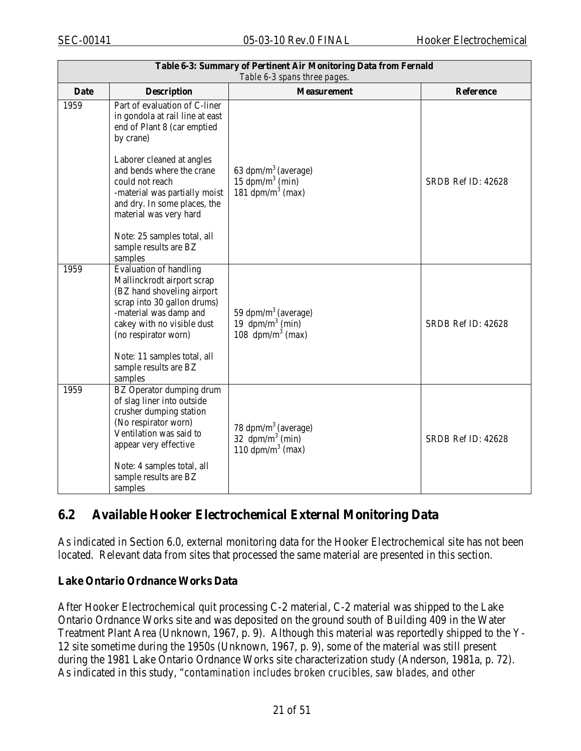| Table 6-3: Summary of Pertinent Air Monitoring Data from Fernald *Table 6-3 spans three pages.* | | | |
|---|---|---|---|
| **Date** | **Description** | **Measurement** | **Reference** |
| 1959 | Part of evaluation of C-liner in gondola at rail line at east end of Plant 8 (car emptied by crane)<br><br>Laborer cleaned at angles and bends where the crane could not reach -material was partially moist and dry. In some places, the material was very hard<br><br>Note: 25 samples total, all sample results are BZ samples | 63 dpm/m$^3$ (average)<br>15 dpm/m$^3$ (min)<br>181 dpm/m$^3$ (max) | SRDB Ref ID: 42628 |
| 1959 | Evaluation of handling Mallinckrodt airport scrap (BZ hand shoveling airport scrap into 30 gallon drums) -material was damp and cakey with no visible dust (no respirator worn)<br><br>Note: 11 samples total, all sample results are BZ samples | 59 dpm/m$^3$ (average)<br>19 dpm/m$^3$ (min)<br>108 dpm/m$^3$ (max) | SRDB Ref ID: 42628 |
| 1959 | BZ Operator dumping drum of slag liner into outside crusher dumping station (No respirator worn) Ventilation was said to appear very effective<br><br>Note: 4 samples total, all sample results are BZ samples | 78 dpm/m$^3$ (average)<br>32 dpm/m$^3$ (min)<br>110 dpm/m$^3$ (max) | SRDB Ref ID: 42628 |

## 6.2 Available Hooker Electrochemical External Monitoring Data

As indicated in Section 6.0, external monitoring data for the Hooker Electrochemical site has not been located. Relevant data from sites that processed the same material are presented in this section.

**Lake Ontario Ordnance Works Data**

After Hooker Electrochemical quit processing C-2 material, C-2 material was shipped to the Lake Ontario Ordnance Works site and was deposited on the ground south of Building 409 in the Water Treatment Plant Area (Unknown, 1967, p. 9). Although this material was reportedly shipped to the Y-12 site sometime during the 1950s (Unknown, 1967, p. 9), some of the material was still present during the 1981 Lake Ontario Ordnance Works site characterization study (Anderson, 1981a, p. 72). As indicated in this study, "*contamination includes broken crucibles, saw blades, and other*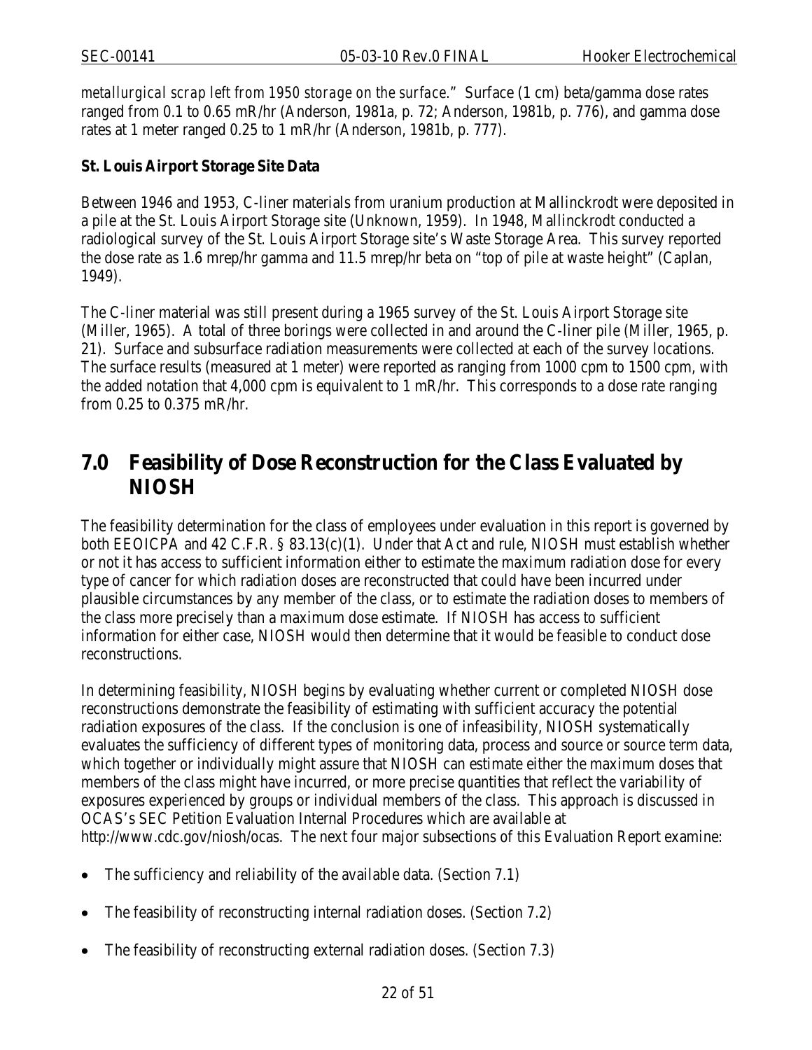*metallurgical scrap left from 1950 storage on the surface*." Surface (1 cm) beta/gamma dose rates ranged from 0.1 to 0.65 mR/hr (Anderson, 1981a, p. 72; Anderson, 1981b, p. 776), and gamma dose rates at 1 meter ranged 0.25 to 1 mR/hr (Anderson, 1981b, p. 777).

**St. Louis Airport Storage Site Data**

Between 1946 and 1953, C-liner materials from uranium production at Mallinckrodt were deposited in a pile at the St. Louis Airport Storage site (Unknown, 1959). In 1948, Mallinckrodt conducted a radiological survey of the St. Louis Airport Storage site's Waste Storage Area. This survey reported the dose rate as 1.6 mrep/hr gamma and 11.5 mrep/hr beta on "top of pile at waste height" (Caplan, 1949).

The C-liner material was still present during a 1965 survey of the St. Louis Airport Storage site (Miller, 1965). A total of three borings were collected in and around the C-liner pile (Miller, 1965, p. 21). Surface and subsurface radiation measurements were collected at each of the survey locations. The surface results (measured at 1 meter) were reported as ranging from 1000 cpm to 1500 cpm, with the added notation that 4,000 cpm is equivalent to 1 mR/hr. This corresponds to a dose rate ranging from 0.25 to 0.375 mR/hr.

# 7.0 Feasibility of Dose Reconstruction for the Class Evaluated by NIOSH

The feasibility determination for the class of employees under evaluation in this report is governed by both EEOICPA and 42 C.F.R. § 83.13(c)(1). Under that Act and rule, NIOSH must establish whether or not it has access to sufficient information either to estimate the maximum radiation dose for every type of cancer for which radiation doses are reconstructed that could have been incurred under plausible circumstances by any member of the class, or to estimate the radiation doses to members of the class more precisely than a maximum dose estimate. If NIOSH has access to sufficient information for either case, NIOSH would then determine that it would be feasible to conduct dose reconstructions.

In determining feasibility, NIOSH begins by evaluating whether current or completed NIOSH dose reconstructions demonstrate the feasibility of estimating with sufficient accuracy the potential radiation exposures of the class. If the conclusion is one of infeasibility, NIOSH systematically evaluates the sufficiency of different types of monitoring data, process and source or source term data, which together or individually might assure that NIOSH can estimate either the maximum doses that members of the class might have incurred, or more precise quantities that reflect the variability of exposures experienced by groups or individual members of the class. This approach is discussed in OCAS's SEC Petition Evaluation Internal Procedures which are available at http://www.cdc.gov/niosh/ocas. The next four major subsections of this Evaluation Report examine:

- The sufficiency and reliability of the available data. (Section 7.1)
- The feasibility of reconstructing internal radiation doses. (Section 7.2)
- The feasibility of reconstructing external radiation doses. (Section 7.3)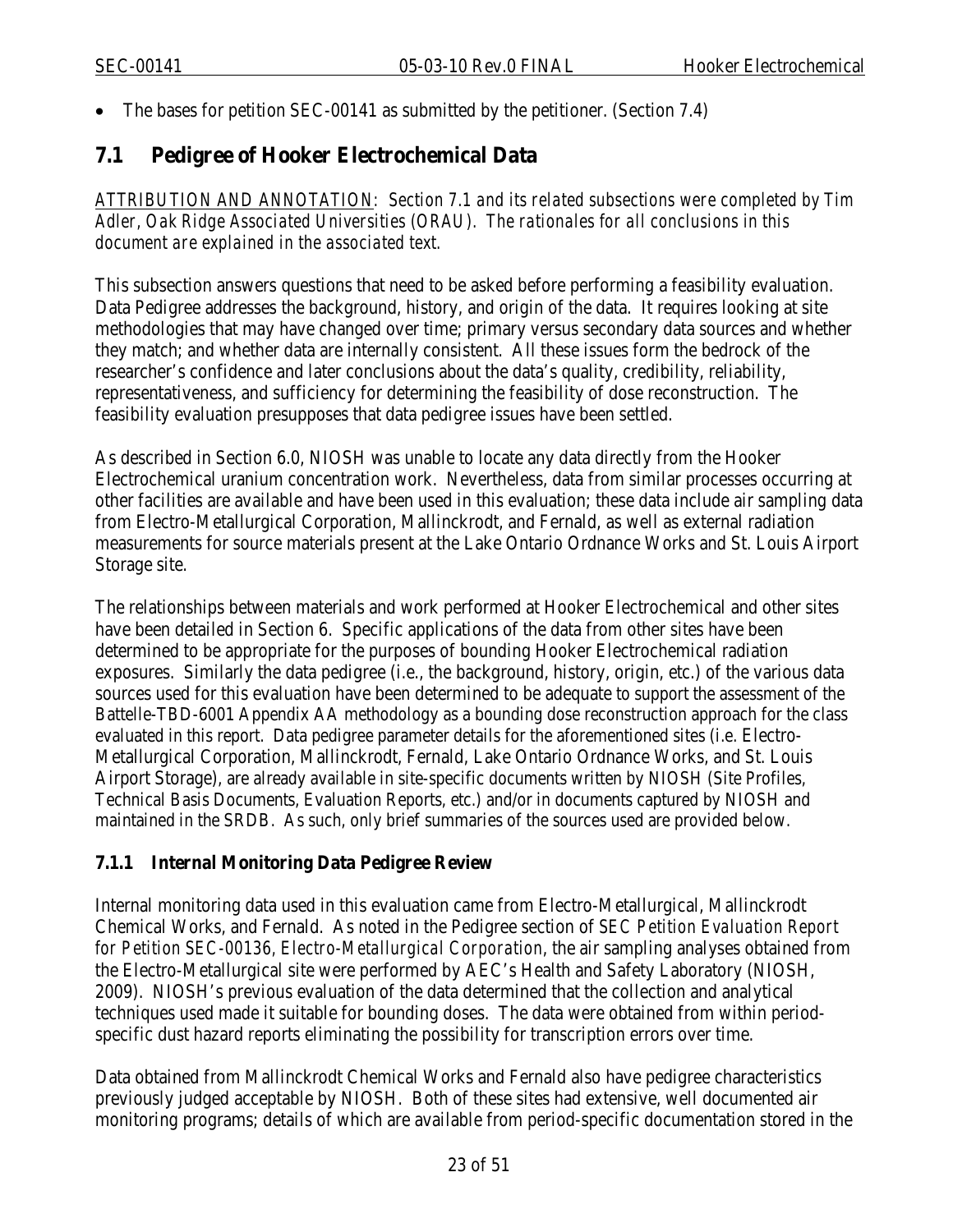- The bases for petition SEC-00141 as submitted by the petitioner. (Section 7.4)

## 7.1 Pedigree of Hooker Electrochemical Data

ATTRIBUTION AND ANNOTATION: *Section 7.1 and its related subsections were completed by Tim Adler, Oak Ridge Associated Universities (ORAU). The rationales for all conclusions in this document are explained in the associated text.*

This subsection answers questions that need to be asked before performing a feasibility evaluation. Data Pedigree addresses the background, history, and origin of the data. It requires looking at site methodologies that may have changed over time; primary versus secondary data sources and whether they match; and whether data are internally consistent. All these issues form the bedrock of the researcher's confidence and later conclusions about the data's quality, credibility, reliability, representativeness, and sufficiency for determining the feasibility of dose reconstruction. The feasibility evaluation presupposes that data pedigree issues have been settled.

As described in Section 6.0, NIOSH was unable to locate any data directly from the Hooker Electrochemical uranium concentration work. Nevertheless, data from similar processes occurring at other facilities are available and have been used in this evaluation; these data include air sampling data from Electro-Metallurgical Corporation, Mallinckrodt, and Fernald, as well as external radiation measurements for source materials present at the Lake Ontario Ordnance Works and St. Louis Airport Storage site.

The relationships between materials and work performed at Hooker Electrochemical and other sites have been detailed in Section 6. Specific applications of the data from other sites have been determined to be appropriate for the purposes of bounding Hooker Electrochemical radiation exposures. Similarly the data pedigree (i.e., the background, history, origin, etc.) of the various data sources used for this evaluation have been determined to be adequate to support the assessment of the Battelle-TBD-6001 Appendix AA methodology as a bounding dose reconstruction approach for the class evaluated in this report. Data pedigree parameter details for the aforementioned sites (i.e. Electro-Metallurgical Corporation, Mallinckrodt, Fernald, Lake Ontario Ordnance Works, and St. Louis Airport Storage), are already available in site-specific documents written by NIOSH (Site Profiles, Technical Basis Documents, Evaluation Reports, etc.) and/or in documents captured by NIOSH and maintained in the SRDB. As such, only brief summaries of the sources used are provided below.

### 7.1.1 Internal Monitoring Data Pedigree Review

Internal monitoring data used in this evaluation came from Electro-Metallurgical, Mallinckrodt Chemical Works, and Fernald. As noted in the Pedigree section of *SEC Petition Evaluation Report for Petition SEC-00136, Electro-Metallurgical Corporation*, the air sampling analyses obtained from the Electro-Metallurgical site were performed by AEC's Health and Safety Laboratory (NIOSH, 2009). NIOSH's previous evaluation of the data determined that the collection and analytical techniques used made it suitable for bounding doses. The data were obtained from within period-specific dust hazard reports eliminating the possibility for transcription errors over time.

Data obtained from Mallinckrodt Chemical Works and Fernald also have pedigree characteristics previously judged acceptable by NIOSH. Both of these sites had extensive, well documented air monitoring programs; details of which are available from period-specific documentation stored in the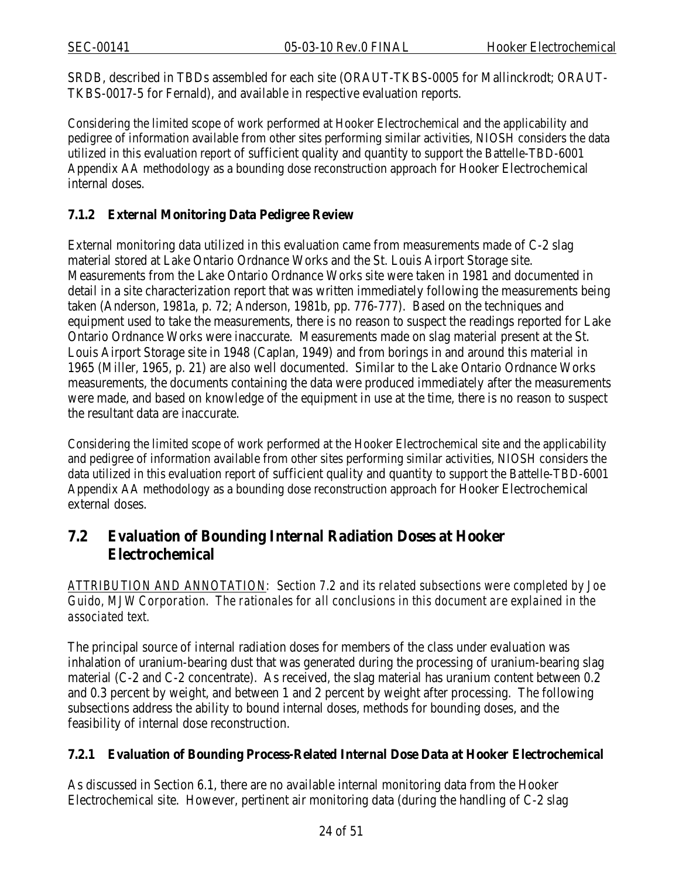SRDB, described in TBDs assembled for each site (ORAUT-TKBS-0005 for Mallinckrodt; ORAUT-TKBS-0017-5 for Fernald), and available in respective evaluation reports.

Considering the limited scope of work performed at Hooker Electrochemical and the applicability and pedigree of information available from other sites performing similar activities, NIOSH considers the data utilized in this evaluation report of sufficient quality and quantity to support the Battelle-TBD-6001 Appendix AA methodology as a bounding dose reconstruction approach for Hooker Electrochemical internal doses.

### 7.1.2 External Monitoring Data Pedigree Review

External monitoring data utilized in this evaluation came from measurements made of C-2 slag material stored at Lake Ontario Ordnance Works and the St. Louis Airport Storage site. Measurements from the Lake Ontario Ordnance Works site were taken in 1981 and documented in detail in a site characterization report that was written immediately following the measurements being taken (Anderson, 1981a, p. 72; Anderson, 1981b, pp. 776-777). Based on the techniques and equipment used to take the measurements, there is no reason to suspect the readings reported for Lake Ontario Ordnance Works were inaccurate. Measurements made on slag material present at the St. Louis Airport Storage site in 1948 (Caplan, 1949) and from borings in and around this material in 1965 (Miller, 1965, p. 21) are also well documented. Similar to the Lake Ontario Ordnance Works measurements, the documents containing the data were produced immediately after the measurements were made, and based on knowledge of the equipment in use at the time, there is no reason to suspect the resultant data are inaccurate.

Considering the limited scope of work performed at the Hooker Electrochemical site and the applicability and pedigree of information available from other sites performing similar activities, NIOSH considers the data utilized in this evaluation report of sufficient quality and quantity to support the Battelle-TBD-6001 Appendix AA methodology as a bounding dose reconstruction approach for Hooker Electrochemical external doses.

## 7.2 Evaluation of Bounding Internal Radiation Doses at Hooker Electrochemical

*<u>ATTRIBUTION AND ANNOTATION</u>: Section 7.2 and its related subsections were completed by Joe Guido, MJW Corporation. The rationales for all conclusions in this document are explained in the associated text.*

The principal source of internal radiation doses for members of the class under evaluation was inhalation of uranium-bearing dust that was generated during the processing of uranium-bearing slag material (C-2 and C-2 concentrate). As received, the slag material has uranium content between 0.2 and 0.3 percent by weight, and between 1 and 2 percent by weight after processing. The following subsections address the ability to bound internal doses, methods for bounding doses, and the feasibility of internal dose reconstruction.

### 7.2.1 Evaluation of Bounding Process-Related Internal Dose Data at Hooker Electrochemical

As discussed in Section 6.1, there are no available internal monitoring data from the Hooker Electrochemical site. However, pertinent air monitoring data (during the handling of C-2 slag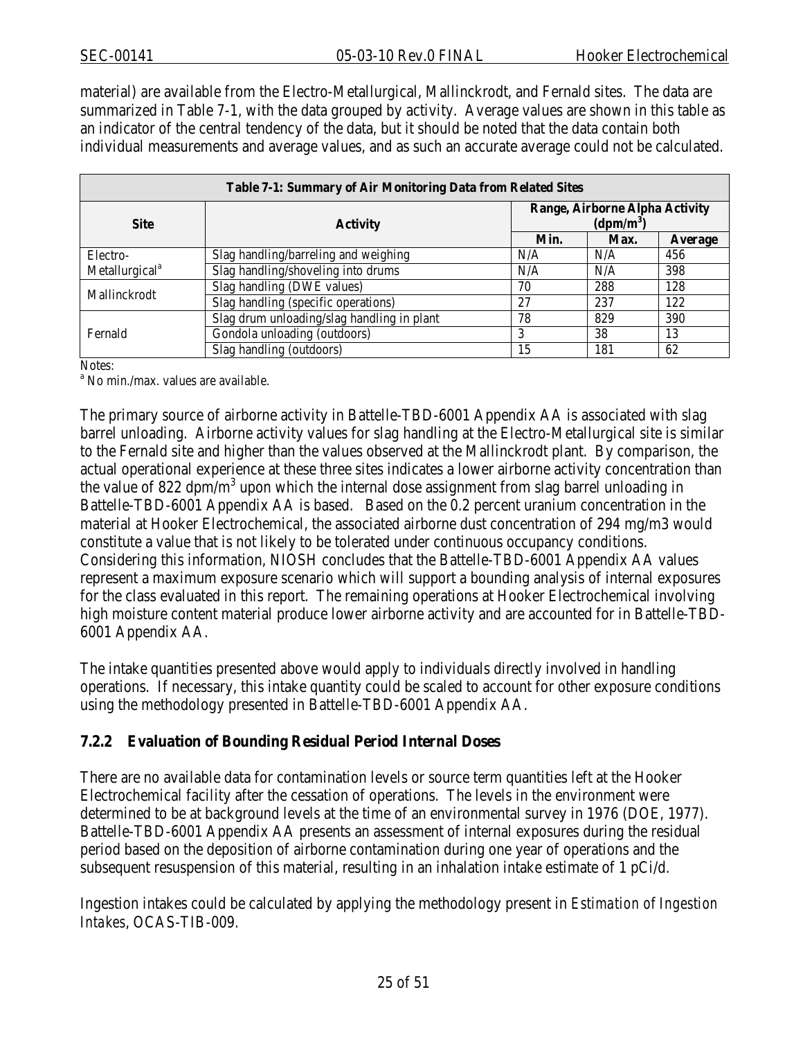material) are available from the Electro-Metallurgical, Mallinckrodt, and Fernald sites. The data are summarized in Table 7-1, with the data grouped by activity. Average values are shown in this table as an indicator of the central tendency of the data, but it should be noted that the data contain both individual measurements and average values, and as such an accurate average could not be calculated.

**Table 7-1: Summary of Air Monitoring Data from Related Sites**

| Site | Activity | Range, Airborne Alpha Activity ($dpm/m^3$) | | |
|---|---|---|---|---|
| | | Min. | Max. | Average |
| Electro-Metallurgical[a] | Slag handling/barreling and weighing | N/A | N/A | 456 |
| | Slag handling/shoveling into drums | N/A | N/A | 398 |
| Mallinckrodt | Slag handling (DWE values) | 70 | 288 | 128 |
| | Slag handling (specific operations) | 27 | 237 | 122 |
| Fernald | Slag drum unloading/slag handling in plant | 78 | 829 | 390 |
| | Gondola unloading (outdoors) | 3 | 38 | 13 |
| | Slag handling (outdoors) | 15 | 181 | 62 |

Notes:
[a] No min./max. values are available.

The primary source of airborne activity in Battelle-TBD-6001 Appendix AA is associated with slag barrel unloading. Airborne activity values for slag handling at the Electro-Metallurgical site is similar to the Fernald site and higher than the values observed at the Mallinckrodt plant. By comparison, the actual operational experience at these three sites indicates a lower airborne activity concentration than the value of 822 $dpm/m^3$ upon which the internal dose assignment from slag barrel unloading in Battelle-TBD-6001 Appendix AA is based. Based on the 0.2 percent uranium concentration in the material at Hooker Electrochemical, the associated airborne dust concentration of 294 mg/m3 would constitute a value that is not likely to be tolerated under continuous occupancy conditions. Considering this information, NIOSH concludes that the Battelle-TBD-6001 Appendix AA values represent a maximum exposure scenario which will support a bounding analysis of internal exposures for the class evaluated in this report. The remaining operations at Hooker Electrochemical involving high moisture content material produce lower airborne activity and are accounted for in Battelle-TBD-6001 Appendix AA.

The intake quantities presented above would apply to individuals directly involved in handling operations. If necessary, this intake quantity could be scaled to account for other exposure conditions using the methodology presented in Battelle-TBD-6001 Appendix AA.

### 7.2.2 Evaluation of Bounding Residual Period Internal Doses

There are no available data for contamination levels or source term quantities left at the Hooker Electrochemical facility after the cessation of operations. The levels in the environment were determined to be at background levels at the time of an environmental survey in 1976 (DOE, 1977). Battelle-TBD-6001 Appendix AA presents an assessment of internal exposures during the residual period based on the deposition of airborne contamination during one year of operations and the subsequent resuspension of this material, resulting in an inhalation intake estimate of 1 pCi/d.

Ingestion intakes could be calculated by applying the methodology present in *Estimation of Ingestion Intakes*, OCAS-TIB-009.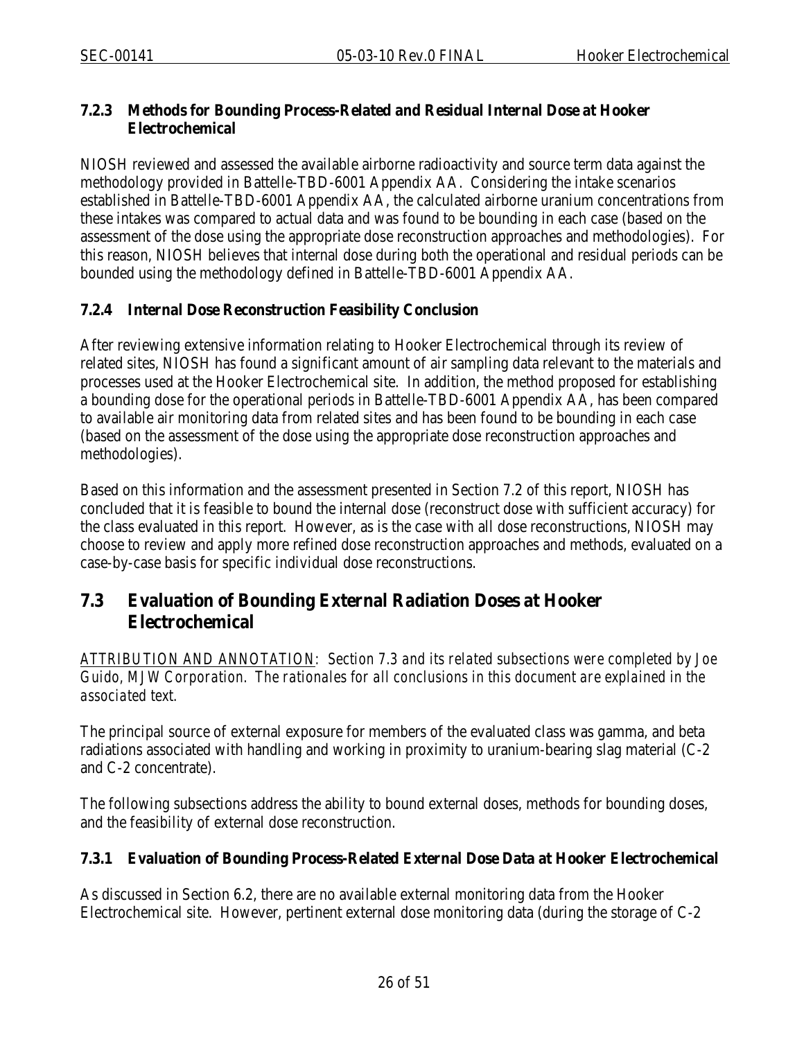### 7.2.3 Methods for Bounding Process-Related and Residual Internal Dose at Hooker Electrochemical

NIOSH reviewed and assessed the available airborne radioactivity and source term data against the methodology provided in Battelle-TBD-6001 Appendix AA. Considering the intake scenarios established in Battelle-TBD-6001 Appendix AA, the calculated airborne uranium concentrations from these intakes was compared to actual data and was found to be bounding in each case (based on the assessment of the dose using the appropriate dose reconstruction approaches and methodologies). For this reason, NIOSH believes that internal dose during both the operational and residual periods can be bounded using the methodology defined in Battelle-TBD-6001 Appendix AA.

### 7.2.4 Internal Dose Reconstruction Feasibility Conclusion

After reviewing extensive information relating to Hooker Electrochemical through its review of related sites, NIOSH has found a significant amount of air sampling data relevant to the materials and processes used at the Hooker Electrochemical site. In addition, the method proposed for establishing a bounding dose for the operational periods in Battelle-TBD-6001 Appendix AA, has been compared to available air monitoring data from related sites and has been found to be bounding in each case (based on the assessment of the dose using the appropriate dose reconstruction approaches and methodologies).

Based on this information and the assessment presented in Section 7.2 of this report, NIOSH has concluded that it is feasible to bound the internal dose (reconstruct dose with sufficient accuracy) for the class evaluated in this report. However, as is the case with all dose reconstructions, NIOSH may choose to review and apply more refined dose reconstruction approaches and methods, evaluated on a case-by-case basis for specific individual dose reconstructions.

## 7.3 Evaluation of Bounding External Radiation Doses at Hooker Electrochemical

*ATTRIBUTION AND ANNOTATION: Section 7.3 and its related subsections were completed by Joe Guido, MJW Corporation. The rationales for all conclusions in this document are explained in the associated text.*

The principal source of external exposure for members of the evaluated class was gamma, and beta radiations associated with handling and working in proximity to uranium-bearing slag material (C-2 and C-2 concentrate).

The following subsections address the ability to bound external doses, methods for bounding doses, and the feasibility of external dose reconstruction.

### 7.3.1 Evaluation of Bounding Process-Related External Dose Data at Hooker Electrochemical

As discussed in Section 6.2, there are no available external monitoring data from the Hooker Electrochemical site. However, pertinent external dose monitoring data (during the storage of C-2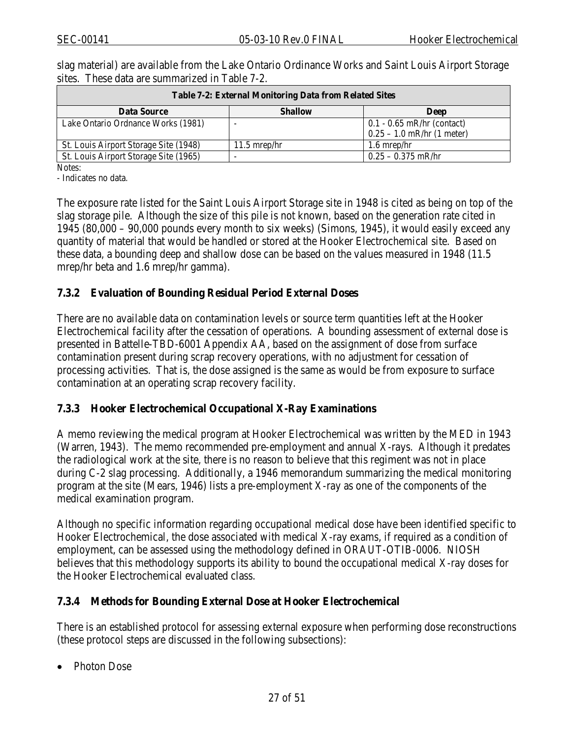slag material) are available from the Lake Ontario Ordinance Works and Saint Louis Airport Storage sites. These data are summarized in Table 7-2.

**Table 7-2: External Monitoring Data from Related Sites**

| Data Source | Shallow | Deep |
|---|---|---|
| Lake Ontario Ordnance Works (1981) | - | 0.1 - 0.65 mR/hr (contact)<br>0.25 – 1.0 mR/hr (1 meter) |
| St. Louis Airport Storage Site (1948) | 11.5 mrep/hr | 1.6 mrep/hr |
| St. Louis Airport Storage Site (1965) | - | 0.25 – 0.375 mR/hr |

Notes:
- Indicates no data.

The exposure rate listed for the Saint Louis Airport Storage site in 1948 is cited as being on top of the slag storage pile. Although the size of this pile is not known, based on the generation rate cited in 1945 (80,000 – 90,000 pounds every month to six weeks) (Simons, 1945), it would easily exceed any quantity of material that would be handled or stored at the Hooker Electrochemical site. Based on these data, a bounding deep and shallow dose can be based on the values measured in 1948 (11.5 mrep/hr beta and 1.6 mrep/hr gamma).

### 7.3.2 Evaluation of Bounding Residual Period External Doses

There are no available data on contamination levels or source term quantities left at the Hooker Electrochemical facility after the cessation of operations. A bounding assessment of external dose is presented in Battelle-TBD-6001 Appendix AA, based on the assignment of dose from surface contamination present during scrap recovery operations, with no adjustment for cessation of processing activities. That is, the dose assigned is the same as would be from exposure to surface contamination at an operating scrap recovery facility.

### 7.3.3 Hooker Electrochemical Occupational X-Ray Examinations

A memo reviewing the medical program at Hooker Electrochemical was written by the MED in 1943 (Warren, 1943). The memo recommended pre-employment and annual X-rays. Although it predates the radiological work at the site, there is no reason to believe that this regiment was not in place during C-2 slag processing. Additionally, a 1946 memorandum summarizing the medical monitoring program at the site (Mears, 1946) lists a pre-employment X-ray as one of the components of the medical examination program.

Although no specific information regarding occupational medical dose have been identified specific to Hooker Electrochemical, the dose associated with medical X-ray exams, if required as a condition of employment, can be assessed using the methodology defined in ORAUT-OTIB-0006. NIOSH believes that this methodology supports its ability to bound the occupational medical X-ray doses for the Hooker Electrochemical evaluated class.

### 7.3.4 Methods for Bounding External Dose at Hooker Electrochemical

There is an established protocol for assessing external exposure when performing dose reconstructions (these protocol steps are discussed in the following subsections):

- Photon Dose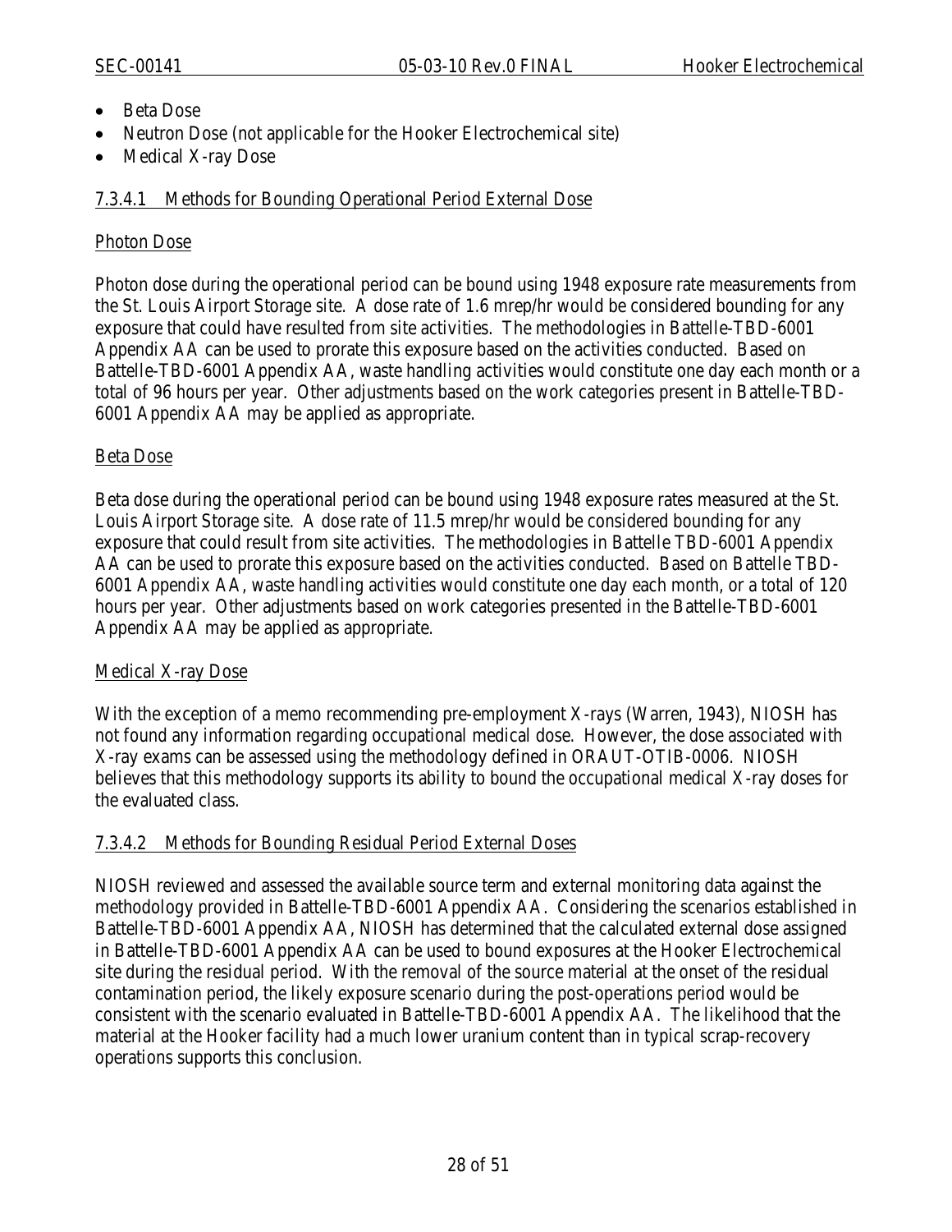- Beta Dose
- Neutron Dose (not applicable for the Hooker Electrochemical site)
- Medical X-ray Dose

#### 7.3.4.1 Methods for Bounding Operational Period External Dose

##### Photon Dose

Photon dose during the operational period can be bound using 1948 exposure rate measurements from the St. Louis Airport Storage site. A dose rate of 1.6 mrep/hr would be considered bounding for any exposure that could have resulted from site activities. The methodologies in Battelle-TBD-6001 Appendix AA can be used to prorate this exposure based on the activities conducted. Based on Battelle-TBD-6001 Appendix AA, waste handling activities would constitute one day each month or a total of 96 hours per year. Other adjustments based on the work categories present in Battelle-TBD-6001 Appendix AA may be applied as appropriate.

##### Beta Dose

Beta dose during the operational period can be bound using 1948 exposure rates measured at the St. Louis Airport Storage site. A dose rate of 11.5 mrep/hr would be considered bounding for any exposure that could result from site activities. The methodologies in Battelle TBD-6001 Appendix AA can be used to prorate this exposure based on the activities conducted. Based on Battelle TBD-6001 Appendix AA, waste handling activities would constitute one day each month, or a total of 120 hours per year. Other adjustments based on work categories presented in the Battelle-TBD-6001 Appendix AA may be applied as appropriate.

##### Medical X-ray Dose

With the exception of a memo recommending pre-employment X-rays (Warren, 1943), NIOSH has not found any information regarding occupational medical dose. However, the dose associated with X-ray exams can be assessed using the methodology defined in ORAUT-OTIB-0006. NIOSH believes that this methodology supports its ability to bound the occupational medical X-ray doses for the evaluated class.

#### 7.3.4.2 Methods for Bounding Residual Period External Doses

NIOSH reviewed and assessed the available source term and external monitoring data against the methodology provided in Battelle-TBD-6001 Appendix AA. Considering the scenarios established in Battelle-TBD-6001 Appendix AA, NIOSH has determined that the calculated external dose assigned in Battelle-TBD-6001 Appendix AA can be used to bound exposures at the Hooker Electrochemical site during the residual period. With the removal of the source material at the onset of the residual contamination period, the likely exposure scenario during the post-operations period would be consistent with the scenario evaluated in Battelle-TBD-6001 Appendix AA. The likelihood that the material at the Hooker facility had a much lower uranium content than in typical scrap-recovery operations supports this conclusion.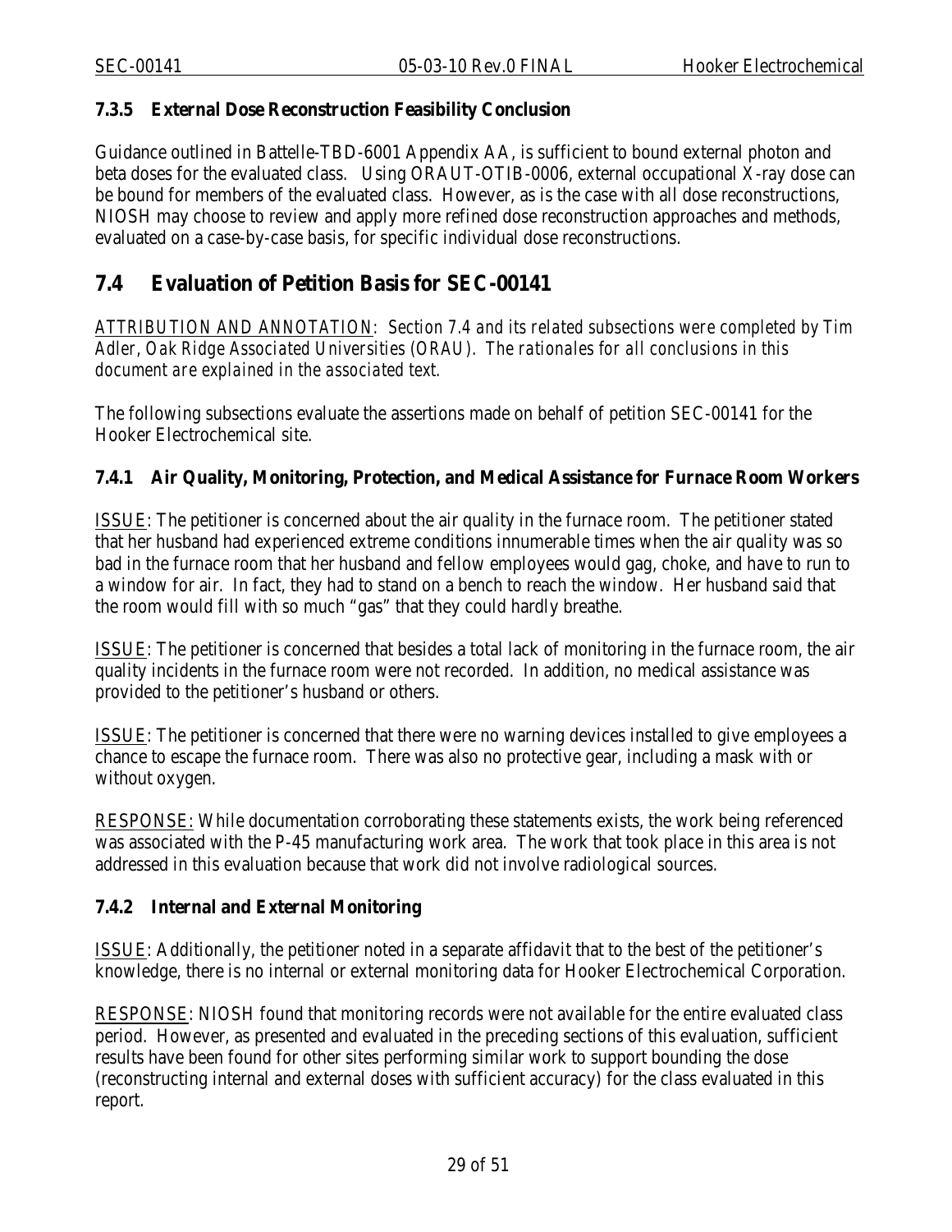### 7.3.5 External Dose Reconstruction Feasibility Conclusion

Guidance outlined in Battelle-TBD-6001 Appendix AA, is sufficient to bound external photon and beta doses for the evaluated class. Using ORAUT-OTIB-0006, external occupational X-ray dose can be bound for members of the evaluated class. However, as is the case with all dose reconstructions, NIOSH may choose to review and apply more refined dose reconstruction approaches and methods, evaluated on a case-by-case basis, for specific individual dose reconstructions.

## 7.4 Evaluation of Petition Basis for SEC-00141

ATTRIBUTION AND ANNOTATION: *Section 7.4 and its related subsections were completed by Tim Adler, Oak Ridge Associated Universities (ORAU). The rationales for all conclusions in this document are explained in the associated text.*

The following subsections evaluate the assertions made on behalf of petition SEC-00141 for the Hooker Electrochemical site.

### 7.4.1 Air Quality, Monitoring, Protection, and Medical Assistance for Furnace Room Workers

ISSUE: The petitioner is concerned about the air quality in the furnace room. The petitioner stated that her husband had experienced extreme conditions innumerable times when the air quality was so bad in the furnace room that her husband and fellow employees would gag, choke, and have to run to a window for air. In fact, they had to stand on a bench to reach the window. Her husband said that the room would fill with so much "gas" that they could hardly breathe.

ISSUE: The petitioner is concerned that besides a total lack of monitoring in the furnace room, the air quality incidents in the furnace room were not recorded. In addition, no medical assistance was provided to the petitioner's husband or others.

ISSUE: The petitioner is concerned that there were no warning devices installed to give employees a chance to escape the furnace room. There was also no protective gear, including a mask with or without oxygen.

RESPONSE: While documentation corroborating these statements exists, the work being referenced was associated with the P-45 manufacturing work area. The work that took place in this area is not addressed in this evaluation because that work did not involve radiological sources.

### 7.4.2 Internal and External Monitoring

ISSUE: Additionally, the petitioner noted in a separate affidavit that to the best of the petitioner's knowledge, there is no internal or external monitoring data for Hooker Electrochemical Corporation.

RESPONSE: NIOSH found that monitoring records were not available for the entire evaluated class period. However, as presented and evaluated in the preceding sections of this evaluation, sufficient results have been found for other sites performing similar work to support bounding the dose (reconstructing internal and external doses with sufficient accuracy) for the class evaluated in this report.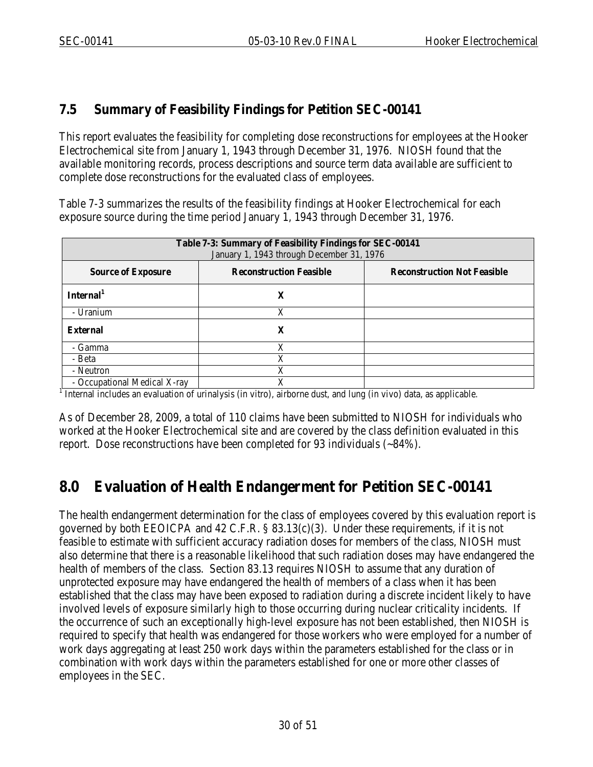## 7.5 Summary of Feasibility Findings for Petition SEC-00141

This report evaluates the feasibility for completing dose reconstructions for employees at the Hooker Electrochemical site from January 1, 1943 through December 31, 1976. NIOSH found that the available monitoring records, process descriptions and source term data available are sufficient to complete dose reconstructions for the evaluated class of employees.

Table 7-3 summarizes the results of the feasibility findings at Hooker Electrochemical for each exposure source during the time period January 1, 1943 through December 31, 1976.

| Table 7-3: Summary of Feasibility Findings for SEC-00141<br>January 1, 1943 through December 31, 1976 | | |
|---|---|---|
| **Source of Exposure** | **Reconstruction Feasible** | **Reconstruction Not Feasible** |
| **Internal[1]** | **X** | |
| - Uranium | X | |
| **External** | **X** | |
| - Gamma | X | |
| - Beta | X | |
| - Neutron | X | |
| - Occupational Medical X-ray | X | |

[1] Internal includes an evaluation of urinalysis (in vitro), airborne dust, and lung (in vivo) data, as applicable.

As of December 28, 2009, a total of 110 claims have been submitted to NIOSH for individuals who worked at the Hooker Electrochemical site and are covered by the class definition evaluated in this report. Dose reconstructions have been completed for 93 individuals (~84%).

# 8.0 Evaluation of Health Endangerment for Petition SEC-00141

The health endangerment determination for the class of employees covered by this evaluation report is governed by both EEOICPA and 42 C.F.R. § 83.13(c)(3). Under these requirements, if it is not feasible to estimate with sufficient accuracy radiation doses for members of the class, NIOSH must also determine that there is a reasonable likelihood that such radiation doses may have endangered the health of members of the class. Section 83.13 requires NIOSH to assume that any duration of unprotected exposure may have endangered the health of members of a class when it has been established that the class may have been exposed to radiation during a discrete incident likely to have involved levels of exposure similarly high to those occurring during nuclear criticality incidents. If the occurrence of such an exceptionally high-level exposure has not been established, then NIOSH is required to specify that health was endangered for those workers who were employed for a number of work days aggregating at least 250 work days within the parameters established for the class or in combination with work days within the parameters established for one or more other classes of employees in the SEC.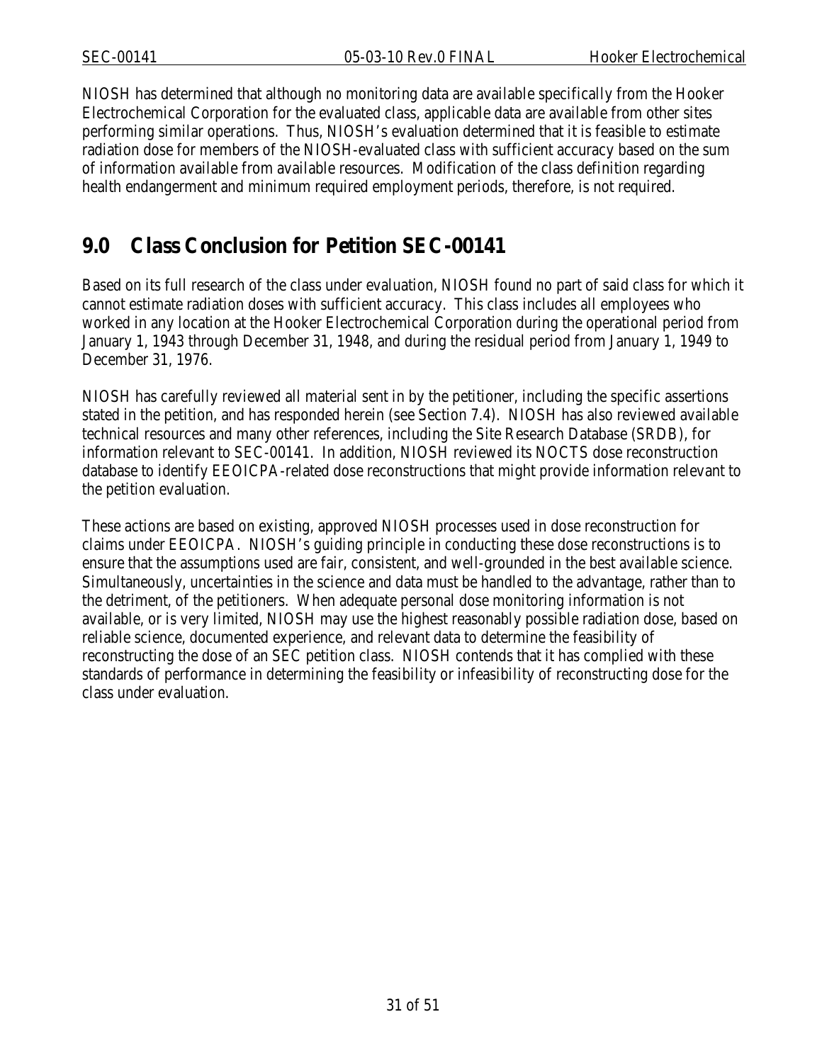NIOSH has determined that although no monitoring data are available specifically from the Hooker Electrochemical Corporation for the evaluated class, applicable data are available from other sites performing similar operations. Thus, NIOSH's evaluation determined that it is feasible to estimate radiation dose for members of the NIOSH-evaluated class with sufficient accuracy based on the sum of information available from available resources. Modification of the class definition regarding health endangerment and minimum required employment periods, therefore, is not required.

# 9.0 Class Conclusion for Petition SEC-00141

Based on its full research of the class under evaluation, NIOSH found no part of said class for which it cannot estimate radiation doses with sufficient accuracy. This class includes all employees who worked in any location at the Hooker Electrochemical Corporation during the operational period from January 1, 1943 through December 31, 1948, and during the residual period from January 1, 1949 to December 31, 1976.

NIOSH has carefully reviewed all material sent in by the petitioner, including the specific assertions stated in the petition, and has responded herein (see Section 7.4). NIOSH has also reviewed available technical resources and many other references, including the Site Research Database (SRDB), for information relevant to SEC-00141. In addition, NIOSH reviewed its NOCTS dose reconstruction database to identify EEOICPA-related dose reconstructions that might provide information relevant to the petition evaluation.

These actions are based on existing, approved NIOSH processes used in dose reconstruction for claims under EEOICPA. NIOSH's guiding principle in conducting these dose reconstructions is to ensure that the assumptions used are fair, consistent, and well-grounded in the best available science. Simultaneously, uncertainties in the science and data must be handled to the advantage, rather than to the detriment, of the petitioners. When adequate personal dose monitoring information is not available, or is very limited, NIOSH may use the highest reasonably possible radiation dose, based on reliable science, documented experience, and relevant data to determine the feasibility of reconstructing the dose of an SEC petition class. NIOSH contends that it has complied with these standards of performance in determining the feasibility or infeasibility of reconstructing dose for the class under evaluation.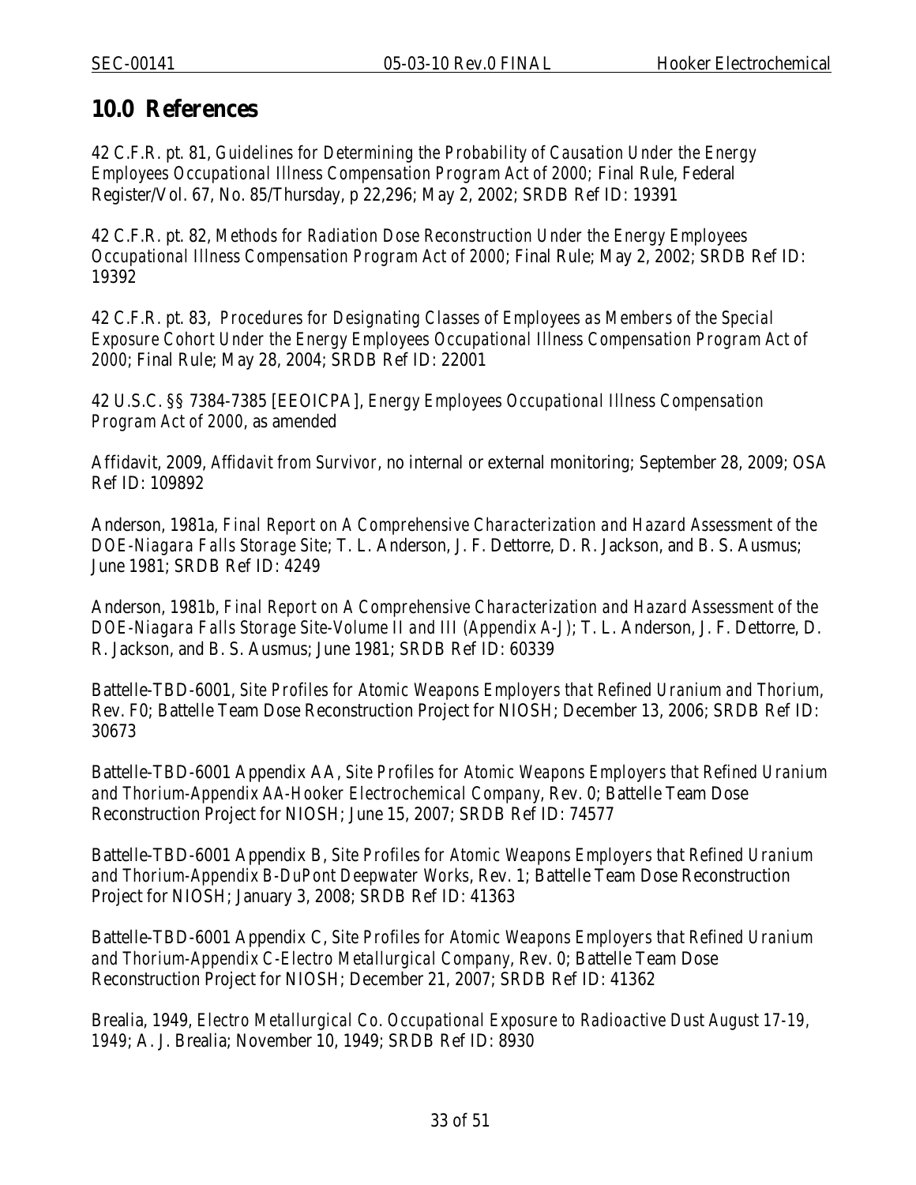# 10.0 References

42 C.F.R. pt. 81, *Guidelines for Determining the Probability of Causation Under the Energy Employees Occupational Illness Compensation Program Act of 2000;* Final Rule, Federal Register/Vol. 67, No. 85/Thursday, p 22,296; May 2, 2002; SRDB Ref ID: 19391

42 C.F.R. pt. 82, *Methods for Radiation Dose Reconstruction Under the Energy Employees Occupational Illness Compensation Program Act of 2000*; Final Rule; May 2, 2002; SRDB Ref ID: 19392

42 C.F.R. pt. 83, *Procedures for Designating Classes of Employees as Members of the Special Exposure Cohort Under the Energy Employees Occupational Illness Compensation Program Act of 2000*; Final Rule; May 28, 2004; SRDB Ref ID: 22001

42 U.S.C. §§ 7384-7385 [EEOICPA], *Energy Employees Occupational Illness Compensation Program Act of 2000*, as amended

Affidavit, 2009, *Affidavit from Survivor*, no internal or external monitoring; September 28, 2009; OSA Ref ID: 109892

Anderson, 1981a, *Final Report on A Comprehensive Characterization and Hazard Assessment of the DOE-Niagara Falls Storage Site*; T. L. Anderson, J. F. Dettorre, D. R. Jackson, and B. S. Ausmus; June 1981; SRDB Ref ID: 4249

Anderson, 1981b, *Final Report on A Comprehensive Characterization and Hazard Assessment of the DOE-Niagara Falls Storage Site-Volume II and III (Appendix A-J)*; T. L. Anderson, J. F. Dettorre, D. R. Jackson, and B. S. Ausmus; June 1981; SRDB Ref ID: 60339

Battelle-TBD-6001, *Site Profiles for Atomic Weapons Employers that Refined Uranium and Thorium*, Rev. F0; Battelle Team Dose Reconstruction Project for NIOSH; December 13, 2006; SRDB Ref ID: 30673

Battelle-TBD-6001 Appendix AA, *Site Profiles for Atomic Weapons Employers that Refined Uranium and Thorium-Appendix AA-Hooker Electrochemical Company*, Rev. 0; Battelle Team Dose Reconstruction Project for NIOSH; June 15, 2007; SRDB Ref ID: 74577

Battelle-TBD-6001 Appendix B, *Site Profiles for Atomic Weapons Employers that Refined Uranium and Thorium-Appendix B-DuPont Deepwater Works*, Rev. 1; Battelle Team Dose Reconstruction Project for NIOSH; January 3, 2008; SRDB Ref ID: 41363

Battelle-TBD-6001 Appendix C, *Site Profiles for Atomic Weapons Employers that Refined Uranium and Thorium-Appendix C-Electro Metallurgical Company*, Rev. 0; Battelle Team Dose Reconstruction Project for NIOSH; December 21, 2007; SRDB Ref ID: 41362

Brealia, 1949, *Electro Metallurgical Co. Occupational Exposure to Radioactive Dust August 17-19, 1949*; A. J. Brealia; November 10, 1949; SRDB Ref ID: 8930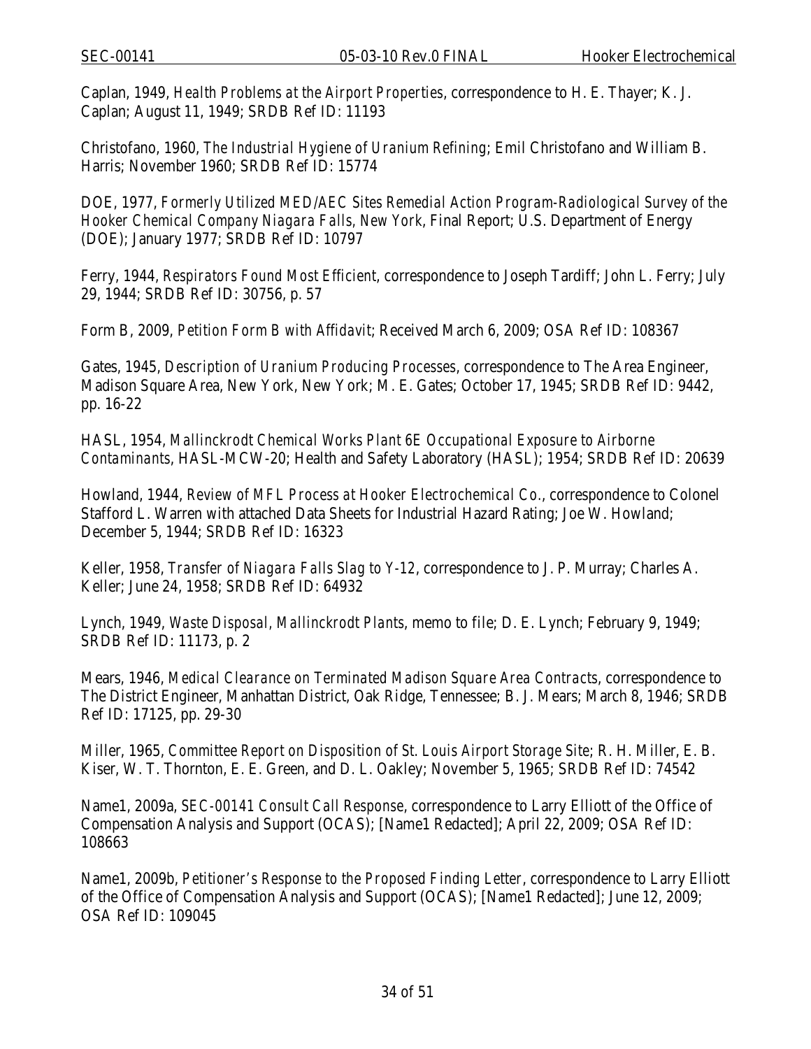Caplan, 1949, *Health Problems at the Airport Properties*, correspondence to H. E. Thayer; K. J. Caplan; August 11, 1949; SRDB Ref ID: 11193

Christofano, 1960, *The Industrial Hygiene of Uranium Refining*; Emil Christofano and William B. Harris; November 1960; SRDB Ref ID: 15774

DOE, 1977, *Formerly Utilized MED/AEC Sites Remedial Action Program-Radiological Survey of the Hooker Chemical Company Niagara Falls, New York*, Final Report; U.S. Department of Energy (DOE); January 1977; SRDB Ref ID: 10797

Ferry, 1944, *Respirators Found Most Efficient*, correspondence to Joseph Tardiff; John L. Ferry; July 29, 1944; SRDB Ref ID: 30756, p. 57

Form B, 2009, *Petition Form B with Affidavit*; Received March 6, 2009; OSA Ref ID: 108367

Gates, 1945, *Description of Uranium Producing Processes*, correspondence to The Area Engineer, Madison Square Area, New York, New York; M. E. Gates; October 17, 1945; SRDB Ref ID: 9442, pp. 16-22

HASL, 1954, *Mallinckrodt Chemical Works Plant 6E Occupational Exposure to Airborne Contaminants*, HASL-MCW-20; Health and Safety Laboratory (HASL); 1954; SRDB Ref ID: 20639

Howland, 1944, *Review of MFL Process at Hooker Electrochemical Co.*, correspondence to Colonel Stafford L. Warren with attached Data Sheets for Industrial Hazard Rating; Joe W. Howland; December 5, 1944; SRDB Ref ID: 16323

Keller, 1958, *Transfer of Niagara Falls Slag to Y-12*, correspondence to J. P. Murray; Charles A. Keller; June 24, 1958; SRDB Ref ID: 64932

Lynch, 1949, *Waste Disposal, Mallinckrodt Plants*, memo to file; D. E. Lynch; February 9, 1949; SRDB Ref ID: 11173, p. 2

Mears, 1946, *Medical Clearance on Terminated Madison Square Area Contracts*, correspondence to The District Engineer, Manhattan District, Oak Ridge, Tennessee; B. J. Mears; March 8, 1946; SRDB Ref ID: 17125, pp. 29-30

Miller, 1965, *Committee Report on Disposition of St. Louis Airport Storage Site*; R. H. Miller, E. B. Kiser, W. T. Thornton, E. E. Green, and D. L. Oakley; November 5, 1965; SRDB Ref ID: 74542

Name1, 2009a, *SEC-00141 Consult Call Response*, correspondence to Larry Elliott of the Office of Compensation Analysis and Support (OCAS); [Name1 Redacted]; April 22, 2009; OSA Ref ID: 108663

Name1, 2009b, *Petitioner's Response to the Proposed Finding Letter*, correspondence to Larry Elliott of the Office of Compensation Analysis and Support (OCAS); [Name1 Redacted]; June 12, 2009; OSA Ref ID: 109045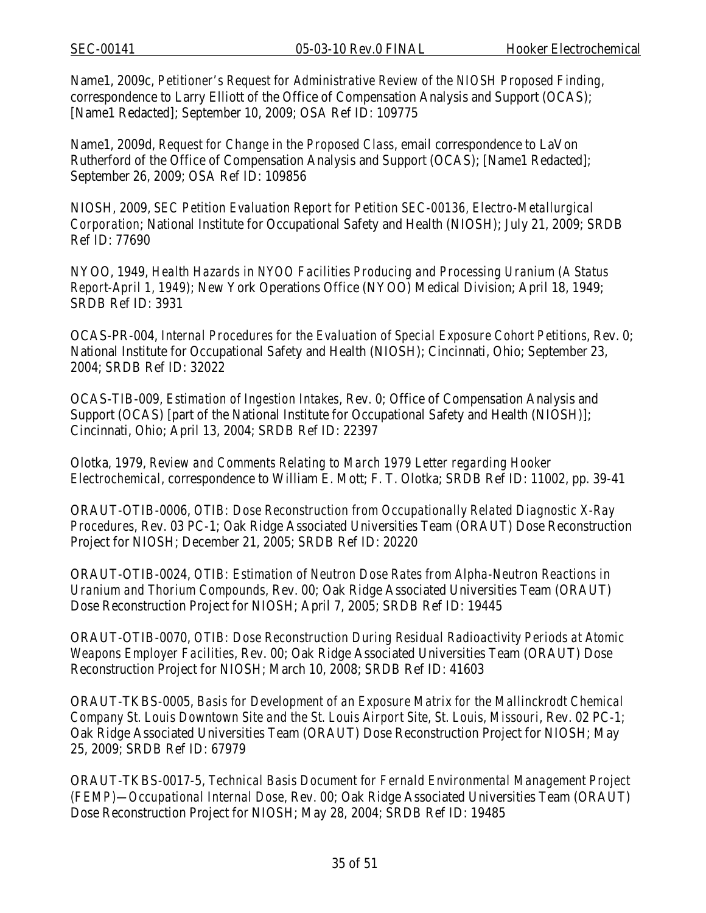Name1, 2009c, *Petitioner's Request for Administrative Review of the NIOSH Proposed Finding*, correspondence to Larry Elliott of the Office of Compensation Analysis and Support (OCAS); [Name1 Redacted]; September 10, 2009; OSA Ref ID: 109775

Name1, 2009d, *Request for Change in the Proposed Class*, email correspondence to LaVon Rutherford of the Office of Compensation Analysis and Support (OCAS); [Name1 Redacted]; September 26, 2009; OSA Ref ID: 109856

NIOSH, 2009, *SEC Petition Evaluation Report for Petition SEC-00136, Electro-Metallurgical Corporation*; National Institute for Occupational Safety and Health (NIOSH); July 21, 2009; SRDB Ref ID: 77690

NYOO, 1949, *Health Hazards in NYOO Facilities Producing and Processing Uranium (A Status Report-April 1, 1949)*; New York Operations Office (NYOO) Medical Division; April 18, 1949; SRDB Ref ID: 3931

OCAS-PR-004, *Internal Procedures for the Evaluation of Special Exposure Cohort Petitions*, Rev. 0; National Institute for Occupational Safety and Health (NIOSH); Cincinnati, Ohio; September 23, 2004; SRDB Ref ID: 32022

OCAS-TIB-009, *Estimation of Ingestion Intakes*, Rev. 0; Office of Compensation Analysis and Support (OCAS) [part of the National Institute for Occupational Safety and Health (NIOSH)]; Cincinnati, Ohio; April 13, 2004; SRDB Ref ID: 22397

Olotka, 1979, *Review and Comments Relating to March 1979 Letter regarding Hooker Electrochemical*, correspondence to William E. Mott; F. T. Olotka; SRDB Ref ID: 11002, pp. 39-41

ORAUT-OTIB-0006, *OTIB: Dose Reconstruction from Occupationally Related Diagnostic X-Ray Procedures*, Rev. 03 PC-1; Oak Ridge Associated Universities Team (ORAUT) Dose Reconstruction Project for NIOSH; December 21, 2005; SRDB Ref ID: 20220

ORAUT-OTIB-0024, *OTIB: Estimation of Neutron Dose Rates from Alpha-Neutron Reactions in Uranium and Thorium Compounds*, Rev. 00; Oak Ridge Associated Universities Team (ORAUT) Dose Reconstruction Project for NIOSH; April 7, 2005; SRDB Ref ID: 19445

ORAUT-OTIB-0070, *OTIB: Dose Reconstruction During Residual Radioactivity Periods at Atomic Weapons Employer Facilities*, Rev. 00; Oak Ridge Associated Universities Team (ORAUT) Dose Reconstruction Project for NIOSH; March 10, 2008; SRDB Ref ID: 41603

ORAUT-TKBS-0005, *Basis for Development of an Exposure Matrix for the Mallinckrodt Chemical Company St. Louis Downtown Site and the St. Louis Airport Site, St. Louis, Missouri*, Rev. 02 PC-1; Oak Ridge Associated Universities Team (ORAUT) Dose Reconstruction Project for NIOSH; May 25, 2009; SRDB Ref ID: 67979

ORAUT-TKBS-0017-5, *Technical Basis Document for Fernald Environmental Management Project (FEMP)—Occupational Internal Dose*, Rev. 00; Oak Ridge Associated Universities Team (ORAUT) Dose Reconstruction Project for NIOSH; May 28, 2004; SRDB Ref ID: 19485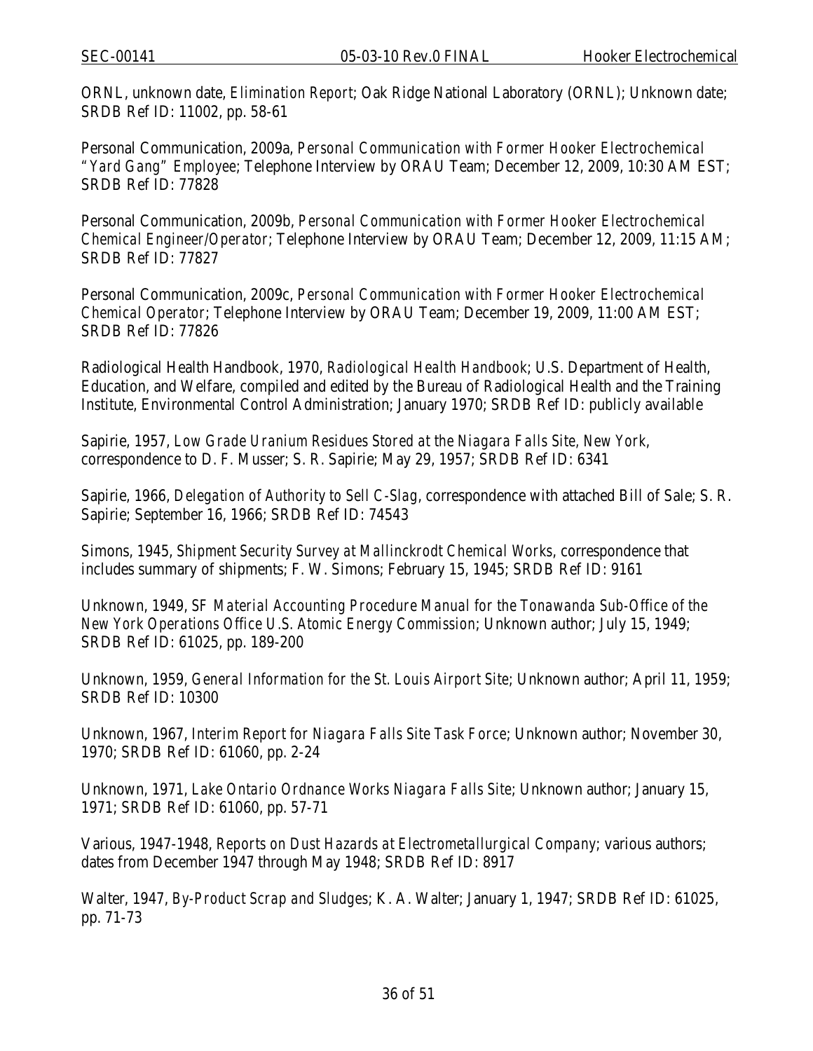ORNL, unknown date, *Elimination Report*; Oak Ridge National Laboratory (ORNL); Unknown date; SRDB Ref ID: 11002, pp. 58-61

Personal Communication, 2009a, *Personal Communication with Former Hooker Electrochemical "Yard Gang" Employee*; Telephone Interview by ORAU Team; December 12, 2009, 10:30 AM EST; SRDB Ref ID: 77828

Personal Communication, 2009b, *Personal Communication with Former Hooker Electrochemical Chemical Engineer/Operator*; Telephone Interview by ORAU Team; December 12, 2009, 11:15 AM; SRDB Ref ID: 77827

Personal Communication, 2009c, *Personal Communication with Former Hooker Electrochemical Chemical Operator*; Telephone Interview by ORAU Team; December 19, 2009, 11:00 AM EST; SRDB Ref ID: 77826

Radiological Health Handbook, 1970, *Radiological Health Handbook*; U.S. Department of Health, Education, and Welfare, compiled and edited by the Bureau of Radiological Health and the Training Institute, Environmental Control Administration; January 1970; SRDB Ref ID: publicly available

Sapirie, 1957, *Low Grade Uranium Residues Stored at the Niagara Falls Site, New York*, correspondence to D. F. Musser; S. R. Sapirie; May 29, 1957; SRDB Ref ID: 6341

Sapirie, 1966, *Delegation of Authority to Sell C-Slag*, correspondence with attached Bill of Sale; S. R. Sapirie; September 16, 1966; SRDB Ref ID: 74543

Simons, 1945, *Shipment Security Survey at Mallinckrodt Chemical Works*, correspondence that includes summary of shipments; F. W. Simons; February 15, 1945; SRDB Ref ID: 9161

Unknown, 1949, *SF Material Accounting Procedure Manual for the Tonawanda Sub-Office of the New York Operations Office U.S. Atomic Energy Commission*; Unknown author; July 15, 1949; SRDB Ref ID: 61025, pp. 189-200

Unknown, 1959, *General Information for the St. Louis Airport Site*; Unknown author; April 11, 1959; SRDB Ref ID: 10300

Unknown, 1967, *Interim Report for Niagara Falls Site Task Force*; Unknown author; November 30, 1970; SRDB Ref ID: 61060, pp. 2-24

Unknown, 1971, *Lake Ontario Ordnance Works Niagara Falls Site*; Unknown author; January 15, 1971; SRDB Ref ID: 61060, pp. 57-71

Various, 1947-1948, *Reports on Dust Hazards at Electrometallurgical Company*; various authors; dates from December 1947 through May 1948; SRDB Ref ID: 8917

Walter, 1947, *By-Product Scrap and Sludges*; K. A. Walter; January 1, 1947; SRDB Ref ID: 61025, pp. 71-73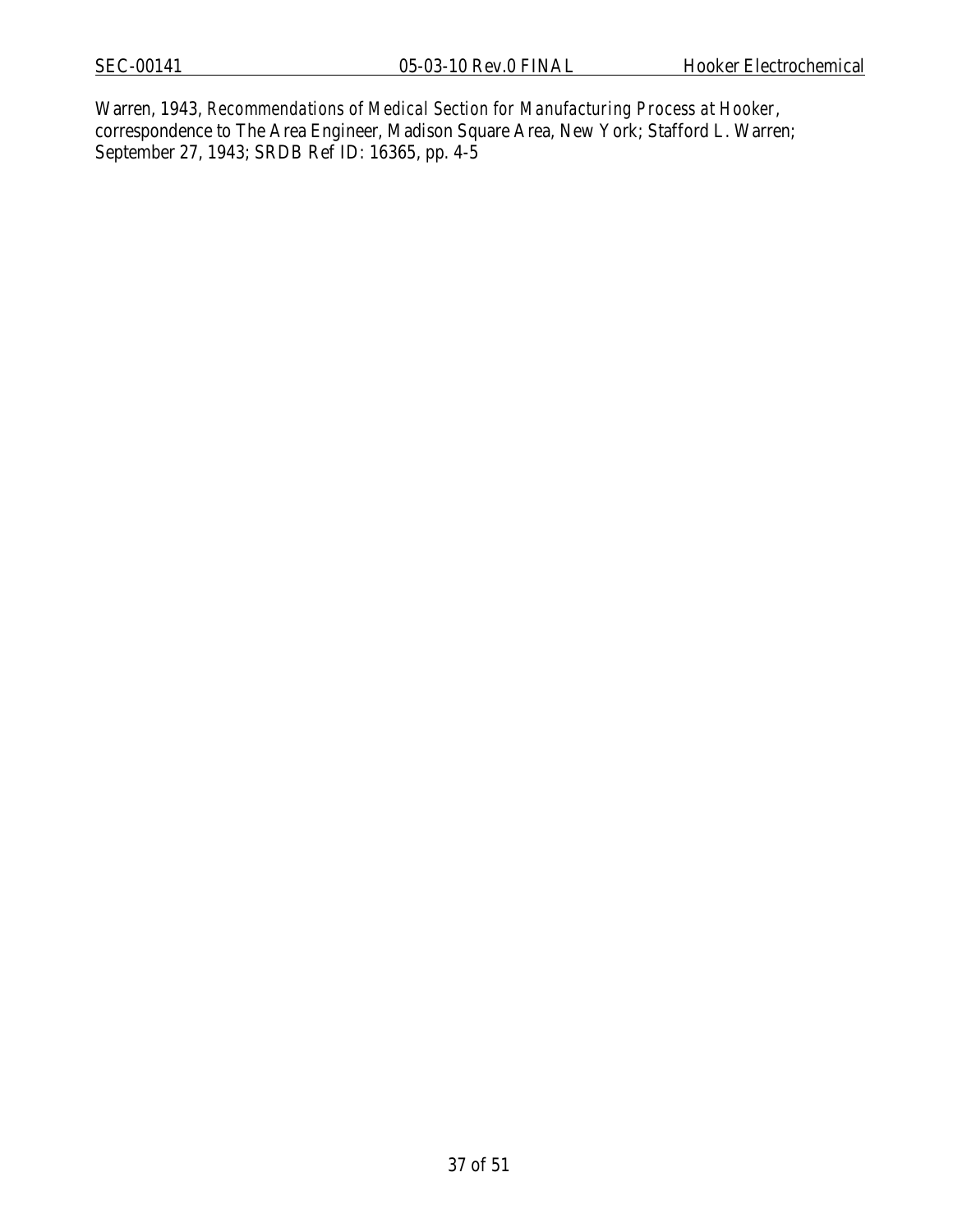Warren, 1943, *Recommendations of Medical Section for Manufacturing Process at Hooker*, correspondence to The Area Engineer, Madison Square Area, New York; Stafford L. Warren; September 27, 1943; SRDB Ref ID: 16365, pp. 4-5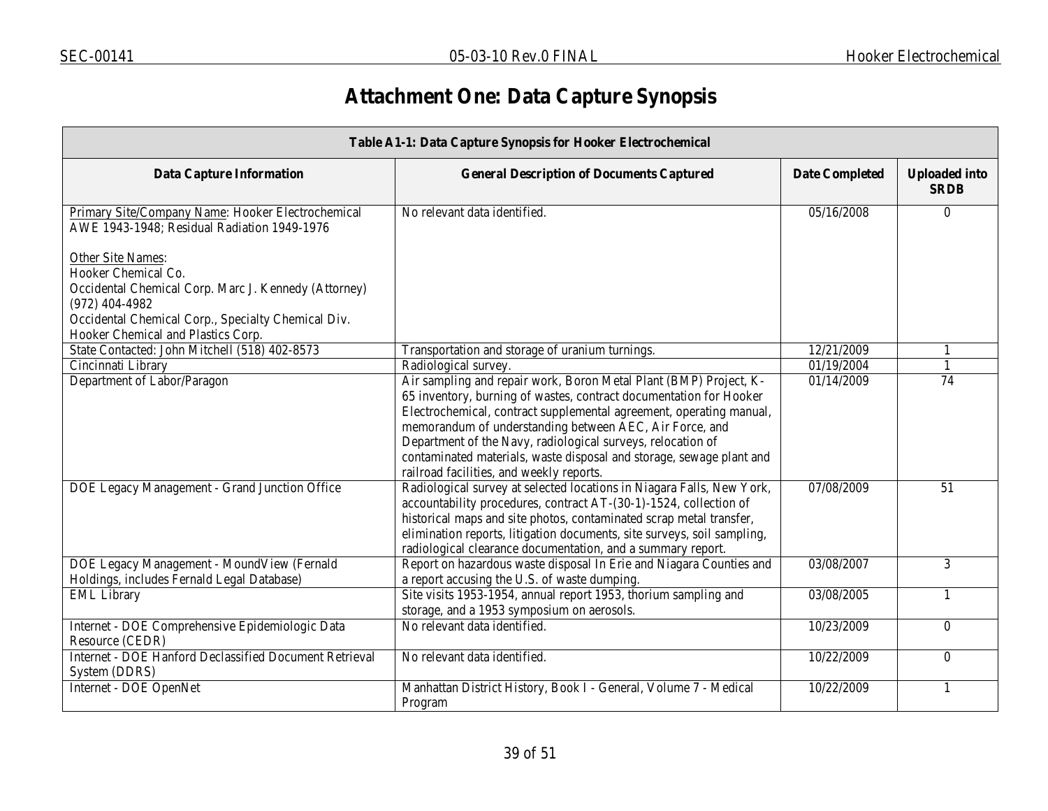# Attachment One: Data Capture Synopsis

| Table A1-1: Data Capture Synopsis for Hooker Electrochemical | | | |
|---|---|---|---|
| **Data Capture Information** | **General Description of Documents Captured** | **Date Completed** | **Uploaded into SRDB** |
| Primary Site/Company Name: Hooker Electrochemical<br>AWE 1943-1948; Residual Radiation 1949-1976<br><br>Other Site Names:<br>Hooker Chemical Co.<br>Occidental Chemical Corp. Marc J. Kennedy (Attorney) (972) 404-4982<br>Occidental Chemical Corp., Specialty Chemical Div.<br>Hooker Chemical and Plastics Corp. | No relevant data identified. | 05/16/2008 | 0 |
| State Contacted: John Mitchell (518) 402-8573 | Transportation and storage of uranium turnings. | 12/21/2009 | 1 |
| Cincinnati Library | Radiological survey. | 01/19/2004 | 1 |
| Department of Labor/Paragon | Air sampling and repair work, Boron Metal Plant (BMP) Project, K-65 inventory, burning of wastes, contract documentation for Hooker Electrochemical, contract supplemental agreement, operating manual, memorandum of understanding between AEC, Air Force, and Department of the Navy, radiological surveys, relocation of contaminated materials, waste disposal and storage, sewage plant and railroad facilities, and weekly reports. | 01/14/2009 | 74 |
| DOE Legacy Management - Grand Junction Office | Radiological survey at selected locations in Niagara Falls, New York, accountability procedures, contract AT-(30-1)-1524, collection of historical maps and site photos, contaminated scrap metal transfer, elimination reports, litigation documents, site surveys, soil sampling, radiological clearance documentation, and a summary report. | 07/08/2009 | 51 |
| DOE Legacy Management - MoundView (Fernald Holdings, includes Fernald Legal Database) | Report on hazardous waste disposal In Erie and Niagara Counties and a report accusing the U.S. of waste dumping. | 03/08/2007 | 3 |
| EML Library | Site visits 1953-1954, annual report 1953, thorium sampling and storage, and a 1953 symposium on aerosols. | 03/08/2005 | 1 |
| Internet - DOE Comprehensive Epidemiologic Data Resource (CEDR) | No relevant data identified. | 10/23/2009 | 0 |
| Internet - DOE Hanford Declassified Document Retrieval System (DDRS) | No relevant data identified. | 10/22/2009 | 0 |
| Internet - DOE OpenNet | Manhattan District History, Book I - General, Volume 7 - Medical Program | 10/22/2009 | 1 |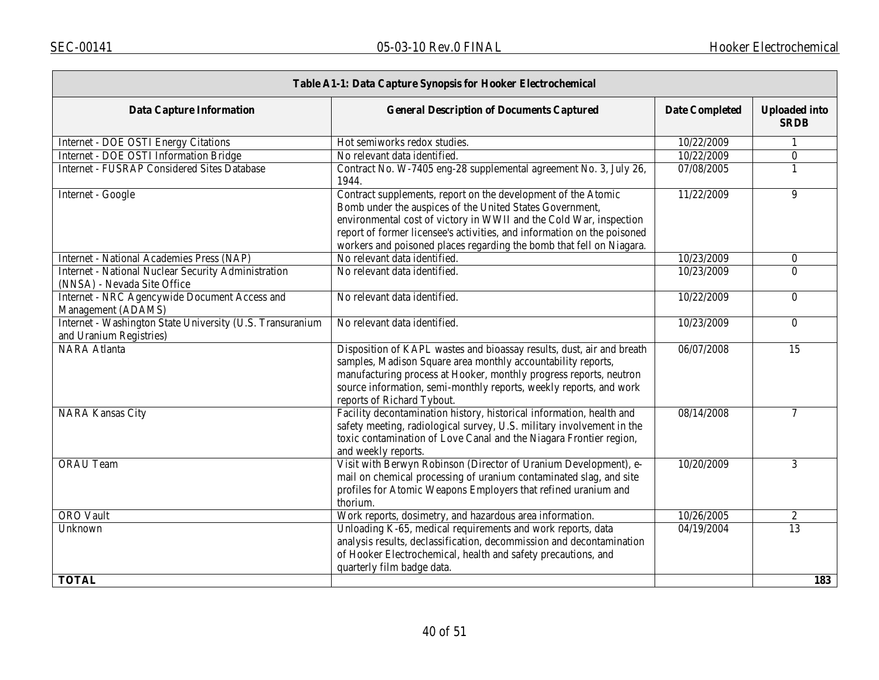| Table A1-1: Data Capture Synopsis for Hooker Electrochemical | | | |
|---|---|---|---|
| **Data Capture Information** | **General Description of Documents Captured** | **Date Completed** | **Uploaded into SRDB** |
| Internet - DOE OSTI Energy Citations | Hot semiworks redox studies. | 10/22/2009 | 1 |
| Internet - DOE OSTI Information Bridge | No relevant data identified. | 10/22/2009 | 0 |
| Internet - FUSRAP Considered Sites Database | Contract No. W-7405 eng-28 supplemental agreement No. 3, July 26, 1944. | 07/08/2005 | 1 |
| Internet - Google | Contract supplements, report on the development of the Atomic Bomb under the auspices of the United States Government, environmental cost of victory in WWII and the Cold War, inspection report of former licensee's activities, and information on the poisoned workers and poisoned places regarding the bomb that fell on Niagara. | 11/22/2009 | 9 |
| Internet - National Academies Press (NAP) | No relevant data identified. | 10/23/2009 | 0 |
| Internet - National Nuclear Security Administration (NNSA) - Nevada Site Office | No relevant data identified. | 10/23/2009 | 0 |
| Internet - NRC Agencywide Document Access and Management (ADAMS) | No relevant data identified. | 10/22/2009 | 0 |
| Internet - Washington State University (U.S. Transuranium and Uranium Registries) | No relevant data identified. | 10/23/2009 | 0 |
| NARA Atlanta | Disposition of KAPL wastes and bioassay results, dust, air and breath samples, Madison Square area monthly accountability reports, manufacturing process at Hooker, monthly progress reports, neutron source information, semi-monthly reports, weekly reports, and work reports of Richard Tybout. | 06/07/2008 | 15 |
| NARA Kansas City | Facility decontamination history, historical information, health and safety meeting, radiological survey, U.S. military involvement in the toxic contamination of Love Canal and the Niagara Frontier region, and weekly reports. | 08/14/2008 | 7 |
| ORAU Team | Visit with Berwyn Robinson (Director of Uranium Development), e-mail on chemical processing of uranium contaminated slag, and site profiles for Atomic Weapons Employers that refined uranium and thorium. | 10/20/2009 | 3 |
| ORO Vault | Work reports, dosimetry, and hazardous area information. | 10/26/2005 | 2 |
| Unknown | Unloading K-65, medical requirements and work reports, data analysis results, declassification, decommission and decontamination of Hooker Electrochemical, health and safety precautions, and quarterly film badge data. | 04/19/2004 | 13 |
| **TOTAL** | | | **183** |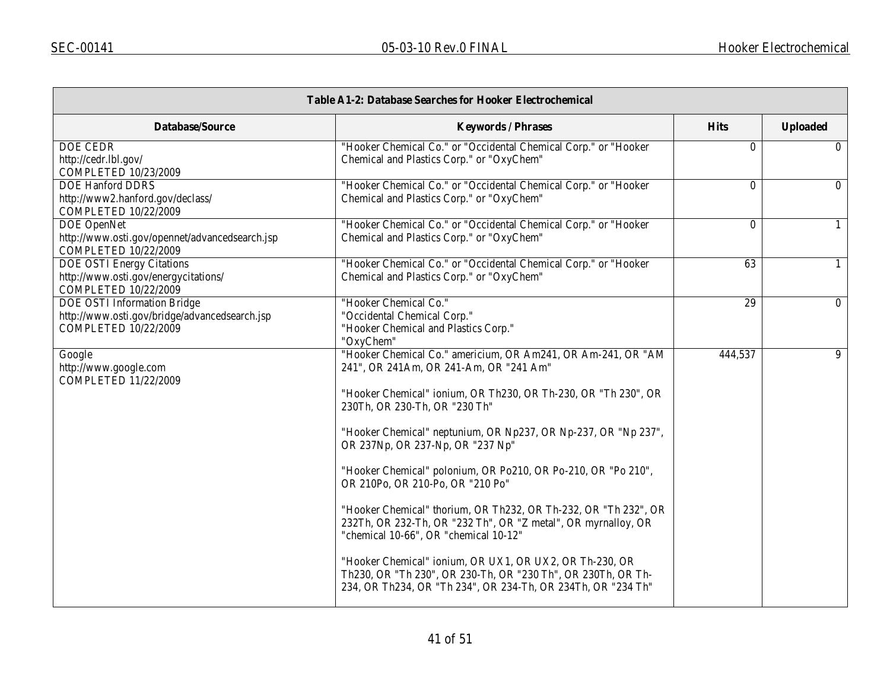| Table A1-2: Database Searches for Hooker Electrochemical | | | |
|---|---|---|---|
| **Database/Source** | **Keywords / Phrases** | **Hits** | **Uploaded** |
| DOE CEDR<br>http://cedr.lbl.gov/<br>COMPLETED 10/23/2009 | "Hooker Chemical Co." or "Occidental Chemical Corp." or "Hooker Chemical and Plastics Corp." or "OxyChem" | 0 | 0 |
| DOE Hanford DDRS<br>http://www2.hanford.gov/declass/<br>COMPLETED 10/22/2009 | "Hooker Chemical Co." or "Occidental Chemical Corp." or "Hooker Chemical and Plastics Corp." or "OxyChem" | 0 | 0 |
| DOE OpenNet<br>http://www.osti.gov/opennet/advancedsearch.jsp<br>COMPLETED 10/22/2009 | "Hooker Chemical Co." or "Occidental Chemical Corp." or "Hooker Chemical and Plastics Corp." or "OxyChem" | 0 | 1 |
| DOE OSTI Energy Citations<br>http://www.osti.gov/energycitations/<br>COMPLETED 10/22/2009 | "Hooker Chemical Co." or "Occidental Chemical Corp." or "Hooker Chemical and Plastics Corp." or "OxyChem" | 63 | 1 |
| DOE OSTI Information Bridge<br>http://www.osti.gov/bridge/advancedsearch.jsp<br>COMPLETED 10/22/2009 | "Hooker Chemical Co."<br>"Occidental Chemical Corp."<br>"Hooker Chemical and Plastics Corp."<br>"OxyChem" | 29 | 0 |
| Google<br>http://www.google.com<br>COMPLETED 11/22/2009 | "Hooker Chemical Co." americium, OR Am241, OR Am-241, OR "AM 241", OR 241Am, OR 241-Am, OR "241 Am"<br><br>"Hooker Chemical" ionium, OR Th230, OR Th-230, OR "Th 230", OR 230Th, OR 230-Th, OR "230 Th"<br><br>"Hooker Chemical" neptunium, OR Np237, OR Np-237, OR "Np 237", OR 237Np, OR 237-Np, OR "237 Np"<br><br>"Hooker Chemical" polonium, OR Po210, OR Po-210, OR "Po 210", OR 210Po, OR 210-Po, OR "210 Po"<br><br>"Hooker Chemical" thorium, OR Th232, OR Th-232, OR "Th 232", OR 232Th, OR 232-Th, OR "232 Th", OR "Z metal", OR myrnalloy, OR "chemical 10-66", OR "chemical 10-12"<br><br>"Hooker Chemical" ionium, OR UX1, OR UX2, OR Th-230, OR Th230, OR "Th 230", OR 230-Th, OR "230 Th", OR 230Th, OR Th-234, OR Th234, OR "Th 234", OR 234-Th, OR 234Th, OR "234 Th" | 444,537 | 9 |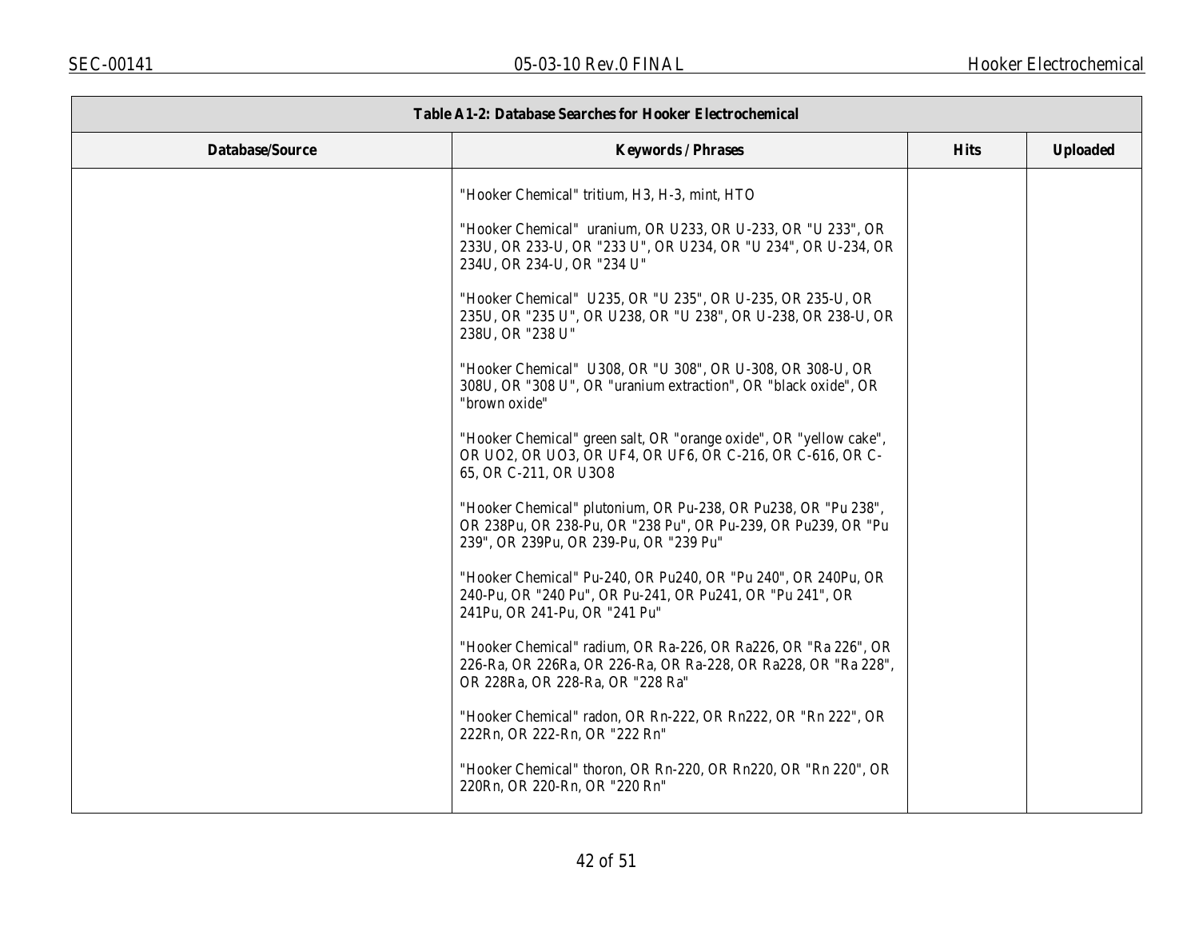| Table A1-2: Database Searches for Hooker Electrochemical | | | |
|---|---|---|---|
| **Database/Source** | **Keywords / Phrases** | **Hits** | **Uploaded** |
| | "Hooker Chemical" tritium, H3, H-3, mint, HTO<br><br>"Hooker Chemical" uranium, OR U233, OR U-233, OR "U 233", OR 233U, OR 233-U, OR "233 U", OR U234, OR "U 234", OR U-234, OR 234U, OR 234-U, OR "234 U"<br><br>"Hooker Chemical" U235, OR "U 235", OR U-235, OR 235-U, OR 235U, OR "235 U", OR U238, OR "U 238", OR U-238, OR 238-U, OR 238U, OR "238 U"<br><br>"Hooker Chemical" U308, OR "U 308", OR U-308, OR 308-U, OR 308U, OR "308 U", OR "uranium extraction", OR "black oxide", OR "brown oxide"<br><br>"Hooker Chemical" green salt, OR "orange oxide", OR "yellow cake", OR UO2, OR UO3, OR UF4, OR UF6, OR C-216, OR C-616, OR C-65, OR C-211, OR U3O8<br><br>"Hooker Chemical" plutonium, OR Pu-238, OR Pu238, OR "Pu 238", OR 238Pu, OR 238-Pu, OR "238 Pu", OR Pu-239, OR Pu239, OR "Pu 239", OR 239Pu, OR 239-Pu, OR "239 Pu"<br><br>"Hooker Chemical" Pu-240, OR Pu240, OR "Pu 240", OR 240Pu, OR 240-Pu, OR "240 Pu", OR Pu-241, OR Pu241, OR "Pu 241", OR 241Pu, OR 241-Pu, OR "241 Pu"<br><br>"Hooker Chemical" radium, OR Ra-226, OR Ra226, OR "Ra 226", OR 226-Ra, OR 226Ra, OR 226-Ra, OR Ra-228, OR Ra228, OR "Ra 228", OR 228Ra, OR 228-Ra, OR "228 Ra"<br><br>"Hooker Chemical" radon, OR Rn-222, OR Rn222, OR "Rn 222", OR 222Rn, OR 222-Rn, OR "222 Rn"<br><br>"Hooker Chemical" thoron, OR Rn-220, OR Rn220, OR "Rn 220", OR 220Rn, OR 220-Rn, OR "220 Rn" | | |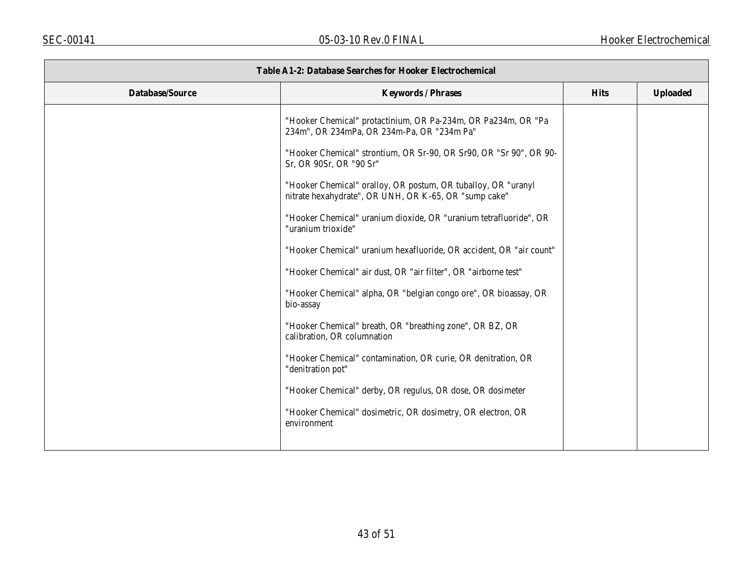| Table A1-2: Database Searches for Hooker Electrochemical | | | |
|---|---|---|---|
| **Database/Source** | **Keywords / Phrases** | **Hits** | **Uploaded** |
| | "Hooker Chemical" protactinium, OR Pa-234m, OR Pa234m, OR "Pa 234m", OR 234mPa, OR 234m-Pa, OR "234m Pa"<br><br>"Hooker Chemical" strontium, OR Sr-90, OR Sr90, OR "Sr 90", OR 90-Sr, OR 90Sr, OR "90 Sr"<br><br>"Hooker Chemical" oralloy, OR postum, OR tuballoy, OR "uranyl nitrate hexahydrate", OR UNH, OR K-65, OR "sump cake"<br><br>"Hooker Chemical" uranium dioxide, OR "uranium tetrafluoride", OR "uranium trioxide"<br><br>"Hooker Chemical" uranium hexafluoride, OR accident, OR "air count"<br><br>"Hooker Chemical" air dust, OR "air filter", OR "airborne test"<br><br>"Hooker Chemical" alpha, OR "belgian congo ore", OR bioassay, OR bio-assay<br><br>"Hooker Chemical" breath, OR "breathing zone", OR BZ, OR calibration, OR columnation<br><br>"Hooker Chemical" contamination, OR curie, OR denitration, OR "denitration pot"<br><br>"Hooker Chemical" derby, OR regulus, OR dose, OR dosimeter<br><br>"Hooker Chemical" dosimetric, OR dosimetry, OR electron, OR environment | | |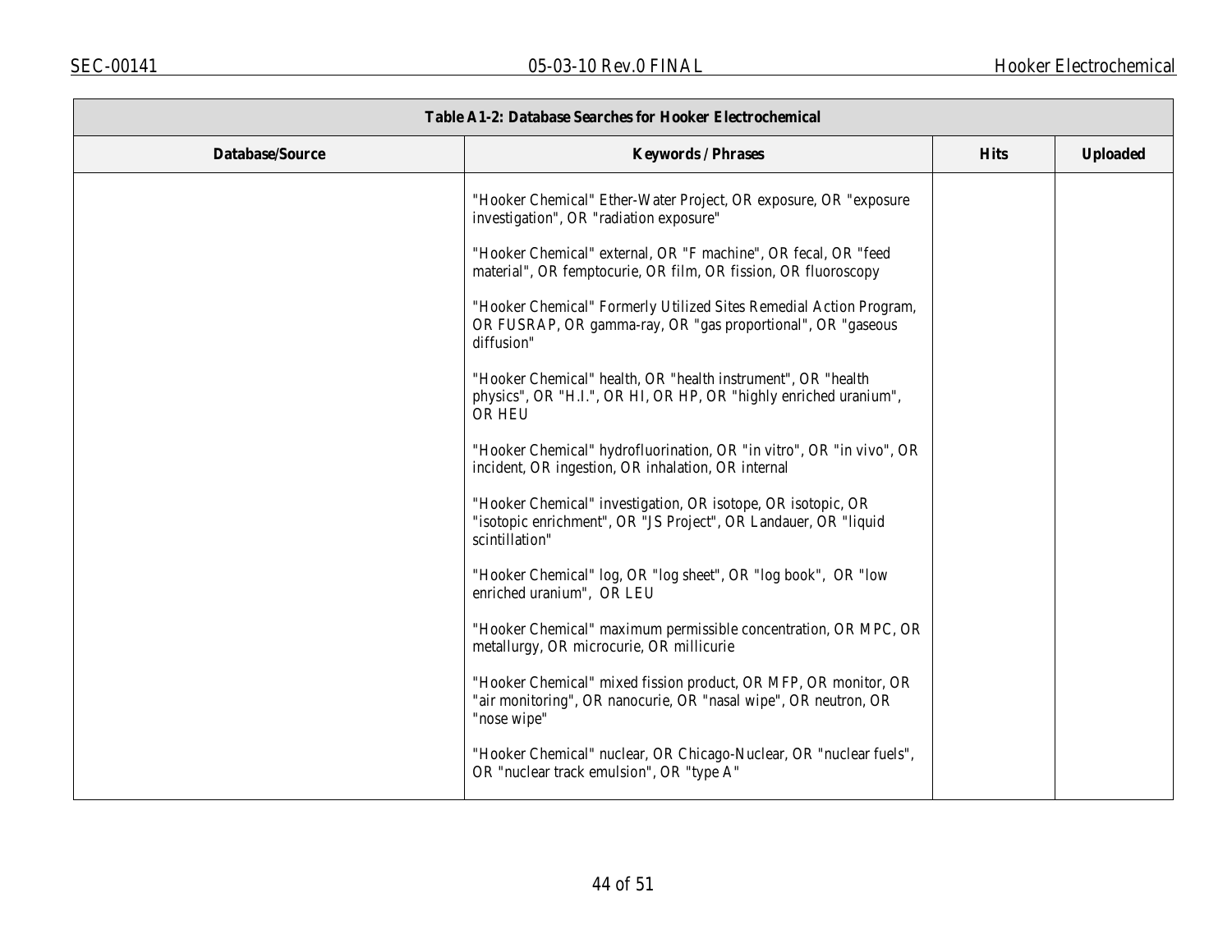| Table A1-2: Database Searches for Hooker Electrochemical | | | |
|---|---|---|---|
| **Database/Source** | **Keywords / Phrases** | **Hits** | **Uploaded** |
| | "Hooker Chemical" Ether-Water Project, OR exposure, OR "exposure investigation", OR "radiation exposure"<br><br>"Hooker Chemical" external, OR "F machine", OR fecal, OR "feed material", OR femptocurie, OR film, OR fission, OR fluoroscopy<br><br>"Hooker Chemical" Formerly Utilized Sites Remedial Action Program, OR FUSRAP, OR gamma-ray, OR "gas proportional", OR "gaseous diffusion"<br><br>"Hooker Chemical" health, OR "health instrument", OR "health physics", OR "H.I.", OR HI, OR HP, OR "highly enriched uranium", OR HEU<br><br>"Hooker Chemical" hydrofluorination, OR "in vitro", OR "in vivo", OR incident, OR ingestion, OR inhalation, OR internal<br><br>"Hooker Chemical" investigation, OR isotope, OR isotopic, OR "isotopic enrichment", OR "JS Project", OR Landauer, OR "liquid scintillation"<br><br>"Hooker Chemical" log, OR "log sheet", OR "log book", OR "low enriched uranium", OR LEU<br><br>"Hooker Chemical" maximum permissible concentration, OR MPC, OR metallurgy, OR microcurie, OR millicurie<br><br>"Hooker Chemical" mixed fission product, OR MFP, OR monitor, OR "air monitoring", OR nanocurie, OR "nasal wipe", OR neutron, OR "nose wipe"<br><br>"Hooker Chemical" nuclear, OR Chicago-Nuclear, OR "nuclear fuels", OR "nuclear track emulsion", OR "type A" | | |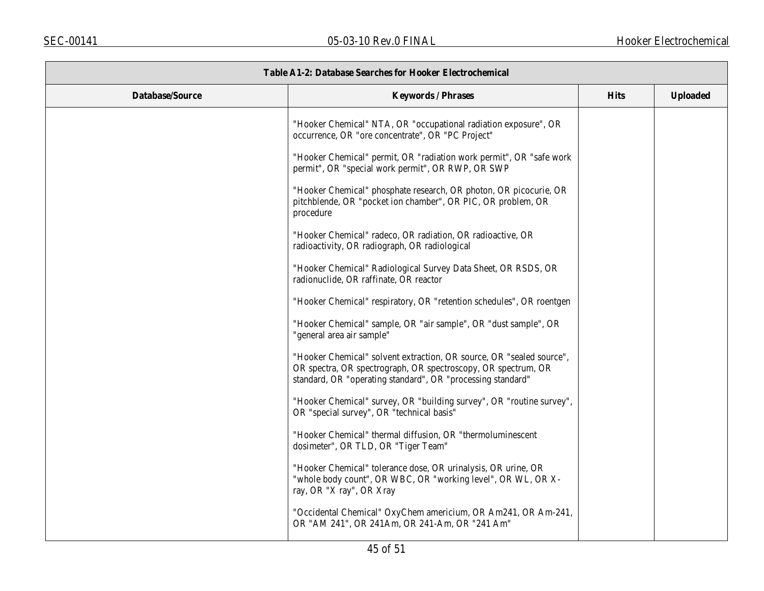| Table A1-2: Database Searches for Hooker Electrochemical | | | |
|---|---|---|---|
| **Database/Source** | **Keywords / Phrases** | **Hits** | **Uploaded** |
| | "Hooker Chemical" NTA, OR "occupational radiation exposure", OR occurrence, OR "ore concentrate", OR "PC Project" | | |
| | "Hooker Chemical" permit, OR "radiation work permit", OR "safe work permit", OR "special work permit", OR RWP, OR SWP | | |
| | "Hooker Chemical" phosphate research, OR photon, OR picocurie, OR pitchblende, OR "pocket ion chamber", OR PIC, OR problem, OR procedure | | |
| | "Hooker Chemical" radeco, OR radiation, OR radioactive, OR radioactivity, OR radiograph, OR radiological | | |
| | "Hooker Chemical" Radiological Survey Data Sheet, OR RSDS, OR radionuclide, OR raffinate, OR reactor | | |
| | "Hooker Chemical" respiratory, OR "retention schedules", OR roentgen | | |
| | "Hooker Chemical" sample, OR "air sample", OR "dust sample", OR "general area air sample" | | |
| | "Hooker Chemical" solvent extraction, OR source, OR "sealed source", OR spectra, OR spectrograph, OR spectroscopy, OR spectrum, OR standard, OR "operating standard", OR "processing standard" | | |
| | "Hooker Chemical" survey, OR "building survey", OR "routine survey", OR "special survey", OR "technical basis" | | |
| | "Hooker Chemical" thermal diffusion, OR "thermoluminescent dosimeter", OR TLD, OR "Tiger Team" | | |
| | "Hooker Chemical" tolerance dose, OR urinalysis, OR urine, OR "whole body count", OR WBC, OR "working level", OR WL, OR X-ray, OR "X ray", OR Xray | | |
| | "Occidental Chemical" OxyChem americium, OR Am241, OR Am-241, OR "AM 241", OR 241Am, OR 241-Am, OR "241 Am" | | |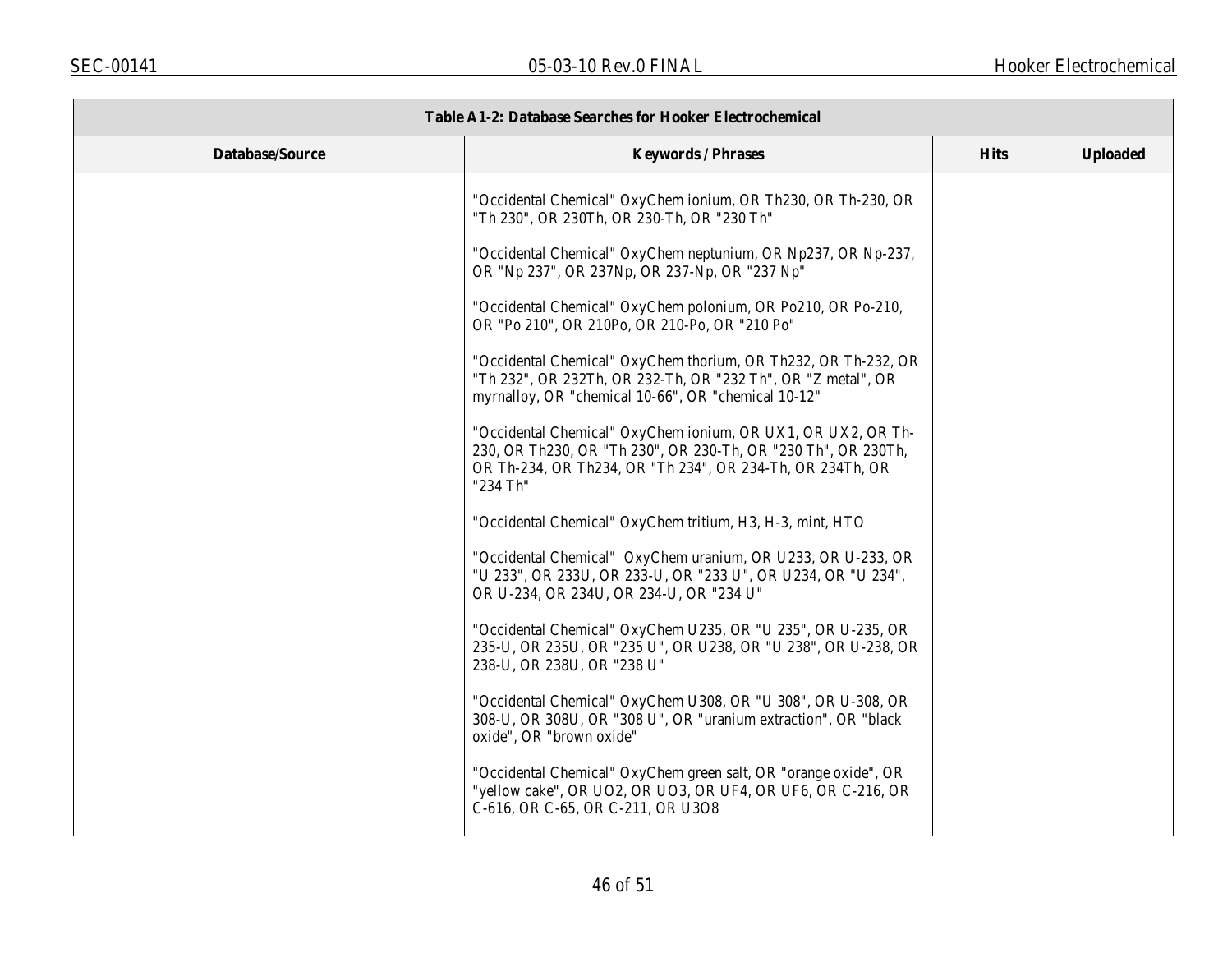| Table A1-2: Database Searches for Hooker Electrochemical | | | |
|---|---|---|---|
| **Database/Source** | **Keywords / Phrases** | **Hits** | **Uploaded** |
| | "Occidental Chemical" OxyChem ionium, OR Th230, OR Th-230, OR "Th 230", OR 230Th, OR 230-Th, OR "230 Th"<br><br>"Occidental Chemical" OxyChem neptunium, OR Np237, OR Np-237, OR "Np 237", OR 237Np, OR 237-Np, OR "237 Np"<br><br>"Occidental Chemical" OxyChem polonium, OR Po210, OR Po-210, OR "Po 210", OR 210Po, OR 210-Po, OR "210 Po"<br><br>"Occidental Chemical" OxyChem thorium, OR Th232, OR Th-232, OR "Th 232", OR 232Th, OR 232-Th, OR "232 Th", OR "Z metal", OR myrnalloy, OR "chemical 10-66", OR "chemical 10-12"<br><br>"Occidental Chemical" OxyChem ionium, OR UX1, OR UX2, OR Th-230, OR Th230, OR "Th 230", OR 230-Th, OR "230 Th", OR 230Th, OR Th-234, OR Th234, OR "Th 234", OR 234-Th, OR 234Th, OR "234 Th"<br><br>"Occidental Chemical" OxyChem tritium, H3, H-3, mint, HTO<br><br>"Occidental Chemical" OxyChem uranium, OR U233, OR U-233, OR "U 233", OR 233U, OR 233-U, OR "233 U", OR U234, OR "U 234", OR U-234, OR 234U, OR 234-U, OR "234 U"<br><br>"Occidental Chemical" OxyChem U235, OR "U 235", OR U-235, OR 235-U, OR 235U, OR "235 U", OR U238, OR "U 238", OR U-238, OR 238-U, OR 238U, OR "238 U"<br><br>"Occidental Chemical" OxyChem U308, OR "U 308", OR U-308, OR 308-U, OR 308U, OR "308 U", OR "uranium extraction", OR "black oxide", OR "brown oxide"<br><br>"Occidental Chemical" OxyChem green salt, OR "orange oxide", OR "yellow cake", OR UO2, OR UO3, OR UF4, OR UF6, OR C-216, OR C-616, OR C-65, OR C-211, OR U3O8 | | |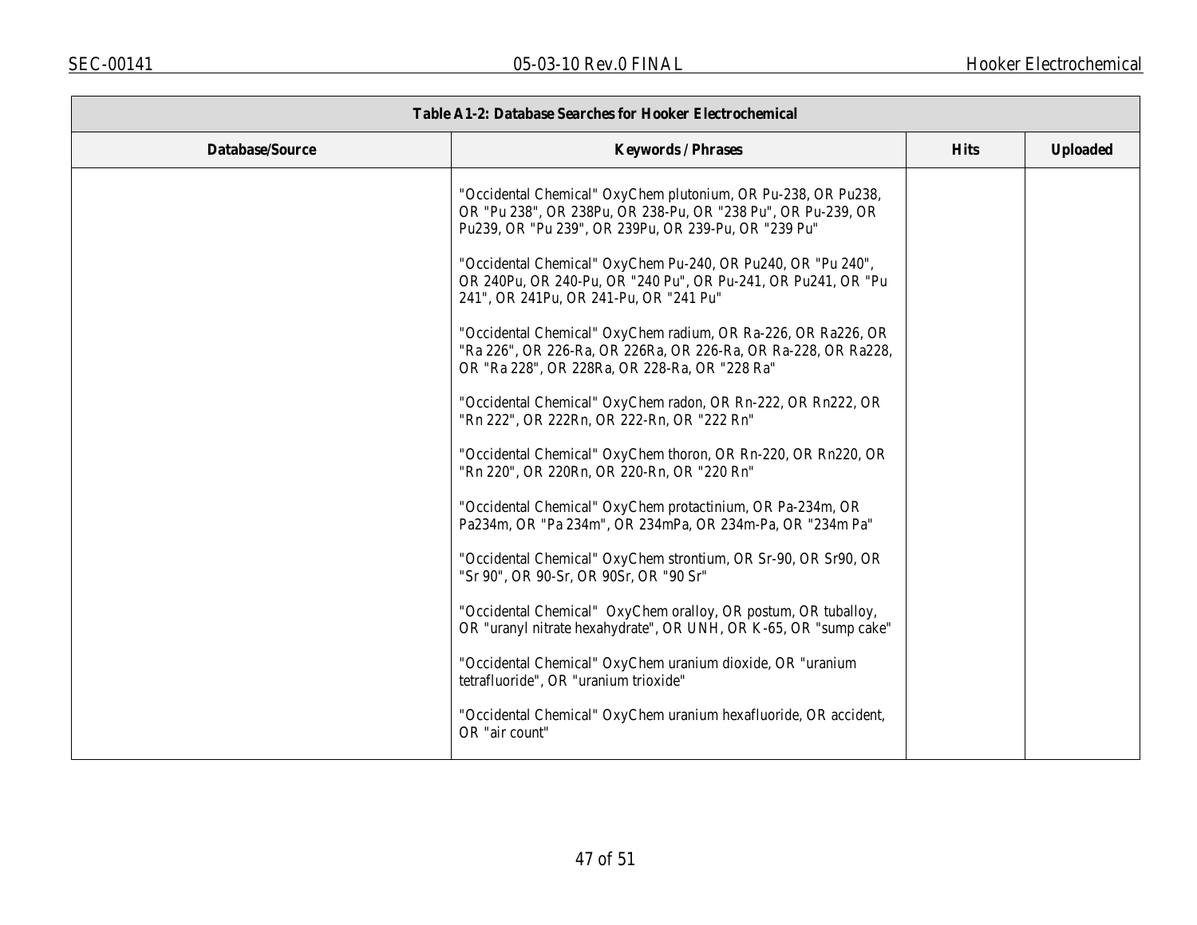| Table A1-2: Database Searches for Hooker Electrochemical | | | |
|---|---|---|---|
| **Database/Source** | **Keywords / Phrases** | **Hits** | **Uploaded** |
| | "Occidental Chemical" OxyChem plutonium, OR Pu-238, OR Pu238, OR "Pu 238", OR 238Pu, OR 238-Pu, OR "238 Pu", OR Pu-239, OR Pu239, OR "Pu 239", OR 239Pu, OR 239-Pu, OR "239 Pu"<br><br>"Occidental Chemical" OxyChem Pu-240, OR Pu240, OR "Pu 240", OR 240Pu, OR 240-Pu, OR "240 Pu", OR Pu-241, OR Pu241, OR "Pu 241", OR 241Pu, OR 241-Pu, OR "241 Pu"<br><br>"Occidental Chemical" OxyChem radium, OR Ra-226, OR Ra226, OR "Ra 226", OR 226-Ra, OR 226Ra, OR 226-Ra, OR Ra-228, OR Ra228, OR "Ra 228", OR 228Ra, OR 228-Ra, OR "228 Ra"<br><br>"Occidental Chemical" OxyChem radon, OR Rn-222, OR Rn222, OR "Rn 222", OR 222Rn, OR 222-Rn, OR "222 Rn"<br><br>"Occidental Chemical" OxyChem thoron, OR Rn-220, OR Rn220, OR "Rn 220", OR 220Rn, OR 220-Rn, OR "220 Rn"<br><br>"Occidental Chemical" OxyChem protactinium, OR Pa-234m, OR Pa234m, OR "Pa 234m", OR 234mPa, OR 234m-Pa, OR "234m Pa"<br><br>"Occidental Chemical" OxyChem strontium, OR Sr-90, OR Sr90, OR "Sr 90", OR 90-Sr, OR 90Sr, OR "90 Sr"<br><br>"Occidental Chemical" OxyChem oralloy, OR postum, OR tuballoy, OR "uranyl nitrate hexahydrate", OR UNH, OR K-65, OR "sump cake"<br><br>"Occidental Chemical" OxyChem uranium dioxide, OR "uranium tetrafluoride", OR "uranium trioxide"<br><br>"Occidental Chemical" OxyChem uranium hexafluoride, OR accident, OR "air count" | | |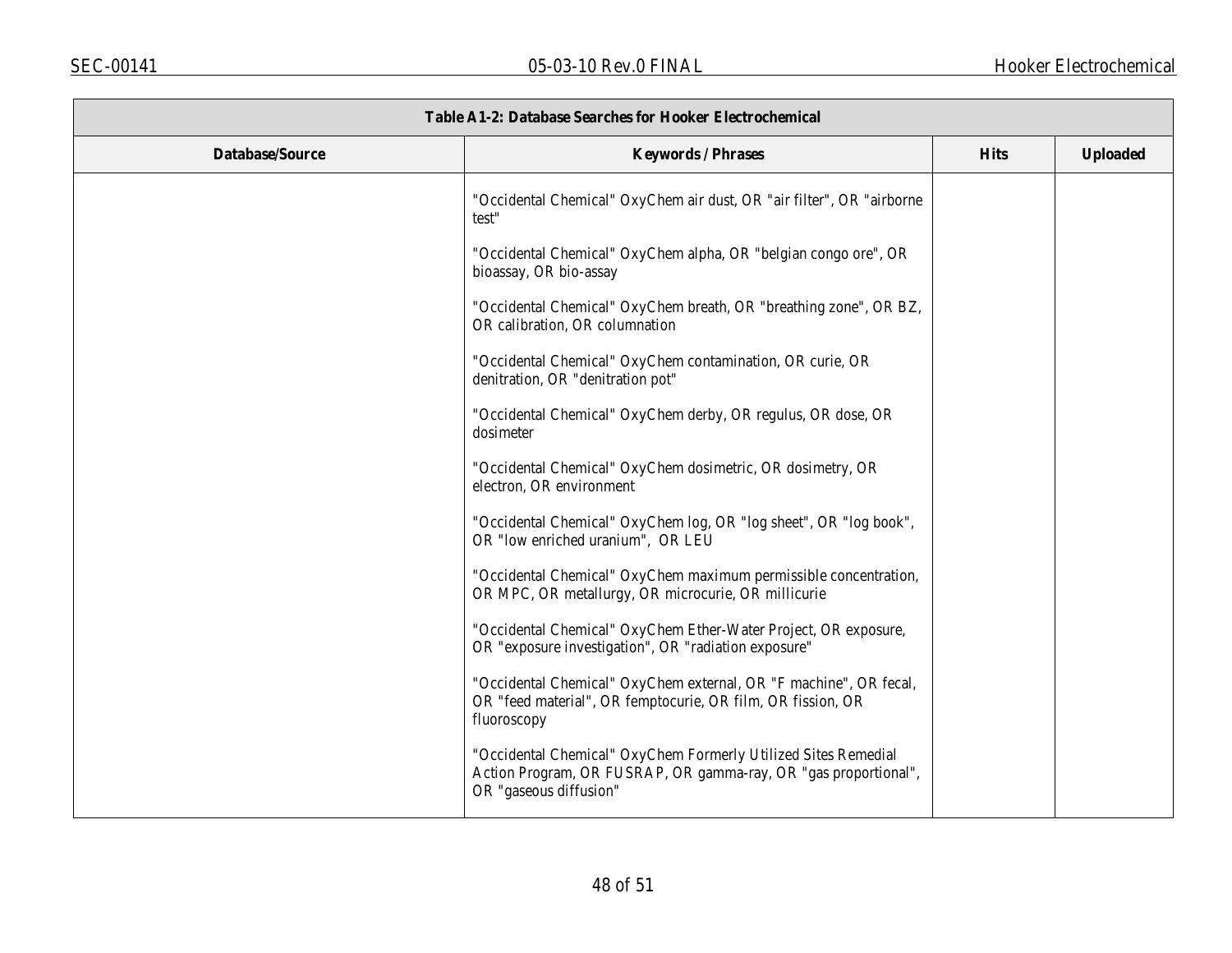| Table A1-2: Database Searches for Hooker Electrochemical | | | |
|---|---|---|---|
| **Database/Source** | **Keywords / Phrases** | **Hits** | **Uploaded** |
| | "Occidental Chemical" OxyChem air dust, OR "air filter", OR "airborne test"<br><br>"Occidental Chemical" OxyChem alpha, OR "belgian congo ore", OR bioassay, OR bio-assay<br><br>"Occidental Chemical" OxyChem breath, OR "breathing zone", OR BZ, OR calibration, OR columnation<br><br>"Occidental Chemical" OxyChem contamination, OR curie, OR denitration, OR "denitration pot"<br><br>"Occidental Chemical" OxyChem derby, OR regulus, OR dose, OR dosimeter<br><br>"Occidental Chemical" OxyChem dosimetric, OR dosimetry, OR electron, OR environment<br><br>"Occidental Chemical" OxyChem log, OR "log sheet", OR "log book", OR "low enriched uranium", OR LEU<br><br>"Occidental Chemical" OxyChem maximum permissible concentration, OR MPC, OR metallurgy, OR microcurie, OR millicurie<br><br>"Occidental Chemical" OxyChem Ether-Water Project, OR exposure, OR "exposure investigation", OR "radiation exposure"<br><br>"Occidental Chemical" OxyChem external, OR "F machine", OR fecal, OR "feed material", OR femptocurie, OR film, OR fission, OR fluoroscopy<br><br>"Occidental Chemical" OxyChem Formerly Utilized Sites Remedial Action Program, OR FUSRAP, OR gamma-ray, OR "gas proportional", OR "gaseous diffusion" | | |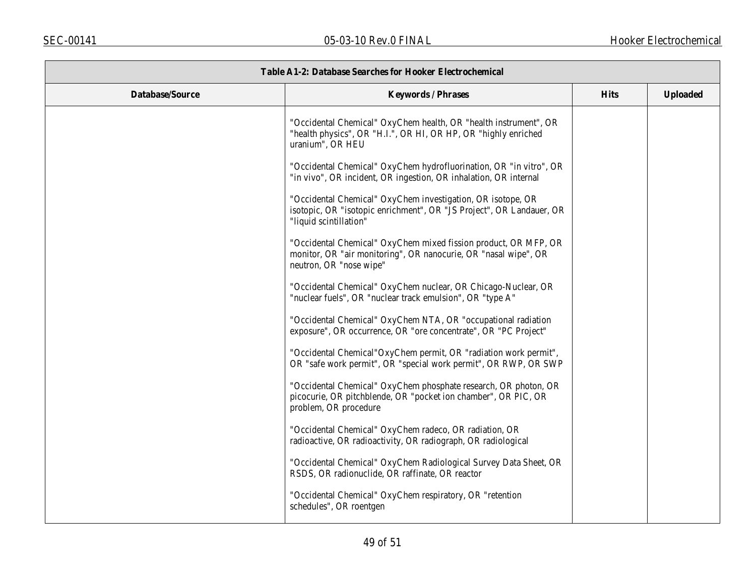| Table A1-2: Database Searches for Hooker Electrochemical | | | |
|---|---|---|---|
| **Database/Source** | **Keywords / Phrases** | **Hits** | **Uploaded** |
| | "Occidental Chemical" OxyChem health, OR "health instrument", OR "health physics", OR "H.I.", OR HI, OR HP, OR "highly enriched uranium", OR HEU<br><br>"Occidental Chemical" OxyChem hydrofluorination, OR "in vitro", OR "in vivo", OR incident, OR ingestion, OR inhalation, OR internal<br><br>"Occidental Chemical" OxyChem investigation, OR isotope, OR isotopic, OR "isotopic enrichment", OR "JS Project", OR Landauer, OR "liquid scintillation"<br><br>"Occidental Chemical" OxyChem mixed fission product, OR MFP, OR monitor, OR "air monitoring", OR nanocurie, OR "nasal wipe", OR neutron, OR "nose wipe"<br><br>"Occidental Chemical" OxyChem nuclear, OR Chicago-Nuclear, OR "nuclear fuels", OR "nuclear track emulsion", OR "type A"<br><br>"Occidental Chemical" OxyChem NTA, OR "occupational radiation exposure", OR occurrence, OR "ore concentrate", OR "PC Project"<br><br>"Occidental Chemical"OxyChem permit, OR "radiation work permit", OR "safe work permit", OR "special work permit", OR RWP, OR SWP<br><br>"Occidental Chemical" OxyChem phosphate research, OR photon, OR picocurie, OR pitchblende, OR "pocket ion chamber", OR PIC, OR problem, OR procedure<br><br>"Occidental Chemical" OxyChem radeco, OR radiation, OR radioactive, OR radioactivity, OR radiograph, OR radiological<br><br>"Occidental Chemical" OxyChem Radiological Survey Data Sheet, OR RSDS, OR radionuclide, OR raffinate, OR reactor<br><br>"Occidental Chemical" OxyChem respiratory, OR "retention schedules", OR roentgen | | |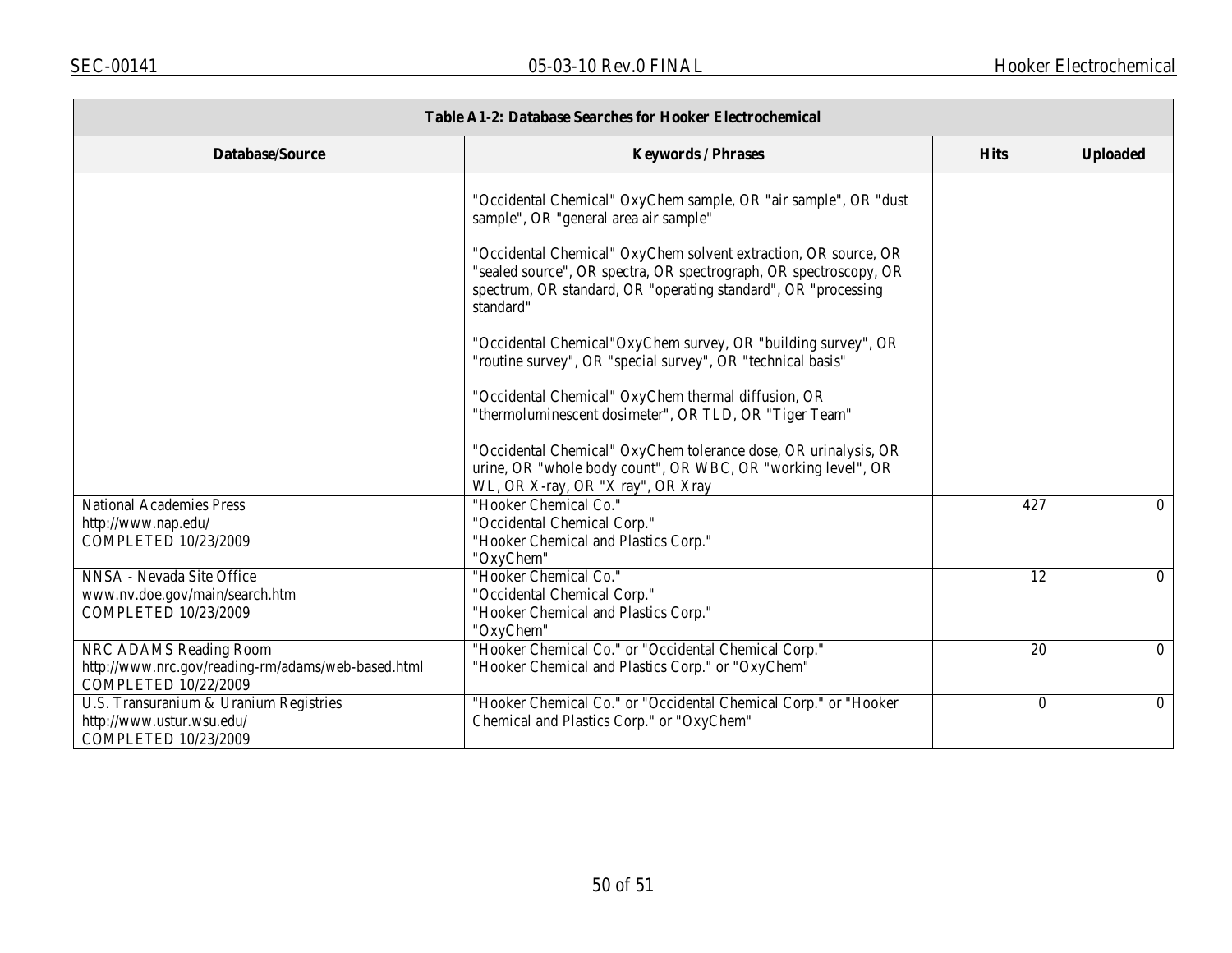| Table A1-2: Database Searches for Hooker Electrochemical | | | |
|---|---|---|---|
| **Database/Source** | **Keywords / Phrases** | **Hits** | **Uploaded** |
| | "Occidental Chemical" OxyChem sample, OR "air sample", OR "dust sample", OR "general area air sample"<br><br>"Occidental Chemical" OxyChem solvent extraction, OR source, OR "sealed source", OR spectra, OR spectrograph, OR spectroscopy, OR spectrum, OR standard, OR "operating standard", OR "processing standard"<br><br>"Occidental Chemical"OxyChem survey, OR "building survey", OR "routine survey", OR "special survey", OR "technical basis"<br><br>"Occidental Chemical" OxyChem thermal diffusion, OR "thermoluminescent dosimeter", OR TLD, OR "Tiger Team"<br><br>"Occidental Chemical" OxyChem tolerance dose, OR urinalysis, OR urine, OR "whole body count", OR WBC, OR "working level", OR WL, OR X-ray, OR "X ray", OR Xray | | |
| National Academies Press<br>http://www.nap.edu/<br>COMPLETED 10/23/2009 | "Hooker Chemical Co."<br>"Occidental Chemical Corp."<br>"Hooker Chemical and Plastics Corp."<br>"OxyChem" | 427 | 0 |
| NNSA - Nevada Site Office<br>www.nv.doe.gov/main/search.htm<br>COMPLETED 10/23/2009 | "Hooker Chemical Co."<br>"Occidental Chemical Corp."<br>"Hooker Chemical and Plastics Corp."<br>"OxyChem" | 12 | 0 |
| NRC ADAMS Reading Room<br>http://www.nrc.gov/reading-rm/adams/web-based.html<br>COMPLETED 10/22/2009 | "Hooker Chemical Co." or "Occidental Chemical Corp."<br>"Hooker Chemical and Plastics Corp." or "OxyChem" | 20 | 0 |
| U.S. Transuranium & Uranium Registries<br>http://www.ustur.wsu.edu/<br>COMPLETED 10/23/2009 | "Hooker Chemical Co." or "Occidental Chemical Corp." or "Hooker Chemical and Plastics Corp." or "OxyChem" | 0 | 0 |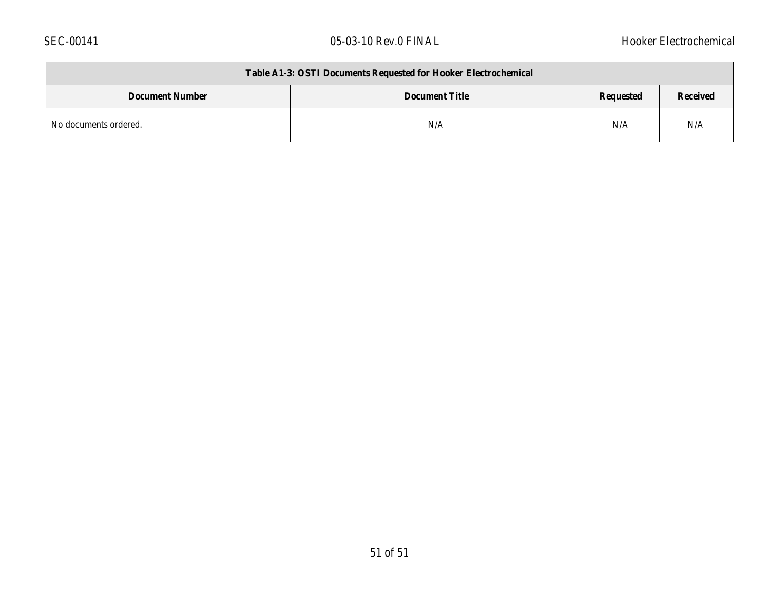| Table A1-3: OSTI Documents Requested for Hooker Electrochemical | | | |
|---|---|---|---|
| **Document Number** | **Document Title** | **Requested** | **Received** |
| No documents ordered. | N/A | N/A | N/A |